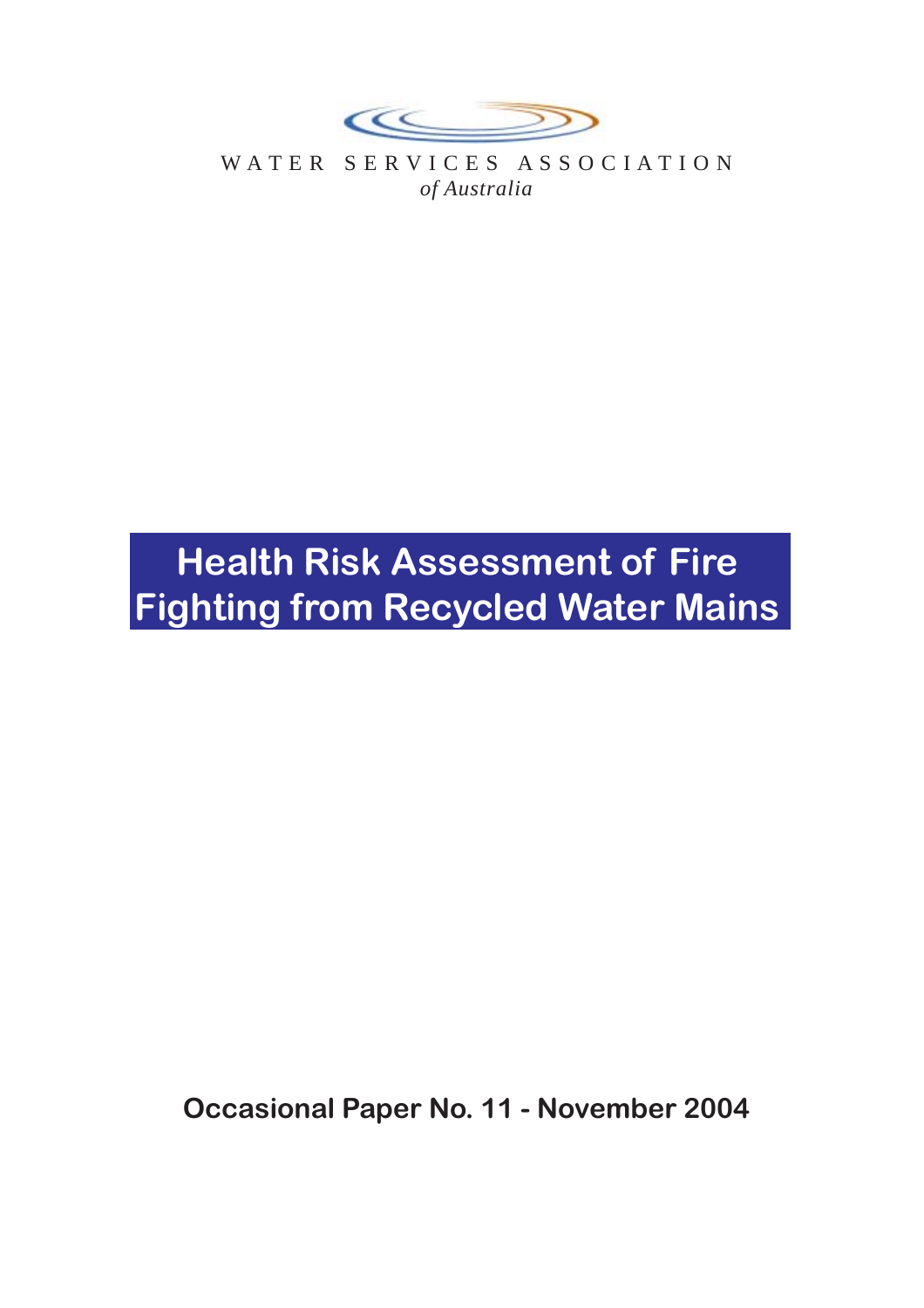WATER SERVICES ASSOCIATION
*of Australia*

# Health Risk Assessment of Fire Fighting from Recycled Water Mains

**Occasional Paper No. 11 - November 2004**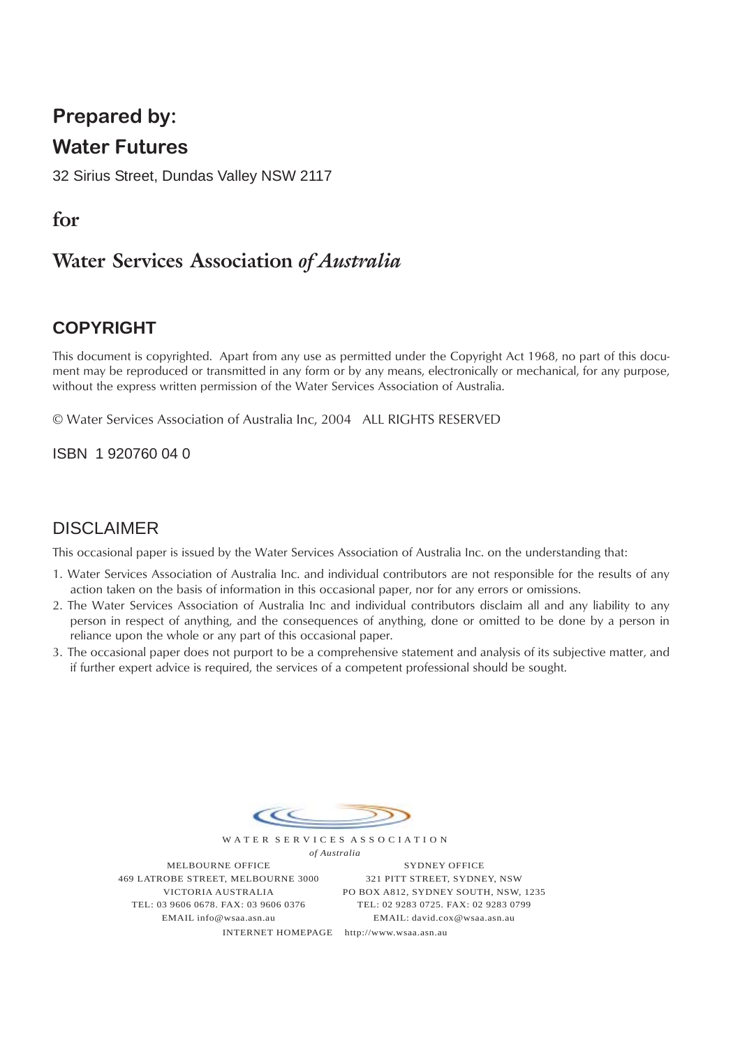## Prepared by:

## Water Futures

32 Sirius Street, Dundas Valley NSW 2117

## for

## Water Services Association *of Australia*

### COPYRIGHT

This document is copyrighted. Apart from any use as permitted under the Copyright Act 1968, no part of this document may be reproduced or transmitted in any form or by any means, electronically or mechanical, for any purpose, without the express written permission of the Water Services Association of Australia.

© Water Services Association of Australia Inc, 2004 ALL RIGHTS RESERVED

ISBN 1 920760 04 0

### DISCLAIMER

This occasional paper is issued by the Water Services Association of Australia Inc. on the understanding that:

1. Water Services Association of Australia Inc. and individual contributors are not responsible for the results of any action taken on the basis of information in this occasional paper, nor for any errors or omissions.
2. The Water Services Association of Australia Inc and individual contributors disclaim all and any liability to any person in respect of anything, and the consequences of anything, done or omitted to be done by a person in reliance upon the whole or any part of this occasional paper.
3. The occasional paper does not purport to be a comprehensive statement and analysis of its subjective matter, and if further expert advice is required, the services of a competent professional should be sought.

WATER SERVICES ASSOCIATION
*of Australia*

MELBOURNE OFFICE
469 LATROBE STREET, MELBOURNE 3000
VICTORIA AUSTRALIA
TEL: 03 9606 0678. FAX: 03 9606 0376
EMAIL info@wsaa.asn.au

SYDNEY OFFICE
321 PITT STREET, SYDNEY, NSW
PO BOX A812, SYDNEY SOUTH, NSW, 1235
TEL: 02 9283 0725. FAX: 02 9283 0799
EMAIL: david.cox@wsaa.asn.au

INTERNET HOMEPAGE http://www.wsaa.asn.au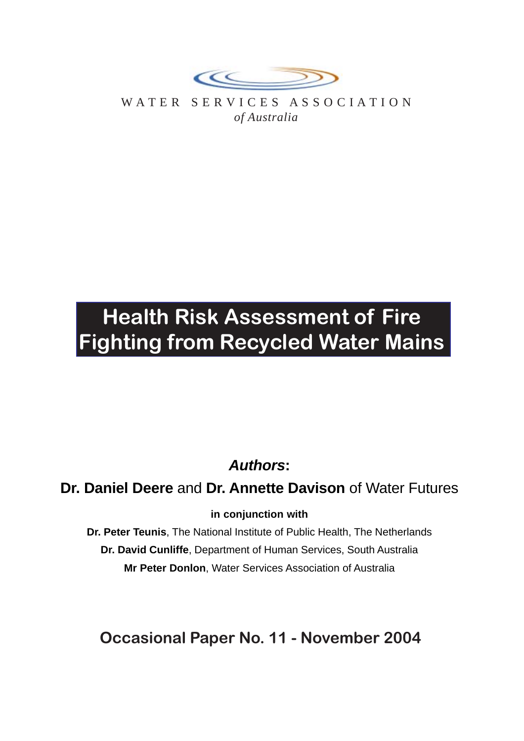WATER SERVICES ASSOCIATION
*of Australia*

# Health Risk Assessment of Fire Fighting from Recycled Water Mains

***Authors*:**

**Dr. Daniel Deere** and **Dr. Annette Davison** of Water Futures

**in conjunction with**

**Dr. Peter Teunis**, The National Institute of Public Health, The Netherlands

**Dr. David Cunliffe**, Department of Human Services, South Australia

**Mr Peter Donlon**, Water Services Association of Australia

## Occasional Paper No. 11 - November 2004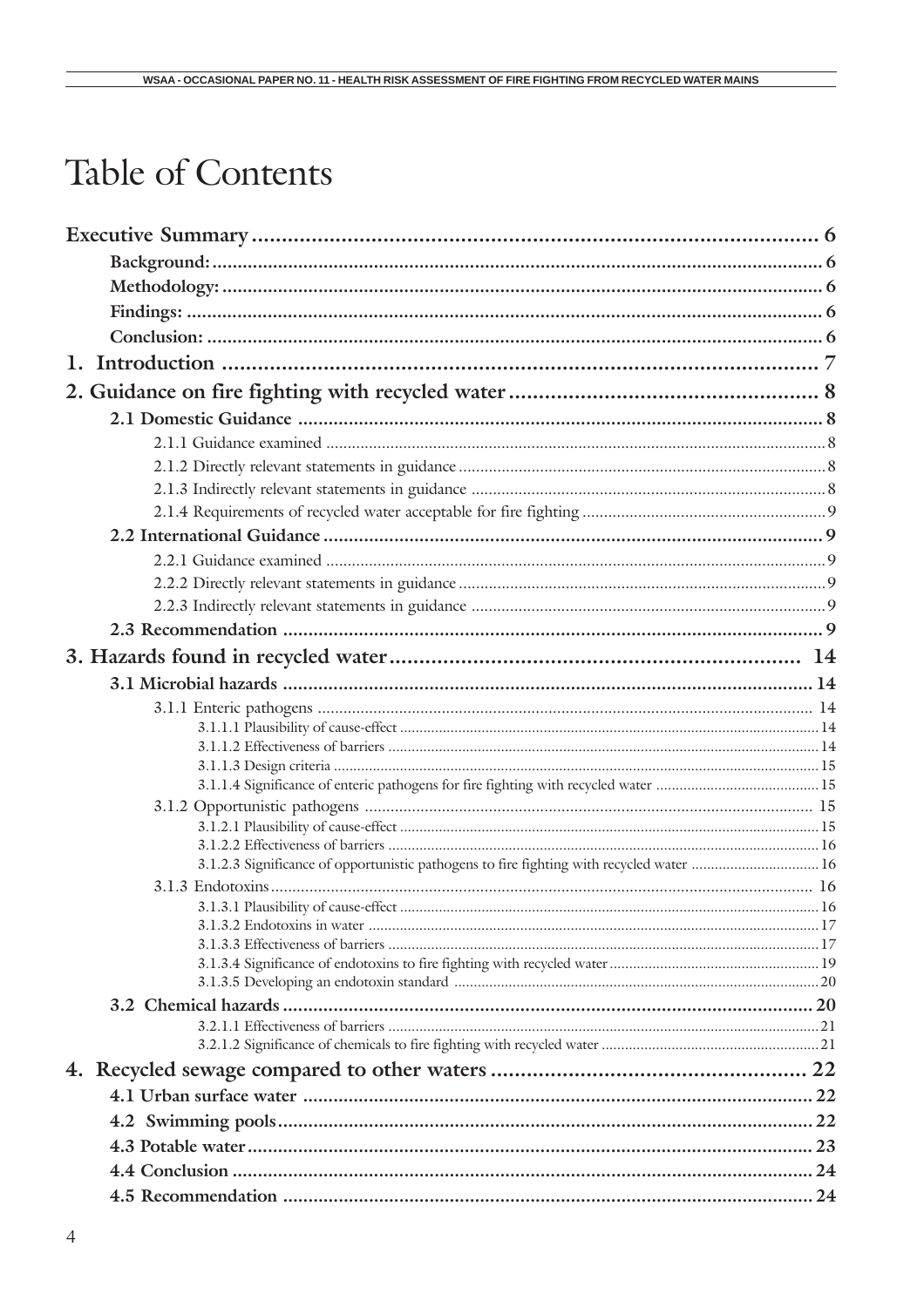# Table of Contents

**Executive Summary** .......... 6

- **Background:** .......... 6
- **Methodology:** .......... 6
- **Findings:** .......... 6
- **Conclusion:** .......... 6

**1. Introduction** .......... 7

**2. Guidance on fire fighting with recycled water** .......... 8

- **2.1 Domestic Guidance** .......... 8
  - 2.1.1 Guidance examined .......... 8
  - 2.1.2 Directly relevant statements in guidance .......... 8
  - 2.1.3 Indirectly relevant statements in guidance .......... 8
  - 2.1.4 Requirements of recycled water acceptable for fire fighting .......... 9
- **2.2 International Guidance** .......... 9
  - 2.2.1 Guidance examined .......... 9
  - 2.2.2 Directly relevant statements in guidance .......... 9
  - 2.2.3 Indirectly relevant statements in guidance .......... 9
- **2.3 Recommendation** .......... 9

**3. Hazards found in recycled water** .......... 14

- **3.1 Microbial hazards** .......... 14
  - 3.1.1 Enteric pathogens .......... 14
    - 3.1.1.1 Plausibility of cause-effect .......... 14
    - 3.1.1.2 Effectiveness of barriers .......... 14
    - 3.1.1.3 Design criteria .......... 15
    - 3.1.1.4 Significance of enteric pathogens for fire fighting with recycled water .......... 15
  - 3.1.2 Opportunistic pathogens .......... 15
    - 3.1.2.1 Plausibility of cause-effect .......... 15
    - 3.1.2.2 Effectiveness of barriers .......... 16
    - 3.1.2.3 Significance of opportunistic pathogens to fire fighting with recycled water .......... 16
  - 3.1.3 Endotoxins .......... 16
    - 3.1.3.1 Plausibility of cause-effect .......... 16
    - 3.1.3.2 Endotoxins in water .......... 17
    - 3.1.3.3 Effectiveness of barriers .......... 17
    - 3.1.3.4 Significance of endotoxins to fire fighting with recycled water .......... 19
    - 3.1.3.5 Developing an endotoxin standard .......... 20
- **3.2 Chemical hazards** .......... 20
  - 3.2.1.1 Effectiveness of barriers .......... 21
  - 3.2.1.2 Significance of chemicals to fire fighting with recycled water .......... 21

**4. Recycled sewage compared to other waters** .......... 22

- **4.1 Urban surface water** .......... 22
- **4.2 Swimming pools** .......... 22
- **4.3 Potable water** .......... 23
- **4.4 Conclusion** .......... 24
- **4.5 Recommendation** .......... 24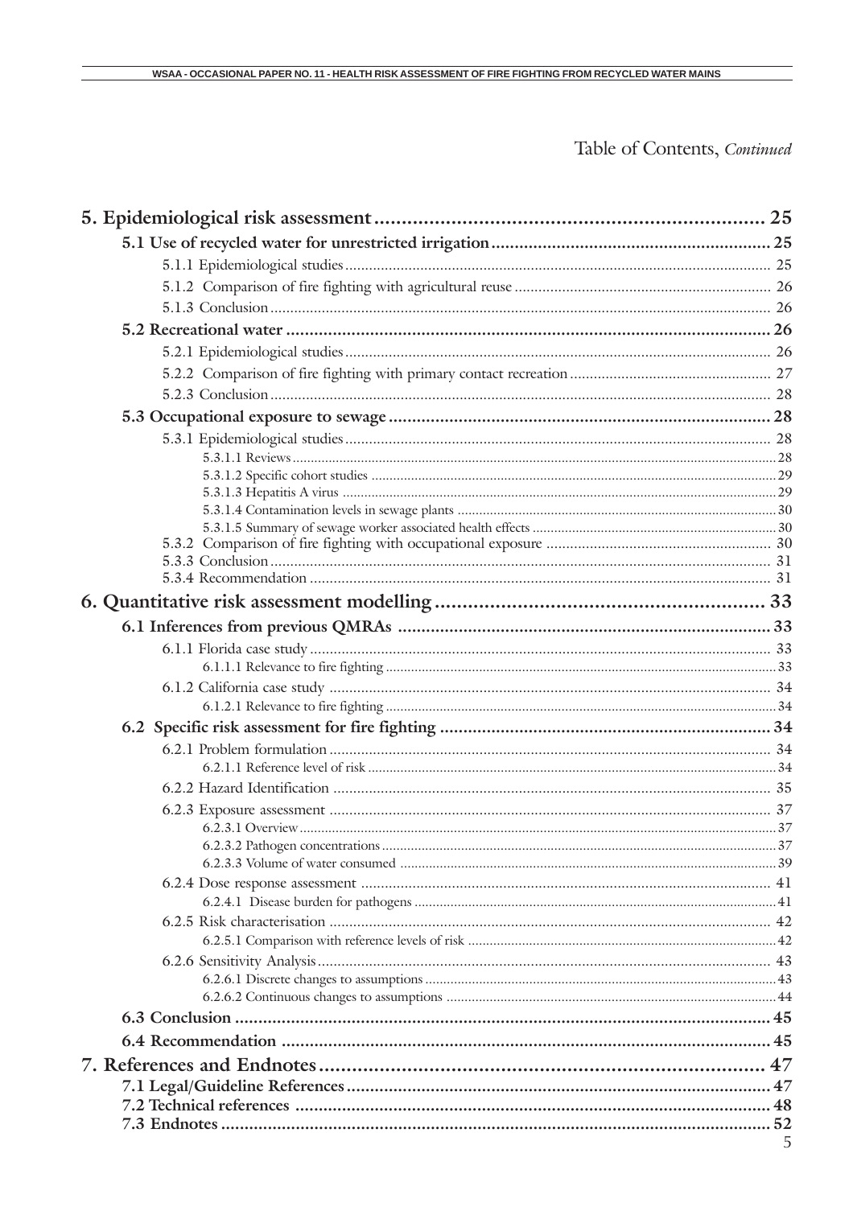Table of Contents, *Continued*

**5. Epidemiological risk assessment** ........ 25

**5.1 Use of recycled water for unrestricted irrigation** ........ 25

5.1.1 Epidemiological studies ........ 25

5.1.2 Comparison of fire fighting with agricultural reuse ........ 26

5.1.3 Conclusion ........ 26

**5.2 Recreational water** ........ 26

5.2.1 Epidemiological studies ........ 26

5.2.2 Comparison of fire fighting with primary contact recreation ........ 27

5.2.3 Conclusion ........ 28

**5.3 Occupational exposure to sewage** ........ 28

5.3.1 Epidemiological studies ........ 28

5.3.1.1 Reviews ........ 28

5.3.1.2 Specific cohort studies ........ 29

5.3.1.3 Hepatitis A virus ........ 29

5.3.1.4 Contamination levels in sewage plants ........ 30

5.3.1.5 Summary of sewage worker associated health effects ........ 30

5.3.2 Comparison of fire fighting with occupational exposure ........ 30

5.3.3 Conclusion ........ 31

5.3.4 Recommendation ........ 31

**6. Quantitative risk assessment modelling** ........ 33

**6.1 Inferences from previous QMRAs** ........ 33

6.1.1 Florida case study ........ 33

6.1.1.1 Relevance to fire fighting ........ 33

6.1.2 California case study ........ 34

6.1.2.1 Relevance to fire fighting ........ 34

**6.2 Specific risk assessment for fire fighting** ........ 34

6.2.1 Problem formulation ........ 34

6.2.1.1 Reference level of risk ........ 34

6.2.2 Hazard Identification ........ 35

6.2.3 Exposure assessment ........ 37

6.2.3.1 Overview ........ 37

6.2.3.2 Pathogen concentrations ........ 37

6.2.3.3 Volume of water consumed ........ 39

6.2.4 Dose response assessment ........ 41

6.2.4.1 Disease burden for pathogens ........ 41

6.2.5 Risk characterisation ........ 42

6.2.5.1 Comparison with reference levels of risk ........ 42

6.2.6 Sensitivity Analysis ........ 43

6.2.6.1 Discrete changes to assumptions ........ 43

6.2.6.2 Continuous changes to assumptions ........ 44

**6.3 Conclusion** ........ 45

**6.4 Recommendation** ........ 45

**7. References and Endnotes** ........ 47

**7.1 Legal/Guideline References** ........ 47

**7.2 Technical references** ........ 48

**7.3 Endnotes** ........ 52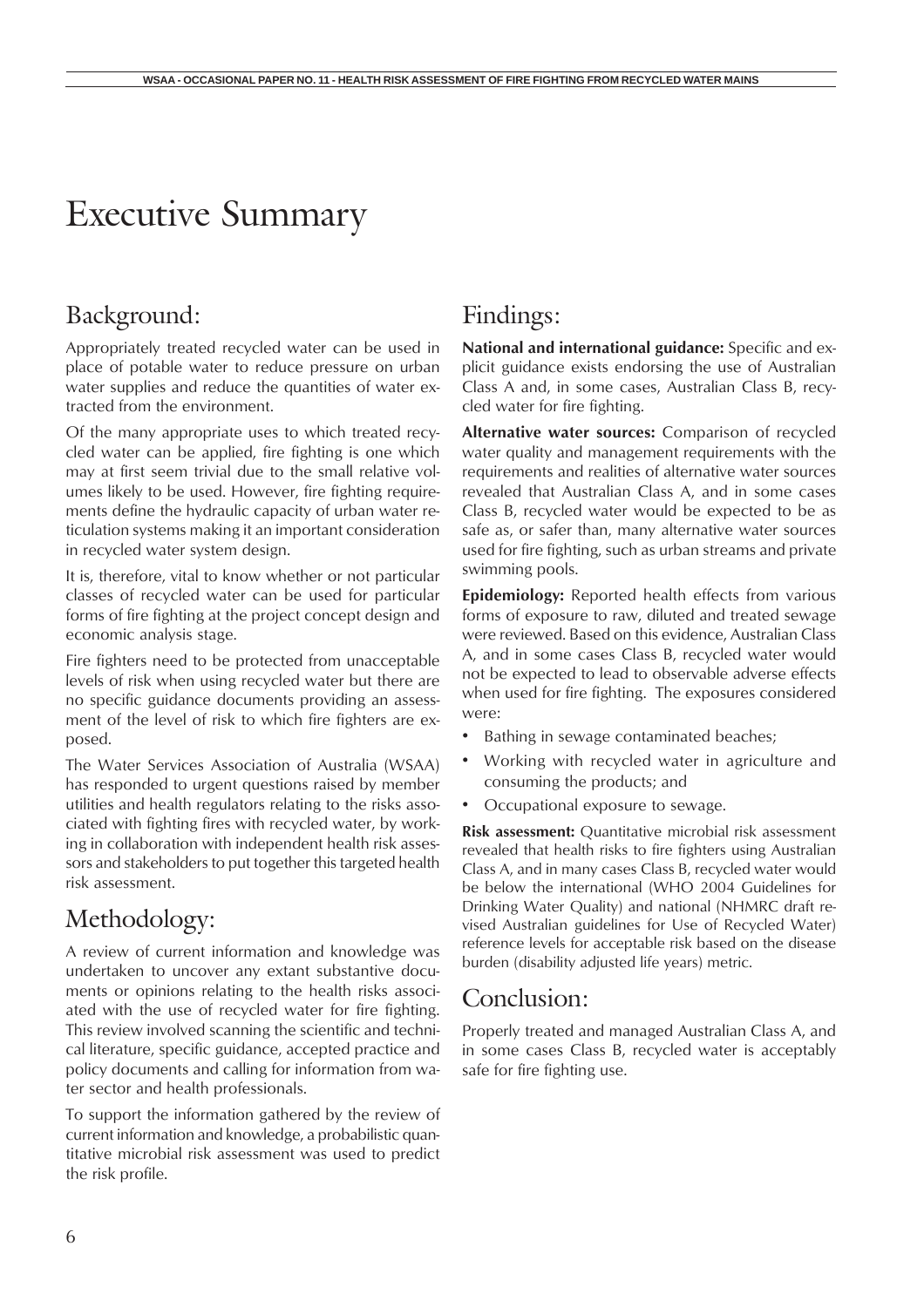# Executive Summary

## Background:

Appropriately treated recycled water can be used in place of potable water to reduce pressure on urban water supplies and reduce the quantities of water extracted from the environment.

Of the many appropriate uses to which treated recycled water can be applied, fire fighting is one which may at first seem trivial due to the small relative volumes likely to be used. However, fire fighting requirements define the hydraulic capacity of urban water reticulation systems making it an important consideration in recycled water system design.

It is, therefore, vital to know whether or not particular classes of recycled water can be used for particular forms of fire fighting at the project concept design and economic analysis stage.

Fire fighters need to be protected from unacceptable levels of risk when using recycled water but there are no specific guidance documents providing an assessment of the level of risk to which fire fighters are exposed.

The Water Services Association of Australia (WSAA) has responded to urgent questions raised by member utilities and health regulators relating to the risks associated with fighting fires with recycled water, by working in collaboration with independent health risk assessors and stakeholders to put together this targeted health risk assessment.

## Methodology:

A review of current information and knowledge was undertaken to uncover any extant substantive documents or opinions relating to the health risks associated with the use of recycled water for fire fighting. This review involved scanning the scientific and technical literature, specific guidance, accepted practice and policy documents and calling for information from water sector and health professionals.

To support the information gathered by the review of current information and knowledge, a probabilistic quantitative microbial risk assessment was used to predict the risk profile.

## Findings:

**National and international guidance:** Specific and explicit guidance exists endorsing the use of Australian Class A and, in some cases, Australian Class B, recycled water for fire fighting.

**Alternative water sources:** Comparison of recycled water quality and management requirements with the requirements and realities of alternative water sources revealed that Australian Class A, and in some cases Class B, recycled water would be expected to be as safe as, or safer than, many alternative water sources used for fire fighting, such as urban streams and private swimming pools.

**Epidemiology:** Reported health effects from various forms of exposure to raw, diluted and treated sewage were reviewed. Based on this evidence, Australian Class A, and in some cases Class B, recycled water would not be expected to lead to observable adverse effects when used for fire fighting. The exposures considered were:

- Bathing in sewage contaminated beaches;
- Working with recycled water in agriculture and consuming the products; and
- Occupational exposure to sewage.

**Risk assessment:** Quantitative microbial risk assessment revealed that health risks to fire fighters using Australian Class A, and in many cases Class B, recycled water would be below the international (WHO 2004 Guidelines for Drinking Water Quality) and national (NHMRC draft revised Australian guidelines for Use of Recycled Water) reference levels for acceptable risk based on the disease burden (disability adjusted life years) metric.

## Conclusion:

Properly treated and managed Australian Class A, and in some cases Class B, recycled water is acceptably safe for fire fighting use.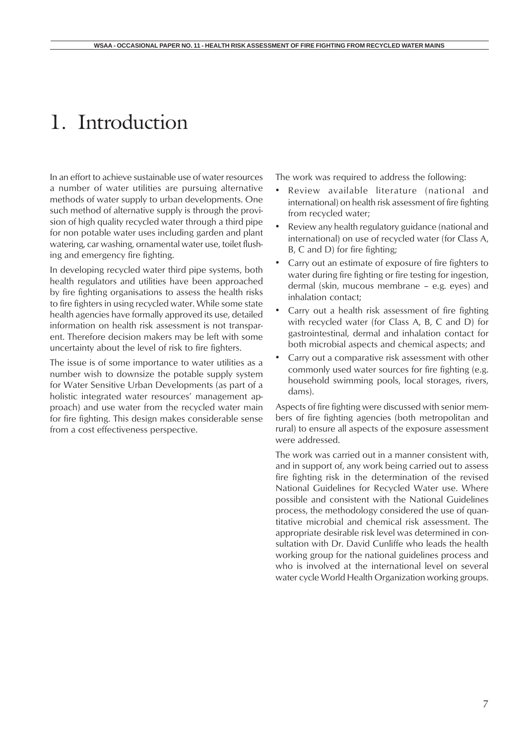# 1. Introduction

In an effort to achieve sustainable use of water resources a number of water utilities are pursuing alternative methods of water supply to urban developments. One such method of alternative supply is through the provision of high quality recycled water through a third pipe for non potable water uses including garden and plant watering, car washing, ornamental water use, toilet flushing and emergency fire fighting.

In developing recycled water third pipe systems, both health regulators and utilities have been approached by fire fighting organisations to assess the health risks to fire fighters in using recycled water. While some state health agencies have formally approved its use, detailed information on health risk assessment is not transparent. Therefore decision makers may be left with some uncertainty about the level of risk to fire fighters.

The issue is of some importance to water utilities as a number wish to downsize the potable supply system for Water Sensitive Urban Developments (as part of a holistic integrated water resources' management approach) and use water from the recycled water main for fire fighting. This design makes considerable sense from a cost effectiveness perspective.

The work was required to address the following:

- Review available literature (national and international) on health risk assessment of fire fighting from recycled water;
- Review any health regulatory guidance (national and international) on use of recycled water (for Class A, B, C and D) for fire fighting;
- Carry out an estimate of exposure of fire fighters to water during fire fighting or fire testing for ingestion, dermal (skin, mucous membrane – e.g. eyes) and inhalation contact;
- Carry out a health risk assessment of fire fighting with recycled water (for Class A, B, C and D) for gastrointestinal, dermal and inhalation contact for both microbial aspects and chemical aspects; and
- Carry out a comparative risk assessment with other commonly used water sources for fire fighting (e.g. household swimming pools, local storages, rivers, dams).

Aspects of fire fighting were discussed with senior members of fire fighting agencies (both metropolitan and rural) to ensure all aspects of the exposure assessment were addressed.

The work was carried out in a manner consistent with, and in support of, any work being carried out to assess fire fighting risk in the determination of the revised National Guidelines for Recycled Water use. Where possible and consistent with the National Guidelines process, the methodology considered the use of quantitative microbial and chemical risk assessment. The appropriate desirable risk level was determined in consultation with Dr. David Cunliffe who leads the health working group for the national guidelines process and who is involved at the international level on several water cycle World Health Organization working groups.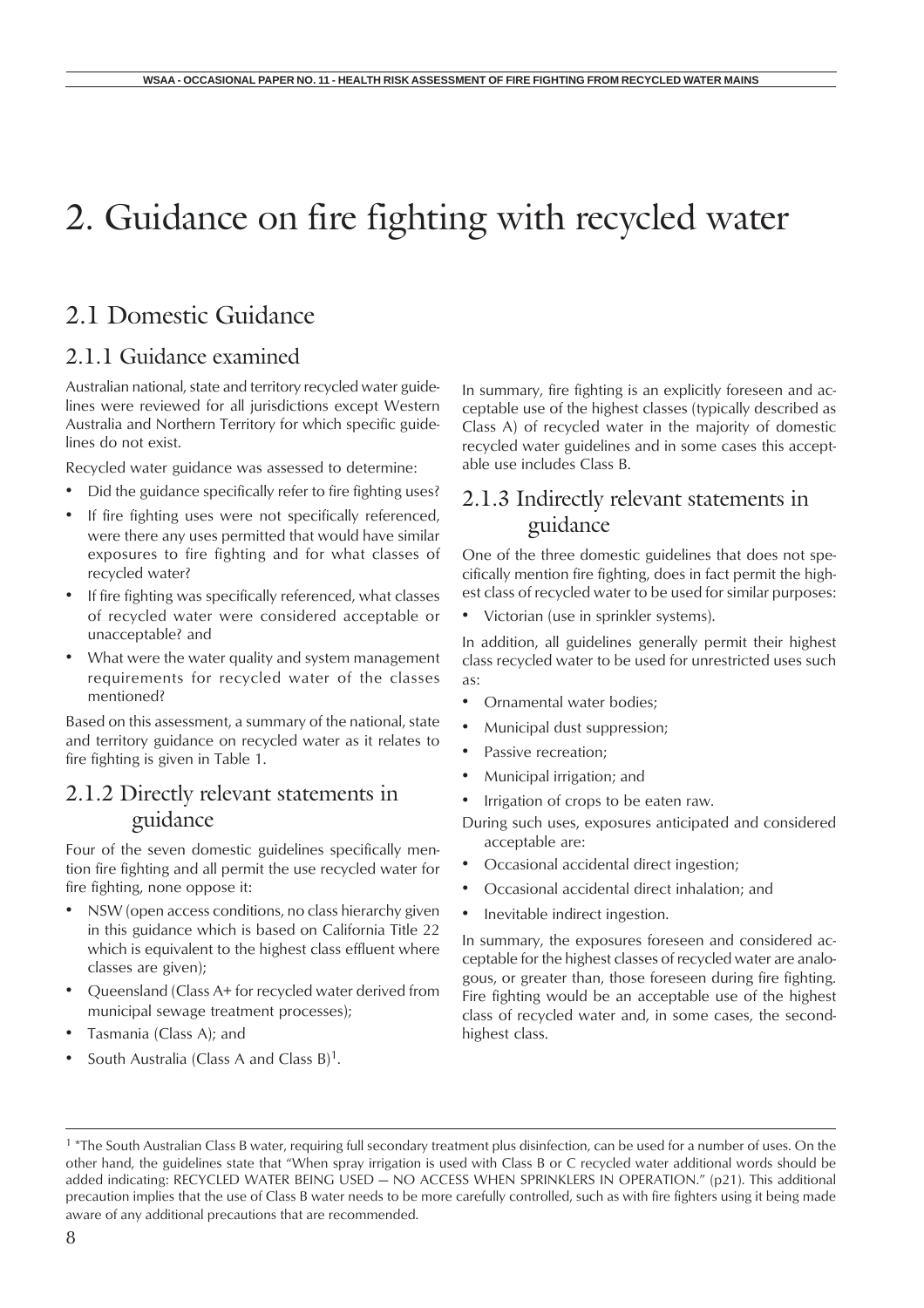# 2. Guidance on fire fighting with recycled water

## 2.1 Domestic Guidance

### 2.1.1 Guidance examined

Australian national, state and territory recycled water guidelines were reviewed for all jurisdictions except Western Australia and Northern Territory for which specific guidelines do not exist.

Recycled water guidance was assessed to determine:

- Did the guidance specifically refer to fire fighting uses?
- If fire fighting uses were not specifically referenced, were there any uses permitted that would have similar exposures to fire fighting and for what classes of recycled water?
- If fire fighting was specifically referenced, what classes of recycled water were considered acceptable or unacceptable? and
- What were the water quality and system management requirements for recycled water of the classes mentioned?

Based on this assessment, a summary of the national, state and territory guidance on recycled water as it relates to fire fighting is given in Table 1.

### 2.1.2 Directly relevant statements in guidance

Four of the seven domestic guidelines specifically mention fire fighting and all permit the use recycled water for fire fighting, none oppose it:

- NSW (open access conditions, no class hierarchy given in this guidance which is based on California Title 22 which is equivalent to the highest class effluent where classes are given);
- Queensland (Class A+ for recycled water derived from municipal sewage treatment processes);
- Tasmania (Class A); and
- South Australia (Class A and Class B)[1].

In summary, fire fighting is an explicitly foreseen and acceptable use of the highest classes (typically described as Class A) of recycled water in the majority of domestic recycled water guidelines and in some cases this acceptable use includes Class B.

### 2.1.3 Indirectly relevant statements in guidance

One of the three domestic guidelines that does not specifically mention fire fighting, does in fact permit the highest class of recycled water to be used for similar purposes:

- Victorian (use in sprinkler systems).

In addition, all guidelines generally permit their highest class recycled water to be used for unrestricted uses such as:

- Ornamental water bodies;
- Municipal dust suppression;
- Passive recreation;
- Municipal irrigation; and
- Irrigation of crops to be eaten raw.

During such uses, exposures anticipated and considered acceptable are:

- Occasional accidental direct ingestion;
- Occasional accidental direct inhalation; and
- Inevitable indirect ingestion.

In summary, the exposures foreseen and considered acceptable for the highest classes of recycled water are analogous, or greater than, those foreseen during fire fighting. Fire fighting would be an acceptable use of the highest class of recycled water and, in some cases, the second-highest class.

---

[1] *The South Australian Class B water, requiring full secondary treatment plus disinfection, can be used for a number of uses. On the other hand, the guidelines state that "When spray irrigation is used with Class B or C recycled water additional words should be added indicating: RECYCLED WATER BEING USED — NO ACCESS WHEN SPRINKLERS IN OPERATION." (p21). This additional precaution implies that the use of Class B water needs to be more carefully controlled, such as with fire fighters using it being made aware of any additional precautions that are recommended.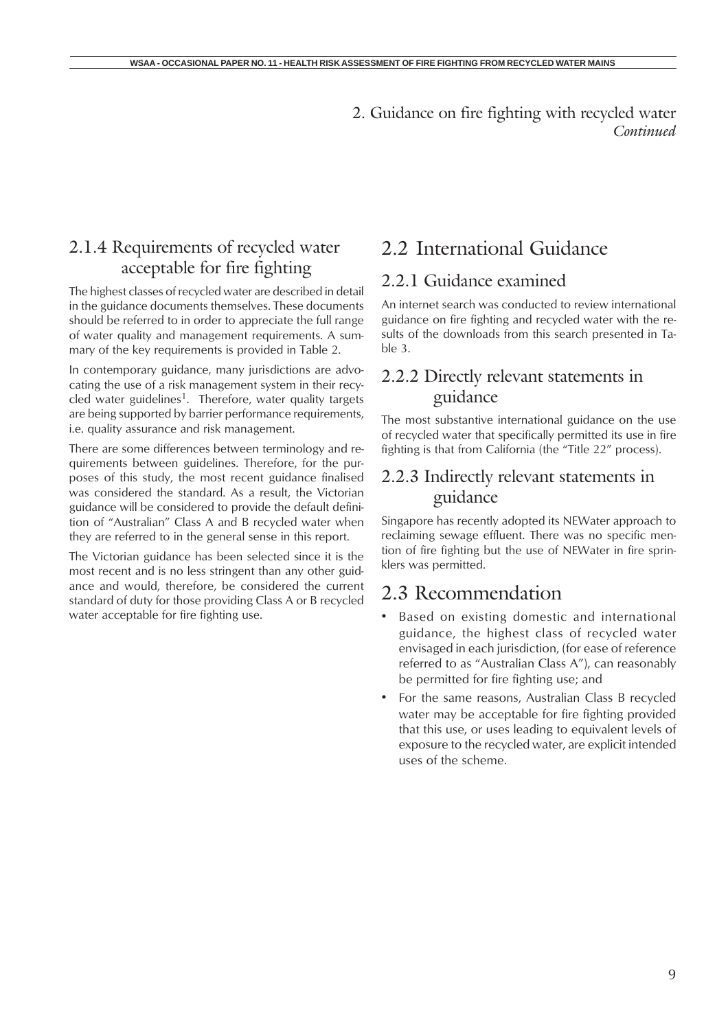2. Guidance on fire fighting with recycled water *Continued*

### 2.1.4 Requirements of recycled water acceptable for fire fighting

The highest classes of recycled water are described in detail in the guidance documents themselves. These documents should be referred to in order to appreciate the full range of water quality and management requirements. A summary of the key requirements is provided in Table 2.

In contemporary guidance, many jurisdictions are advocating the use of a risk management system in their recycled water guidelines[1]. Therefore, water quality targets are being supported by barrier performance requirements, i.e. quality assurance and risk management.

There are some differences between terminology and requirements between guidelines. Therefore, for the purposes of this study, the most recent guidance finalised was considered the standard. As a result, the Victorian guidance will be considered to provide the default definition of "Australian" Class A and B recycled water when they are referred to in the general sense in this report.

The Victorian guidance has been selected since it is the most recent and is no less stringent than any other guidance and would, therefore, be considered the current standard of duty for those providing Class A or B recycled water acceptable for fire fighting use.

## 2.2 International Guidance

### 2.2.1 Guidance examined

An internet search was conducted to review international guidance on fire fighting and recycled water with the results of the downloads from this search presented in Table 3.

### 2.2.2 Directly relevant statements in guidance

The most substantive international guidance on the use of recycled water that specifically permitted its use in fire fighting is that from California (the "Title 22" process).

### 2.2.3 Indirectly relevant statements in guidance

Singapore has recently adopted its NEWater approach to reclaiming sewage effluent. There was no specific mention of fire fighting but the use of NEWater in fire sprinklers was permitted.

## 2.3 Recommendation

- Based on existing domestic and international guidance, the highest class of recycled water envisaged in each jurisdiction, (for ease of reference referred to as "Australian Class A"), can reasonably be permitted for fire fighting use; and
- For the same reasons, Australian Class B recycled water may be acceptable for fire fighting provided that this use, or uses leading to equivalent levels of exposure to the recycled water, are explicit intended uses of the scheme.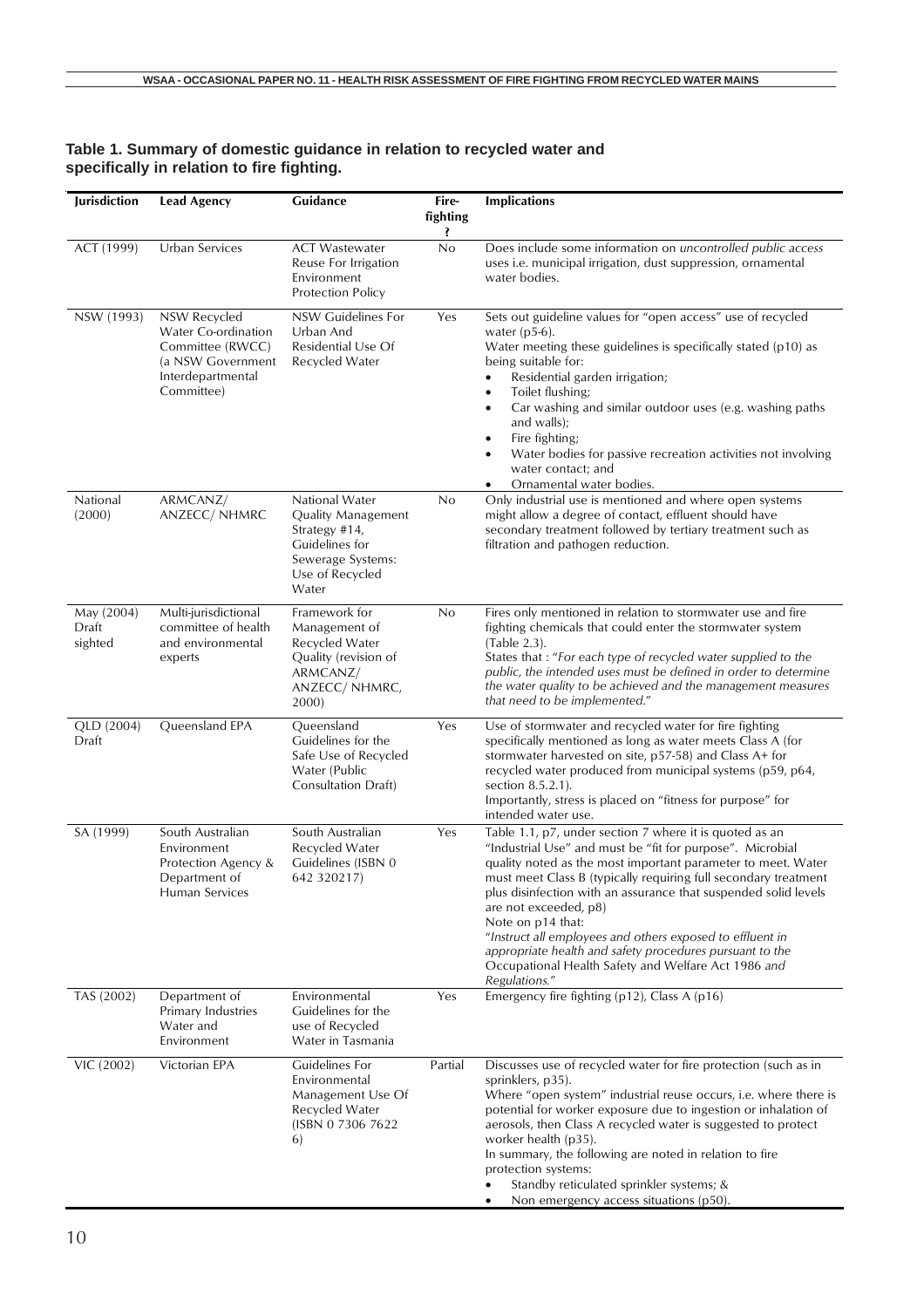**Table 1. Summary of domestic guidance in relation to recycled water and specifically in relation to fire fighting.**

| Jurisdiction | Lead Agency | Guidance | Fire-fighting? | Implications |
|---|---|---|---|---|
| ACT (1999) | Urban Services | ACT Wastewater Reuse For Irrigation Environment Protection Policy | No | Does include some information on *uncontrolled public access* uses i.e. municipal irrigation, dust suppression, ornamental water bodies. |
| NSW (1993) | NSW Recycled Water Co-ordination Committee (RWCC) (a NSW Government Interdepartmental Committee) | NSW Guidelines For Urban And Residential Use Of Recycled Water | Yes | Sets out guideline values for "open access" use of recycled water (p5-6).<br>Water meeting these guidelines is specifically stated (p10) as being suitable for:<br>• Residential garden irrigation;<br>• Toilet flushing;<br>• Car washing and similar outdoor uses (e.g. washing paths and walls);<br>• Fire fighting;<br>• Water bodies for passive recreation activities not involving water contact; and<br>• Ornamental water bodies. |
| National (2000) | ARMCANZ/ ANZECC/ NHMRC | National Water Quality Management Strategy #14, Guidelines for Sewerage Systems: Use of Recycled Water | No | Only industrial use is mentioned and where open systems might allow a degree of contact, effluent should have secondary treatment followed by tertiary treatment such as filtration and pathogen reduction. |
| May (2004) Draft sighted | Multi-jurisdictional committee of health and environmental experts | Framework for Management of Recycled Water Quality (revision of ARMCANZ/ ANZECC/ NHMRC, 2000) | No | Fires only mentioned in relation to stormwater use and fire fighting chemicals that could enter the stormwater system (Table 2.3).<br>States that : "*For each type of recycled water supplied to the public, the intended uses must be defined in order to determine the water quality to be achieved and the management measures that need to be implemented.*" |
| QLD (2004) Draft | Queensland EPA | Queensland Guidelines for the Safe Use of Recycled Water (Public Consultation Draft) | Yes | Use of stormwater and recycled water for fire fighting specifically mentioned as long as water meets Class A (for stormwater harvested on site, p57-58) and Class A+ for recycled water produced from municipal systems (p59, p64, section 8.5.2.1).<br>Importantly, stress is placed on "fitness for purpose" for intended water use. |
| SA (1999) | South Australian Environment Protection Agency & Department of Human Services | South Australian Recycled Water Guidelines (ISBN 0 642 320217) | Yes | Table 1.1, p7, under section 7 where it is quoted as an "Industrial Use" and must be "fit for purpose". Microbial quality noted as the most important parameter to meet. Water must meet Class B (typically requiring full secondary treatment plus disinfection with an assurance that suspended solid levels are not exceeded, p8)<br>Note on p14 that:<br>"*Instruct all employees and others exposed to effluent in appropriate health and safety procedures pursuant to the* Occupational Health Safety and Welfare Act 1986 *and* Regulations." |
| TAS (2002) | Department of Primary Industries Water and Environment | Environmental Guidelines for the use of Recycled Water in Tasmania | Yes | Emergency fire fighting (p12), Class A (p16) |
| VIC (2002) | Victorian EPA | Guidelines For Environmental Management Use Of Recycled Water (ISBN 0 7306 7622 6) | Partial | Discusses use of recycled water for fire protection (such as in sprinklers, p35).<br>Where "open system" industrial reuse occurs, i.e. where there is potential for worker exposure due to ingestion or inhalation of aerosols, then Class A recycled water is suggested to protect worker health (p35).<br>In summary, the following are noted in relation to fire protection systems:<br>• Standby reticulated sprinkler systems; &<br>• Non emergency access situations (p50). |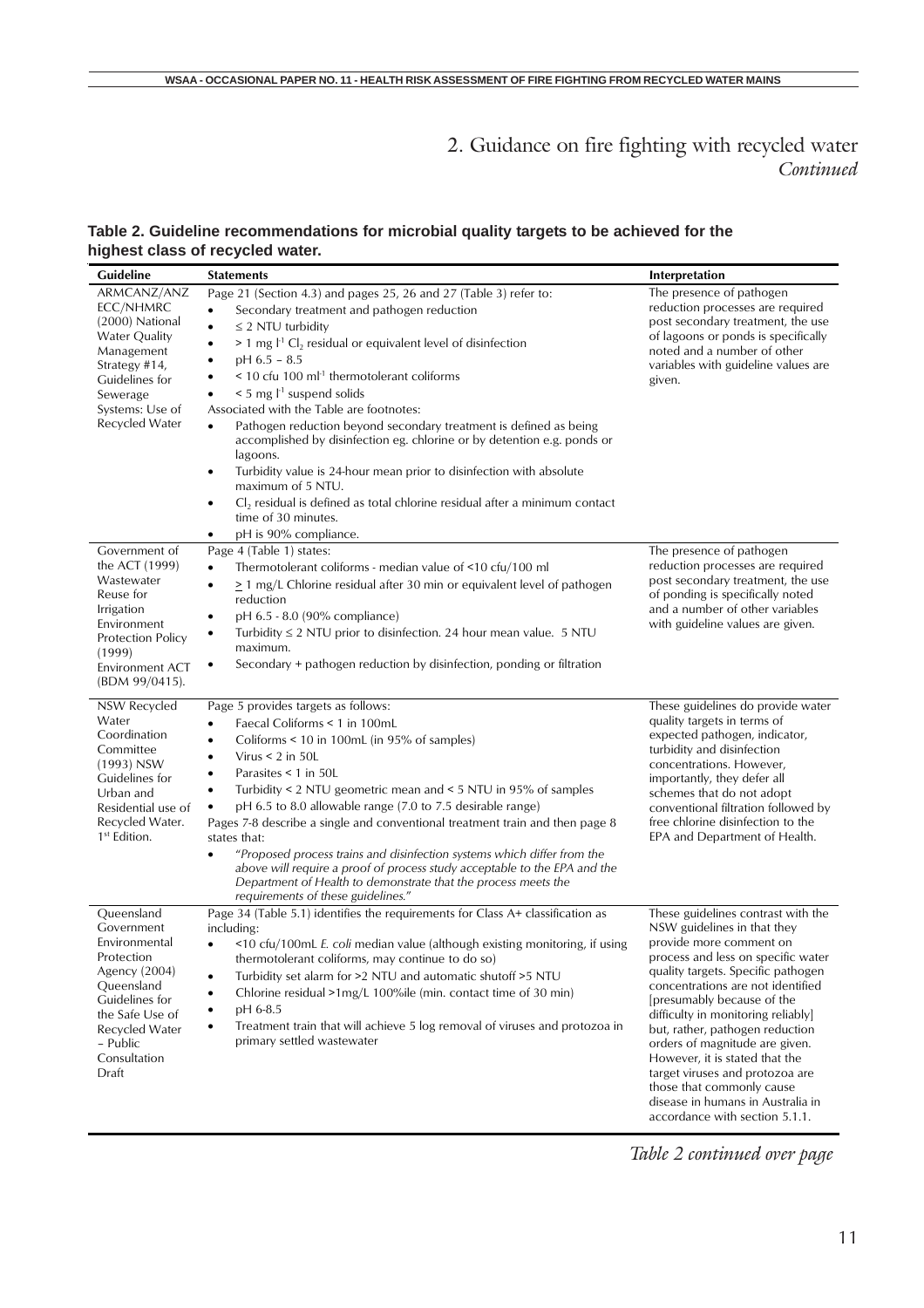# 2. Guidance on fire fighting with recycled water *Continued*

**Table 2. Guideline recommendations for microbial quality targets to be achieved for the highest class of recycled water.**

| Guideline | Statements | Interpretation |
|---|---|---|
| ARMCANZ/ANZ ECC/NHMRC (2000) National Water Quality Management Strategy #14, Guidelines for Sewerage Systems: Use of Recycled Water | Page 21 (Section 4.3) and pages 25, 26 and 27 (Table 3) refer to:<br>• Secondary treatment and pathogen reduction<br>• ≤ 2 NTU turbidity<br>• > 1 mg $l^{-1}$ $Cl_2$ residual or equivalent level of disinfection<br>• pH 6.5 – 8.5<br>• < 10 cfu 100 $ml^{-1}$ thermotolerant coliforms<br>• < 5 mg $l^{-1}$ suspend solids<br>Associated with the Table are footnotes:<br>• Pathogen reduction beyond secondary treatment is defined as being accomplished by disinfection eg. chlorine or by detention e.g. ponds or lagoons.<br>• Turbidity value is 24-hour mean prior to disinfection with absolute maximum of 5 NTU.<br>• $Cl_2$ residual is defined as total chlorine residual after a minimum contact time of 30 minutes.<br>• pH is 90% compliance. | The presence of pathogen reduction processes are required post secondary treatment, the use of lagoons or ponds is specifically noted and a number of other variables with guideline values are given. |
| Government of the ACT (1999) Wastewater Reuse for Irrigation Environment Protection Policy (1999) Environment ACT (BDM 99/0415). | Page 4 (Table 1) states:<br>• Thermotolerant coliforms - median value of <10 cfu/100 ml<br>• ≥ 1 mg/L Chlorine residual after 30 min or equivalent level of pathogen reduction<br>• pH 6.5 - 8.0 (90% compliance)<br>• Turbidity ≤ 2 NTU prior to disinfection. 24 hour mean value. 5 NTU maximum.<br>• Secondary + pathogen reduction by disinfection, ponding or filtration | The presence of pathogen reduction processes are required post secondary treatment, the use of ponding is specifically noted and a number of other variables with guideline values are given. |
| NSW Recycled Water Coordination Committee (1993) NSW Guidelines for Urban and Residential use of Recycled Water. 1st Edition. | Page 5 provides targets as follows:<br>• Faecal Coliforms < 1 in 100mL<br>• Coliforms < 10 in 100mL (in 95% of samples)<br>• Virus < 2 in 50L<br>• Parasites < 1 in 50L<br>• Turbidity < 2 NTU geometric mean and < 5 NTU in 95% of samples<br>• pH 6.5 to 8.0 allowable range (7.0 to 7.5 desirable range)<br>Pages 7-8 describe a single and conventional treatment train and then page 8 states that:<br>• *"Proposed process trains and disinfection systems which differ from the above will require a proof of process study acceptable to the EPA and the Department of Health to demonstrate that the process meets the requirements of these guidelines."* | These guidelines do provide water quality targets in terms of expected pathogen, indicator, turbidity and disinfection concentrations. However, importantly, they defer all schemes that do not adopt conventional filtration followed by free chlorine disinfection to the EPA and Department of Health. |
| Queensland Government Environmental Protection Agency (2004) Queensland Guidelines for the Safe Use of Recycled Water – Public Consultation Draft | Page 34 (Table 5.1) identifies the requirements for Class A+ classification as including:<br>• <10 cfu/100mL *E. coli* median value (although existing monitoring, if using thermotolerant coliforms, may continue to do so)<br>• Turbidity set alarm for >2 NTU and automatic shutoff >5 NTU<br>• Chlorine residual >1mg/L 100%ile (min. contact time of 30 min)<br>• pH 6-8.5<br>• Treatment train that will achieve 5 log removal of viruses and protozoa in primary settled wastewater | These guidelines contrast with the NSW guidelines in that they provide more comment on process and less on specific water quality targets. Specific pathogen concentrations are not identified [presumably because of the difficulty in monitoring reliably] but, rather, pathogen reduction orders of magnitude are given. However, it is stated that the target viruses and protozoa are those that commonly cause disease in humans in Australia in accordance with section 5.1.1. |

*Table 2 continued over page*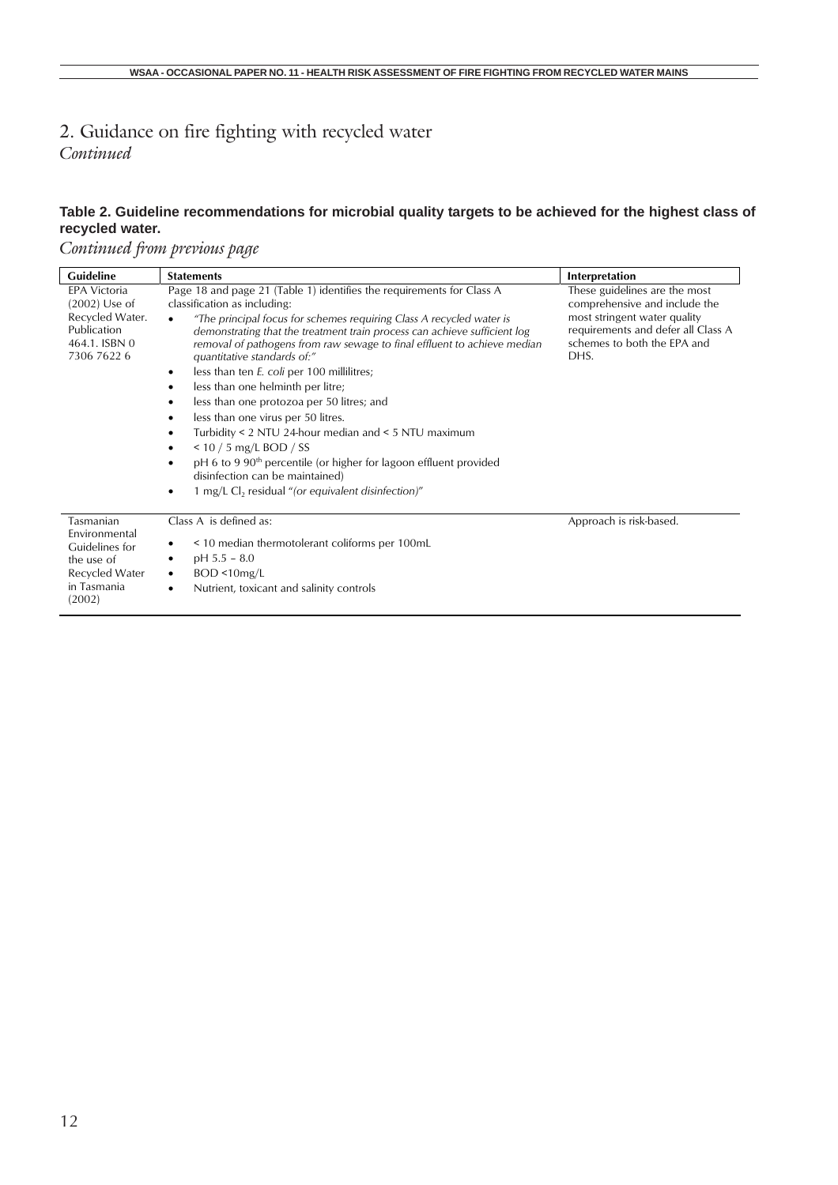## 2. Guidance on fire fighting with recycled water

*Continued*

**Table 2. Guideline recommendations for microbial quality targets to be achieved for the highest class of recycled water.**

*Continued from previous page*

| Guideline | Statements | Interpretation |
|---|---|---|
| EPA Victoria (2002) Use of Recycled Water. Publication 464.1. ISBN 0 7306 7622 6 | Page 18 and page 21 (Table 1) identifies the requirements for Class A classification as including:<br>• *"The principal focus for schemes requiring Class A recycled water is demonstrating that the treatment train process can achieve sufficient log removal of pathogens from raw sewage to final effluent to achieve median quantitative standards of:"*<br>• less than ten *E. coli* per 100 millilitres;<br>• less than one helminth per litre;<br>• less than one protozoa per 50 litres; and<br>• less than one virus per 50 litres.<br>• Turbidity < 2 NTU 24-hour median and < 5 NTU maximum<br>• < 10 / 5 mg/L BOD / SS<br>• pH 6 to 9 90th percentile (or higher for lagoon effluent provided disinfection can be maintained)<br>• 1 mg/L $Cl_2$ residual *"(or equivalent disinfection)"* | These guidelines are the most comprehensive and include the most stringent water quality requirements and defer all Class A schemes to both the EPA and DHS. |
| Tasmanian Environmental Guidelines for the use of Recycled Water in Tasmania (2002) | Class A is defined as:<br>• < 10 median thermotolerant coliforms per 100mL<br>• pH 5.5 – 8.0<br>• BOD <10mg/L<br>• Nutrient, toxicant and salinity controls | Approach is risk-based. |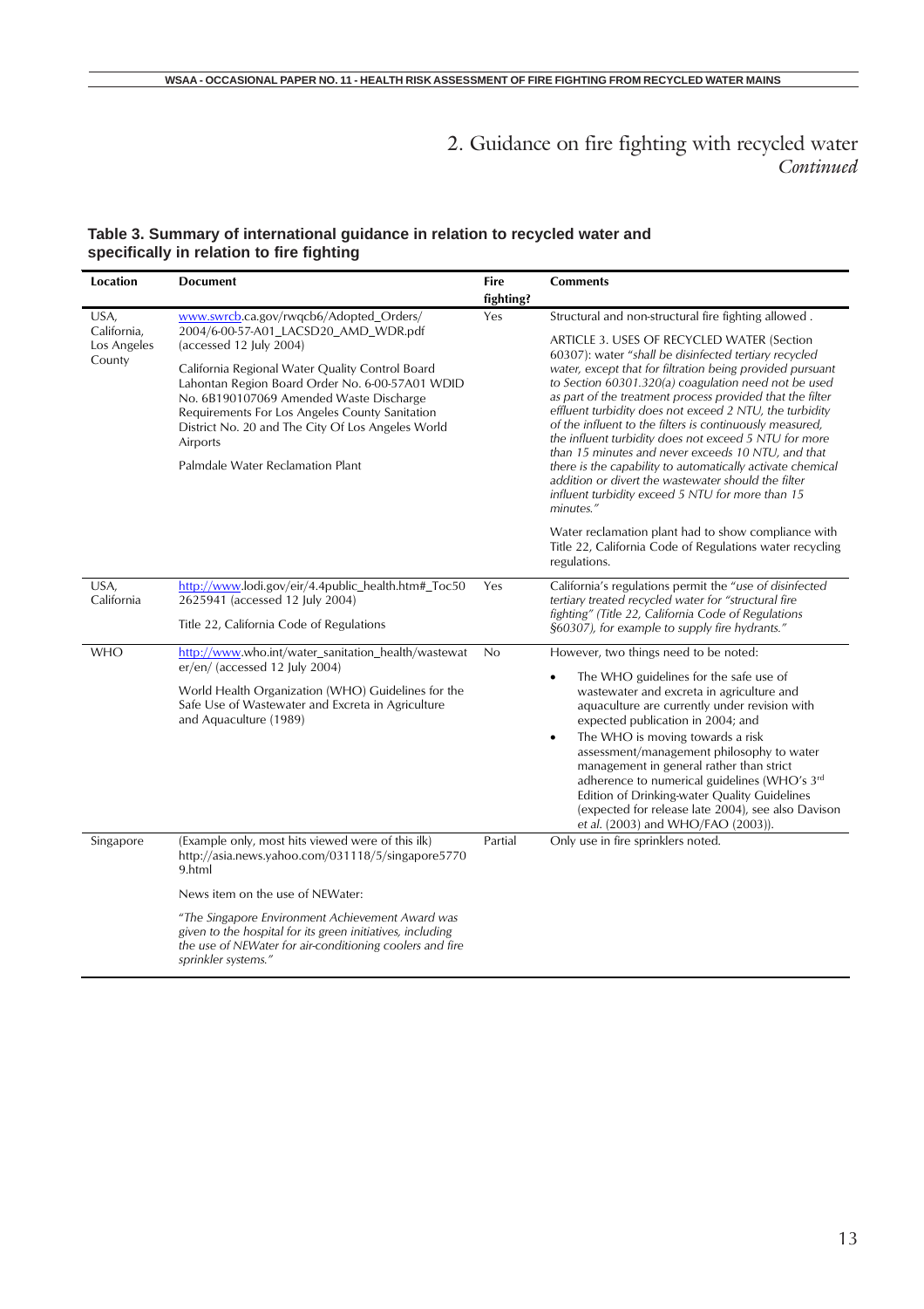## 2. Guidance on fire fighting with recycled water *Continued*

**Table 3. Summary of international guidance in relation to recycled water and specifically in relation to fire fighting**

| Location | Document | Fire fighting? | Comments |
|---|---|---|---|
| USA, California, Los Angeles County | www.swrcb.ca.gov/rwqcb6/Adopted_Orders/2004/6-00-57-A01_LACSD20_AMD_WDR.pdf (accessed 12 July 2004)<br><br>California Regional Water Quality Control Board Lahontan Region Board Order No. 6-00-57A01 WDID No. 6B190107069 Amended Waste Discharge Requirements For Los Angeles County Sanitation District No. 20 and The City Of Los Angeles World Airports<br><br>Palmdale Water Reclamation Plant | Yes | Structural and non-structural fire fighting allowed .<br><br>ARTICLE 3. USES OF RECYCLED WATER (Section 60307): water *"shall be disinfected tertiary recycled water, except that for filtration being provided pursuant to Section 60301.320(a) coagulation need not be used as part of the treatment process provided that the filter effluent turbidity does not exceed 2 NTU, the turbidity of the influent to the filters is continuously measured, the influent turbidity does not exceed 5 NTU for more than 15 minutes and never exceeds 10 NTU, and that there is the capability to automatically activate chemical addition or divert the wastewater should the filter influent turbidity exceed 5 NTU for more than 15 minutes."*<br><br>Water reclamation plant had to show compliance with Title 22, California Code of Regulations water recycling regulations. |
| USA, California | http://www.lodi.gov/eir/4.4public_health.htm#_Toc50 2625941 (accessed 12 July 2004)<br><br>Title 22, California Code of Regulations | Yes | California's regulations permit the *"use of disinfected tertiary treated recycled water for "structural fire fighting" (Title 22, California Code of Regulations §60307), for example to supply fire hydrants."* |
| WHO | http://www.who.int/water_sanitation_health/wastewater/en/ (accessed 12 July 2004)<br><br>World Health Organization (WHO) Guidelines for the Safe Use of Wastewater and Excreta in Agriculture and Aquaculture (1989) | No | However, two things need to be noted:<br>• The WHO guidelines for the safe use of wastewater and excreta in agriculture and aquaculture are currently under revision with expected publication in 2004; and<br>• The WHO is moving towards a risk assessment/management philosophy to water management in general rather than strict adherence to numerical guidelines (WHO's 3rd Edition of Drinking-water Quality Guidelines (expected for release late 2004), see also Davison *et al.* (2003) and WHO/FAO (2003)). |
| Singapore | (Example only, most hits viewed were of this ilk) http://asia.news.yahoo.com/031118/5/singapore57709.html<br><br>News item on the use of NEWater:<br><br>*"The Singapore Environment Achievement Award was given to the hospital for its green initiatives, including the use of NEWater for air-conditioning coolers and fire sprinkler systems."* | Partial | Only use in fire sprinklers noted. |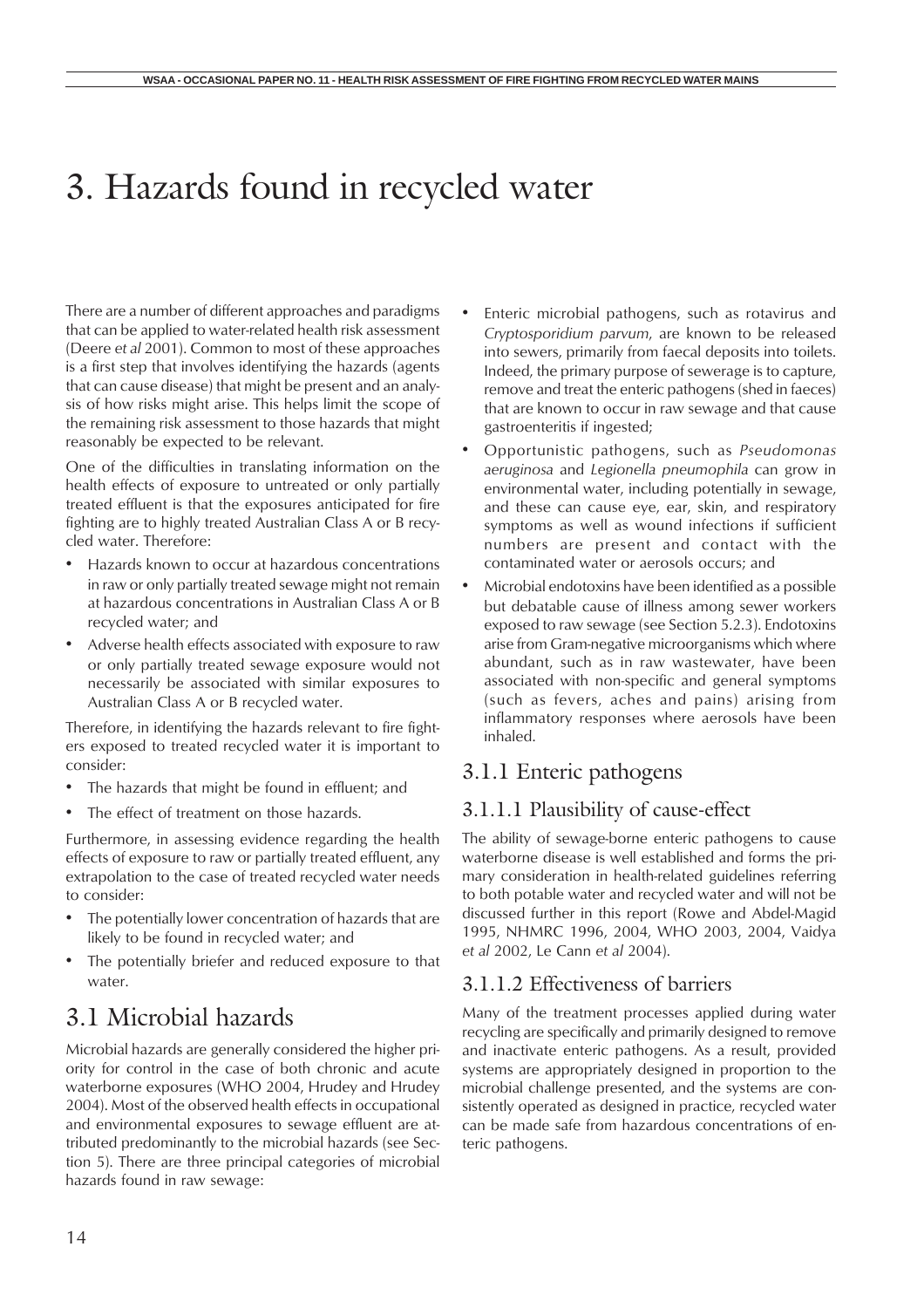# 3. Hazards found in recycled water

There are a number of different approaches and paradigms that can be applied to water-related health risk assessment (Deere *et al* 2001). Common to most of these approaches is a first step that involves identifying the hazards (agents that can cause disease) that might be present and an analysis of how risks might arise. This helps limit the scope of the remaining risk assessment to those hazards that might reasonably be expected to be relevant.

One of the difficulties in translating information on the health effects of exposure to untreated or only partially treated effluent is that the exposures anticipated for fire fighting are to highly treated Australian Class A or B recycled water. Therefore:

- Hazards known to occur at hazardous concentrations in raw or only partially treated sewage might not remain at hazardous concentrations in Australian Class A or B recycled water; and
- Adverse health effects associated with exposure to raw or only partially treated sewage exposure would not necessarily be associated with similar exposures to Australian Class A or B recycled water.

Therefore, in identifying the hazards relevant to fire fighters exposed to treated recycled water it is important to consider:

- The hazards that might be found in effluent; and
- The effect of treatment on those hazards.

Furthermore, in assessing evidence regarding the health effects of exposure to raw or partially treated effluent, any extrapolation to the case of treated recycled water needs to consider:

- The potentially lower concentration of hazards that are likely to be found in recycled water; and
- The potentially briefer and reduced exposure to that water.

## 3.1 Microbial hazards

Microbial hazards are generally considered the higher priority for control in the case of both chronic and acute waterborne exposures (WHO 2004, Hrudey and Hrudey 2004). Most of the observed health effects in occupational and environmental exposures to sewage effluent are attributed predominantly to the microbial hazards (see Section 5). There are three principal categories of microbial hazards found in raw sewage:

- Enteric microbial pathogens, such as rotavirus and *Cryptosporidium parvum*, are known to be released into sewers, primarily from faecal deposits into toilets. Indeed, the primary purpose of sewerage is to capture, remove and treat the enteric pathogens (shed in faeces) that are known to occur in raw sewage and that cause gastroenteritis if ingested;
- Opportunistic pathogens, such as *Pseudomonas aeruginosa* and *Legionella pneumophila* can grow in environmental water, including potentially in sewage, and these can cause eye, ear, skin, and respiratory symptoms as well as wound infections if sufficient numbers are present and contact with the contaminated water or aerosols occurs; and
- Microbial endotoxins have been identified as a possible but debatable cause of illness among sewer workers exposed to raw sewage (see Section 5.2.3). Endotoxins arise from Gram-negative microorganisms which where abundant, such as in raw wastewater, have been associated with non-specific and general symptoms (such as fevers, aches and pains) arising from inflammatory responses where aerosols have been inhaled.

### 3.1.1 Enteric pathogens

#### 3.1.1.1 Plausibility of cause-effect

The ability of sewage-borne enteric pathogens to cause waterborne disease is well established and forms the primary consideration in health-related guidelines referring to both potable water and recycled water and will not be discussed further in this report (Rowe and Abdel-Magid 1995, NHMRC 1996, 2004, WHO 2003, 2004, Vaidya *et al* 2002, Le Cann *et al* 2004).

#### 3.1.1.2 Effectiveness of barriers

Many of the treatment processes applied during water recycling are specifically and primarily designed to remove and inactivate enteric pathogens. As a result, provided systems are appropriately designed in proportion to the microbial challenge presented, and the systems are consistently operated as designed in practice, recycled water can be made safe from hazardous concentrations of enteric pathogens.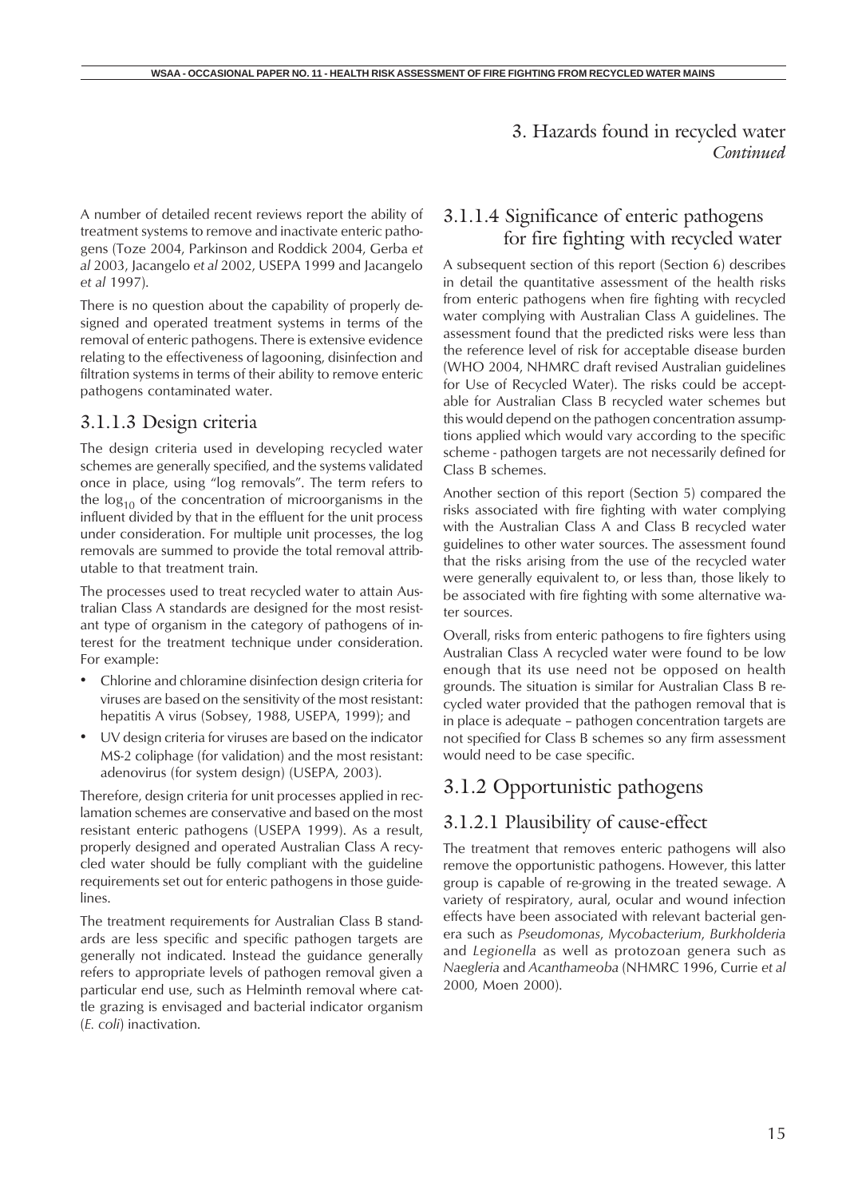## 3. Hazards found in recycled water *Continued*

A number of detailed recent reviews report the ability of treatment systems to remove and inactivate enteric pathogens (Toze 2004, Parkinson and Roddick 2004, Gerba *et al* 2003, Jacangelo *et al* 2002, USEPA 1999 and Jacangelo *et al* 1997).

There is no question about the capability of properly designed and operated treatment systems in terms of the removal of enteric pathogens. There is extensive evidence relating to the effectiveness of lagooning, disinfection and filtration systems in terms of their ability to remove enteric pathogens contaminated water.

### 3.1.1.3 Design criteria

The design criteria used in developing recycled water schemes are generally specified, and the systems validated once in place, using "log removals". The term refers to the $\log_{10}$ of the concentration of microorganisms in the influent divided by that in the effluent for the unit process under consideration. For multiple unit processes, the log removals are summed to provide the total removal attributable to that treatment train.

The processes used to treat recycled water to attain Australian Class A standards are designed for the most resistant type of organism in the category of pathogens of interest for the treatment technique under consideration. For example:

- Chlorine and chloramine disinfection design criteria for viruses are based on the sensitivity of the most resistant: hepatitis A virus (Sobsey, 1988, USEPA, 1999); and
- UV design criteria for viruses are based on the indicator MS-2 coliphage (for validation) and the most resistant: adenovirus (for system design) (USEPA, 2003).

Therefore, design criteria for unit processes applied in reclamation schemes are conservative and based on the most resistant enteric pathogens (USEPA 1999). As a result, properly designed and operated Australian Class A recycled water should be fully compliant with the guideline requirements set out for enteric pathogens in those guidelines.

The treatment requirements for Australian Class B standards are less specific and specific pathogen targets are generally not indicated. Instead the guidance generally refers to appropriate levels of pathogen removal given a particular end use, such as Helminth removal where cattle grazing is envisaged and bacterial indicator organism (*E. coli*) inactivation.

### 3.1.1.4 Significance of enteric pathogens for fire fighting with recycled water

A subsequent section of this report (Section 6) describes in detail the quantitative assessment of the health risks from enteric pathogens when fire fighting with recycled water complying with Australian Class A guidelines. The assessment found that the predicted risks were less than the reference level of risk for acceptable disease burden (WHO 2004, NHMRC draft revised Australian guidelines for Use of Recycled Water). The risks could be acceptable for Australian Class B recycled water schemes but this would depend on the pathogen concentration assumptions applied which would vary according to the specific scheme - pathogen targets are not necessarily defined for Class B schemes.

Another section of this report (Section 5) compared the risks associated with fire fighting with water complying with the Australian Class A and Class B recycled water guidelines to other water sources. The assessment found that the risks arising from the use of the recycled water were generally equivalent to, or less than, those likely to be associated with fire fighting with some alternative water sources.

Overall, risks from enteric pathogens to fire fighters using Australian Class A recycled water were found to be low enough that its use need not be opposed on health grounds. The situation is similar for Australian Class B recycled water provided that the pathogen removal that is in place is adequate – pathogen concentration targets are not specified for Class B schemes so any firm assessment would need to be case specific.

## 3.1.2 Opportunistic pathogens

### 3.1.2.1 Plausibility of cause-effect

The treatment that removes enteric pathogens will also remove the opportunistic pathogens. However, this latter group is capable of re-growing in the treated sewage. A variety of respiratory, aural, ocular and wound infection effects have been associated with relevant bacterial genera such as *Pseudomonas*, *Mycobacterium*, *Burkholderia* and *Legionella* as well as protozoan genera such as *Naegleria* and *Acanthameoba* (NHMRC 1996, Currie *et al* 2000, Moen 2000).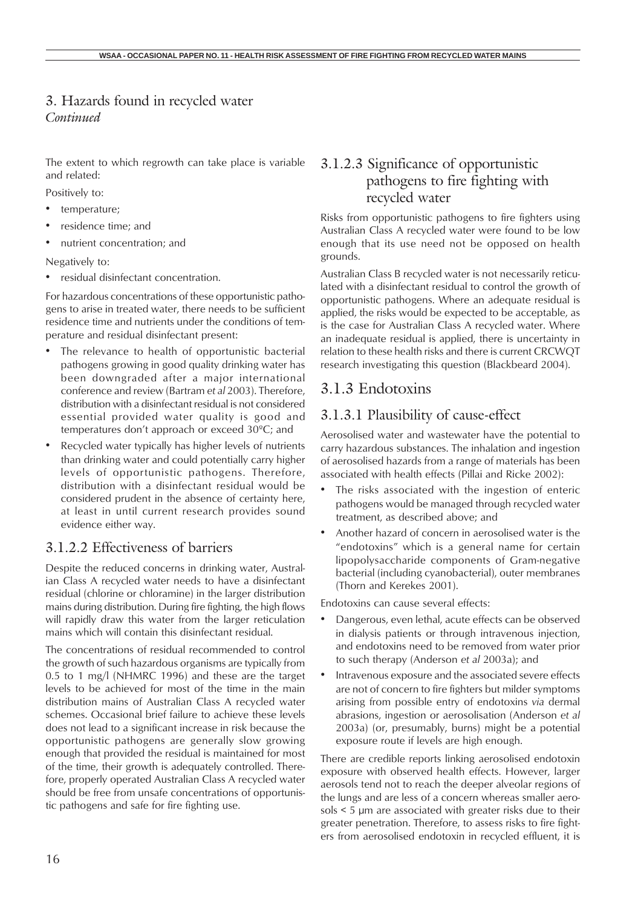## 3. Hazards found in recycled water

*Continued*

The extent to which regrowth can take place is variable and related:

Positively to:

- temperature;
- residence time; and
- nutrient concentration; and

Negatively to:

- residual disinfectant concentration.

For hazardous concentrations of these opportunistic pathogens to arise in treated water, there needs to be sufficient residence time and nutrients under the conditions of temperature and residual disinfectant present:

- The relevance to health of opportunistic bacterial pathogens growing in good quality drinking water has been downgraded after a major international conference and review (Bartram *et al* 2003). Therefore, distribution with a disinfectant residual is not considered essential provided water quality is good and temperatures don't approach or exceed 30ºC; and
- Recycled water typically has higher levels of nutrients than drinking water and could potentially carry higher levels of opportunistic pathogens. Therefore, distribution with a disinfectant residual would be considered prudent in the absence of certainty here, at least in until current research provides sound evidence either way.

### 3.1.2.2 Effectiveness of barriers

Despite the reduced concerns in drinking water, Australian Class A recycled water needs to have a disinfectant residual (chlorine or chloramine) in the larger distribution mains during distribution. During fire fighting, the high flows will rapidly draw this water from the larger reticulation mains which will contain this disinfectant residual.

The concentrations of residual recommended to control the growth of such hazardous organisms are typically from 0.5 to 1 mg/l (NHMRC 1996) and these are the target levels to be achieved for most of the time in the main distribution mains of Australian Class A recycled water schemes. Occasional brief failure to achieve these levels does not lead to a significant increase in risk because the opportunistic pathogens are generally slow growing enough that provided the residual is maintained for most of the time, their growth is adequately controlled. Therefore, properly operated Australian Class A recycled water should be free from unsafe concentrations of opportunistic pathogens and safe for fire fighting use.

### 3.1.2.3 Significance of opportunistic pathogens to fire fighting with recycled water

Risks from opportunistic pathogens to fire fighters using Australian Class A recycled water were found to be low enough that its use need not be opposed on health grounds.

Australian Class B recycled water is not necessarily reticulated with a disinfectant residual to control the growth of opportunistic pathogens. Where an adequate residual is applied, the risks would be expected to be acceptable, as is the case for Australian Class A recycled water. Where an inadequate residual is applied, there is uncertainty in relation to these health risks and there is current CRCWQT research investigating this question (Blackbeard 2004).

## 3.1.3 Endotoxins

### 3.1.3.1 Plausibility of cause-effect

Aerosolised water and wastewater have the potential to carry hazardous substances. The inhalation and ingestion of aerosolised hazards from a range of materials has been associated with health effects (Pillai and Ricke 2002):

- The risks associated with the ingestion of enteric pathogens would be managed through recycled water treatment, as described above; and
- Another hazard of concern in aerosolised water is the "endotoxins" which is a general name for certain lipopolysaccharide components of Gram-negative bacterial (including cyanobacterial), outer membranes (Thorn and Kerekes 2001).

Endotoxins can cause several effects:

- Dangerous, even lethal, acute effects can be observed in dialysis patients or through intravenous injection, and endotoxins need to be removed from water prior to such therapy (Anderson *et al* 2003a); and
- Intravenous exposure and the associated severe effects are not of concern to fire fighters but milder symptoms arising from possible entry of endotoxins *via* dermal abrasions, ingestion or aerosolisation (Anderson *et al* 2003a) (or, presumably, burns) might be a potential exposure route if levels are high enough.

There are credible reports linking aerosolised endotoxin exposure with observed health effects. However, larger aerosols tend not to reach the deeper alveolar regions of the lungs and are less of a concern whereas smaller aerosols < 5 μm are associated with greater risks due to their greater penetration. Therefore, to assess risks to fire fighters from aerosolised endotoxin in recycled effluent, it is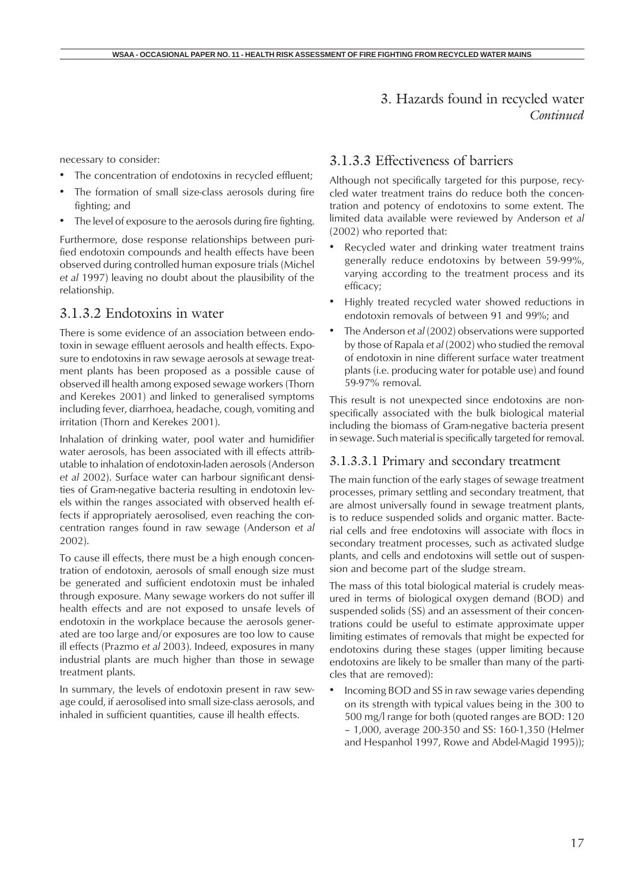# 3. Hazards found in recycled water *Continued*

necessary to consider:

- The concentration of endotoxins in recycled effluent;
- The formation of small size-class aerosols during fire fighting; and
- The level of exposure to the aerosols during fire fighting.

Furthermore, dose response relationships between purified endotoxin compounds and health effects have been observed during controlled human exposure trials (Michel *et al* 1997) leaving no doubt about the plausibility of the relationship.

### 3.1.3.2 Endotoxins in water

There is some evidence of an association between endotoxin in sewage effluent aerosols and health effects. Exposure to endotoxins in raw sewage aerosols at sewage treatment plants has been proposed as a possible cause of observed ill health among exposed sewage workers (Thorn and Kerekes 2001) and linked to generalised symptoms including fever, diarrhoea, headache, cough, vomiting and irritation (Thorn and Kerekes 2001).

Inhalation of drinking water, pool water and humidifier water aerosols, has been associated with ill effects attributable to inhalation of endotoxin-laden aerosols (Anderson *et al* 2002). Surface water can harbour significant densities of Gram-negative bacteria resulting in endotoxin levels within the ranges associated with observed health effects if appropriately aerosolised, even reaching the concentration ranges found in raw sewage (Anderson *et al* 2002).

To cause ill effects, there must be a high enough concentration of endotoxin, aerosols of small enough size must be generated and sufficient endotoxin must be inhaled through exposure. Many sewage workers do not suffer ill health effects and are not exposed to unsafe levels of endotoxin in the workplace because the aerosols generated are too large and/or exposures are too low to cause ill effects (Prazmo *et al* 2003). Indeed, exposures in many industrial plants are much higher than those in sewage treatment plants.

In summary, the levels of endotoxin present in raw sewage could, if aerosolised into small size-class aerosols, and inhaled in sufficient quantities, cause ill health effects.

### 3.1.3.3 Effectiveness of barriers

Although not specifically targeted for this purpose, recycled water treatment trains do reduce both the concentration and potency of endotoxins to some extent. The limited data available were reviewed by Anderson *et al* (2002) who reported that:

- Recycled water and drinking water treatment trains generally reduce endotoxins by between 59-99%, varying according to the treatment process and its efficacy;
- Highly treated recycled water showed reductions in endotoxin removals of between 91 and 99%; and
- The Anderson *et al* (2002) observations were supported by those of Rapala *et al* (2002) who studied the removal of endotoxin in nine different surface water treatment plants (i.e. producing water for potable use) and found 59-97% removal.

This result is not unexpected since endotoxins are non-specifically associated with the bulk biological material including the biomass of Gram-negative bacteria present in sewage. Such material is specifically targeted for removal.

#### 3.1.3.3.1 Primary and secondary treatment

The main function of the early stages of sewage treatment processes, primary settling and secondary treatment, that are almost universally found in sewage treatment plants, is to reduce suspended solids and organic matter. Bacterial cells and free endotoxins will associate with flocs in secondary treatment processes, such as activated sludge plants, and cells and endotoxins will settle out of suspension and become part of the sludge stream.

The mass of this total biological material is crudely measured in terms of biological oxygen demand (BOD) and suspended solids (SS) and an assessment of their concentrations could be useful to estimate approximate upper limiting estimates of removals that might be expected for endotoxins during these stages (upper limiting because endotoxins are likely to be smaller than many of the particles that are removed):

- Incoming BOD and SS in raw sewage varies depending on its strength with typical values being in the 300 to 500 mg/l range for both (quoted ranges are BOD: 120 – 1,000, average 200-350 and SS: 160-1,350 (Helmer and Hespanhol 1997, Rowe and Abdel-Magid 1995));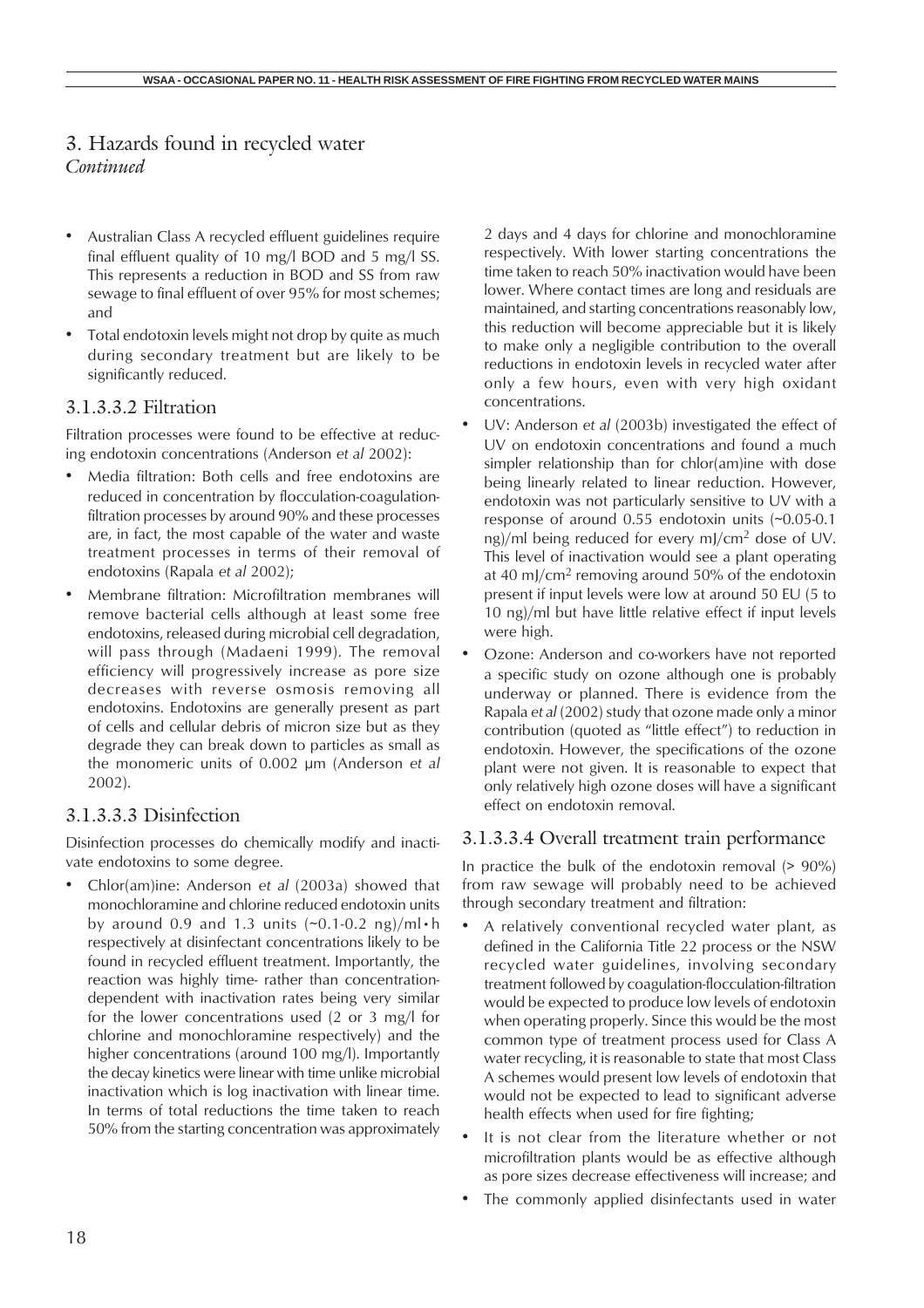# 3. Hazards found in recycled water
*Continued*

- Australian Class A recycled effluent guidelines require final effluent quality of 10 mg/l BOD and 5 mg/l SS. This represents a reduction in BOD and SS from raw sewage to final effluent of over 95% for most schemes; and
- Total endotoxin levels might not drop by quite as much during secondary treatment but are likely to be significantly reduced.

### 3.1.3.3.2 Filtration

Filtration processes were found to be effective at reducing endotoxin concentrations (Anderson *et al* 2002):

- Media filtration: Both cells and free endotoxins are reduced in concentration by flocculation-coagulation-filtration processes by around 90% and these processes are, in fact, the most capable of the water and waste treatment processes in terms of their removal of endotoxins (Rapala *et al* 2002);
- Membrane filtration: Microfiltration membranes will remove bacterial cells although at least some free endotoxins, released during microbial cell degradation, will pass through (Madaeni 1999). The removal efficiency will progressively increase as pore size decreases with reverse osmosis removing all endotoxins. Endotoxins are generally present as part of cells and cellular debris of micron size but as they degrade they can break down to particles as small as the monomeric units of 0.002 μm (Anderson *et al* 2002).

### 3.1.3.3.3 Disinfection

Disinfection processes do chemically modify and inactivate endotoxins to some degree.

- Chlor(am)ine: Anderson *et al* (2003a) showed that monochloramine and chlorine reduced endotoxin units by around 0.9 and 1.3 units (~0.1-0.2 ng)/ml•h respectively at disinfectant concentrations likely to be found in recycled effluent treatment. Importantly, the reaction was highly time- rather than concentration-dependent with inactivation rates being very similar for the lower concentrations used (2 or 3 mg/l for chlorine and monochloramine respectively) and the higher concentrations (around 100 mg/l). Importantly the decay kinetics were linear with time unlike microbial inactivation which is log inactivation with linear time. In terms of total reductions the time taken to reach 50% from the starting concentration was approximately 2 days and 4 days for chlorine and monochloramine respectively. With lower starting concentrations the time taken to reach 50% inactivation would have been lower. Where contact times are long and residuals are maintained, and starting concentrations reasonably low, this reduction will become appreciable but it is likely to make only a negligible contribution to the overall reductions in endotoxin levels in recycled water after only a few hours, even with very high oxidant concentrations.
- UV: Anderson *et al* (2003b) investigated the effect of UV on endotoxin concentrations and found a much simpler relationship than for chlor(am)ine with dose being linearly related to linear reduction. However, endotoxin was not particularly sensitive to UV with a response of around 0.55 endotoxin units (~0.05-0.1 ng)/ml being reduced for every mJ/cm$^2$ dose of UV. This level of inactivation would see a plant operating at 40 mJ/cm$^2$ removing around 50% of the endotoxin present if input levels were low at around 50 EU (5 to 10 ng)/ml but have little relative effect if input levels were high.
- Ozone: Anderson and co-workers have not reported a specific study on ozone although one is probably underway or planned. There is evidence from the Rapala *et al* (2002) study that ozone made only a minor contribution (quoted as "little effect") to reduction in endotoxin. However, the specifications of the ozone plant were not given. It is reasonable to expect that only relatively high ozone doses will have a significant effect on endotoxin removal.

### 3.1.3.3.4 Overall treatment train performance

In practice the bulk of the endotoxin removal (> 90%) from raw sewage will probably need to be achieved through secondary treatment and filtration:

- A relatively conventional recycled water plant, as defined in the California Title 22 process or the NSW recycled water guidelines, involving secondary treatment followed by coagulation-flocculation-filtration would be expected to produce low levels of endotoxin when operating properly. Since this would be the most common type of treatment process used for Class A water recycling, it is reasonable to state that most Class A schemes would present low levels of endotoxin that would not be expected to lead to significant adverse health effects when used for fire fighting;
- It is not clear from the literature whether or not microfiltration plants would be as effective although as pore sizes decrease effectiveness will increase; and
- The commonly applied disinfectants used in water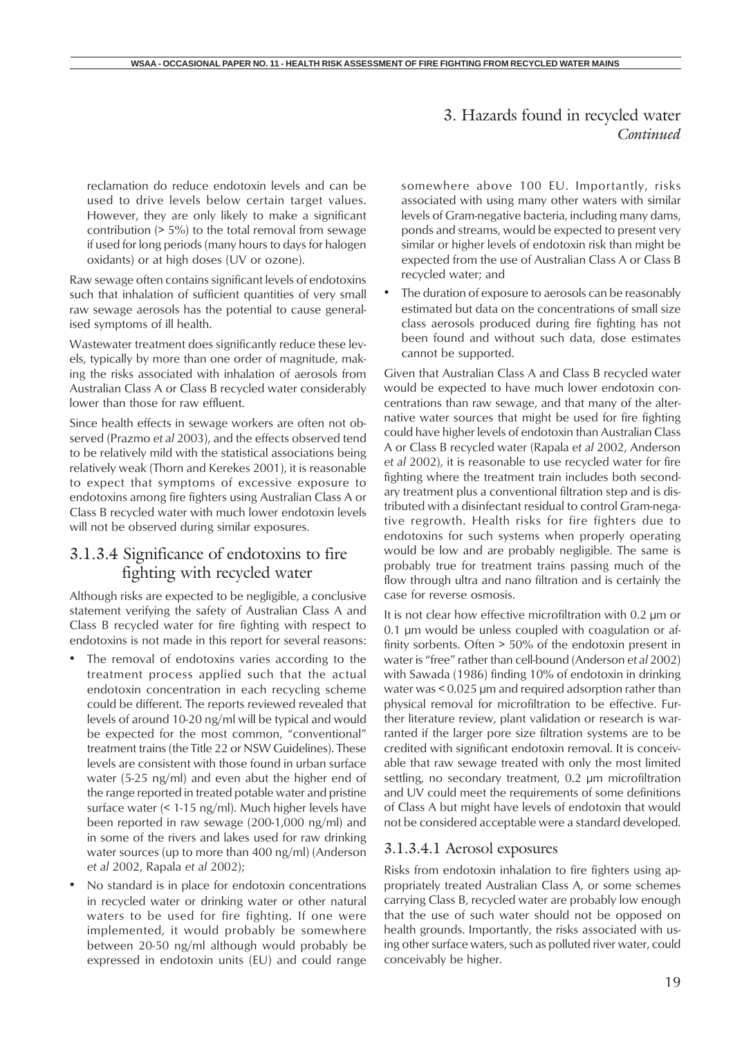# 3. Hazards found in recycled water *Continued*

reclamation do reduce endotoxin levels and can be used to drive levels below certain target values. However, they are only likely to make a significant contribution (> 5%) to the total removal from sewage if used for long periods (many hours to days for halogen oxidants) or at high doses (UV or ozone).

Raw sewage often contains significant levels of endotoxins such that inhalation of sufficient quantities of very small raw sewage aerosols has the potential to cause generalised symptoms of ill health.

Wastewater treatment does significantly reduce these levels, typically by more than one order of magnitude, making the risks associated with inhalation of aerosols from Australian Class A or Class B recycled water considerably lower than those for raw effluent.

Since health effects in sewage workers are often not observed (Prazmo *et al* 2003), and the effects observed tend to be relatively mild with the statistical associations being relatively weak (Thorn and Kerekes 2001), it is reasonable to expect that symptoms of excessive exposure to endotoxins among fire fighters using Australian Class A or Class B recycled water with much lower endotoxin levels will not be observed during similar exposures.

## 3.1.3.4 Significance of endotoxins to fire fighting with recycled water

Although risks are expected to be negligible, a conclusive statement verifying the safety of Australian Class A and Class B recycled water for fire fighting with respect to endotoxins is not made in this report for several reasons:

- The removal of endotoxins varies according to the treatment process applied such that the actual endotoxin concentration in each recycling scheme could be different. The reports reviewed revealed that levels of around 10-20 ng/ml will be typical and would be expected for the most common, "conventional" treatment trains (the Title 22 or NSW Guidelines). These levels are consistent with those found in urban surface water (5-25 ng/ml) and even abut the higher end of the range reported in treated potable water and pristine surface water (< 1-15 ng/ml). Much higher levels have been reported in raw sewage (200-1,000 ng/ml) and in some of the rivers and lakes used for raw drinking water sources (up to more than 400 ng/ml) (Anderson *et al* 2002, Rapala *et al* 2002);
- No standard is in place for endotoxin concentrations in recycled water or drinking water or other natural waters to be used for fire fighting. If one were implemented, it would probably be somewhere between 20-50 ng/ml although would probably be expressed in endotoxin units (EU) and could range somewhere above 100 EU. Importantly, risks associated with using many other waters with similar levels of Gram-negative bacteria, including many dams, ponds and streams, would be expected to present very similar or higher levels of endotoxin risk than might be expected from the use of Australian Class A or Class B recycled water; and
- The duration of exposure to aerosols can be reasonably estimated but data on the concentrations of small size class aerosols produced during fire fighting has not been found and without such data, dose estimates cannot be supported.

Given that Australian Class A and Class B recycled water would be expected to have much lower endotoxin concentrations than raw sewage, and that many of the alternative water sources that might be used for fire fighting could have higher levels of endotoxin than Australian Class A or Class B recycled water (Rapala *et al* 2002, Anderson *et al* 2002), it is reasonable to use recycled water for fire fighting where the treatment train includes both secondary treatment plus a conventional filtration step and is distributed with a disinfectant residual to control Gram-negative regrowth. Health risks for fire fighters due to endotoxins for such systems when properly operating would be low and are probably negligible. The same is probably true for treatment trains passing much of the flow through ultra and nano filtration and is certainly the case for reverse osmosis.

It is not clear how effective microfiltration with 0.2 µm or 0.1 µm would be unless coupled with coagulation or affinity sorbents. Often > 50% of the endotoxin present in water is "free" rather than cell-bound (Anderson *et al* 2002) with Sawada (1986) finding 10% of endotoxin in drinking water was < 0.025 µm and required adsorption rather than physical removal for microfiltration to be effective. Further literature review, plant validation or research is warranted if the larger pore size filtration systems are to be credited with significant endotoxin removal. It is conceivable that raw sewage treated with only the most limited settling, no secondary treatment, 0.2 µm microfiltration and UV could meet the requirements of some definitions of Class A but might have levels of endotoxin that would not be considered acceptable were a standard developed.

### 3.1.3.4.1 Aerosol exposures

Risks from endotoxin inhalation to fire fighters using appropriately treated Australian Class A, or some schemes carrying Class B, recycled water are probably low enough that the use of such water should not be opposed on health grounds. Importantly, the risks associated with using other surface waters, such as polluted river water, could conceivably be higher.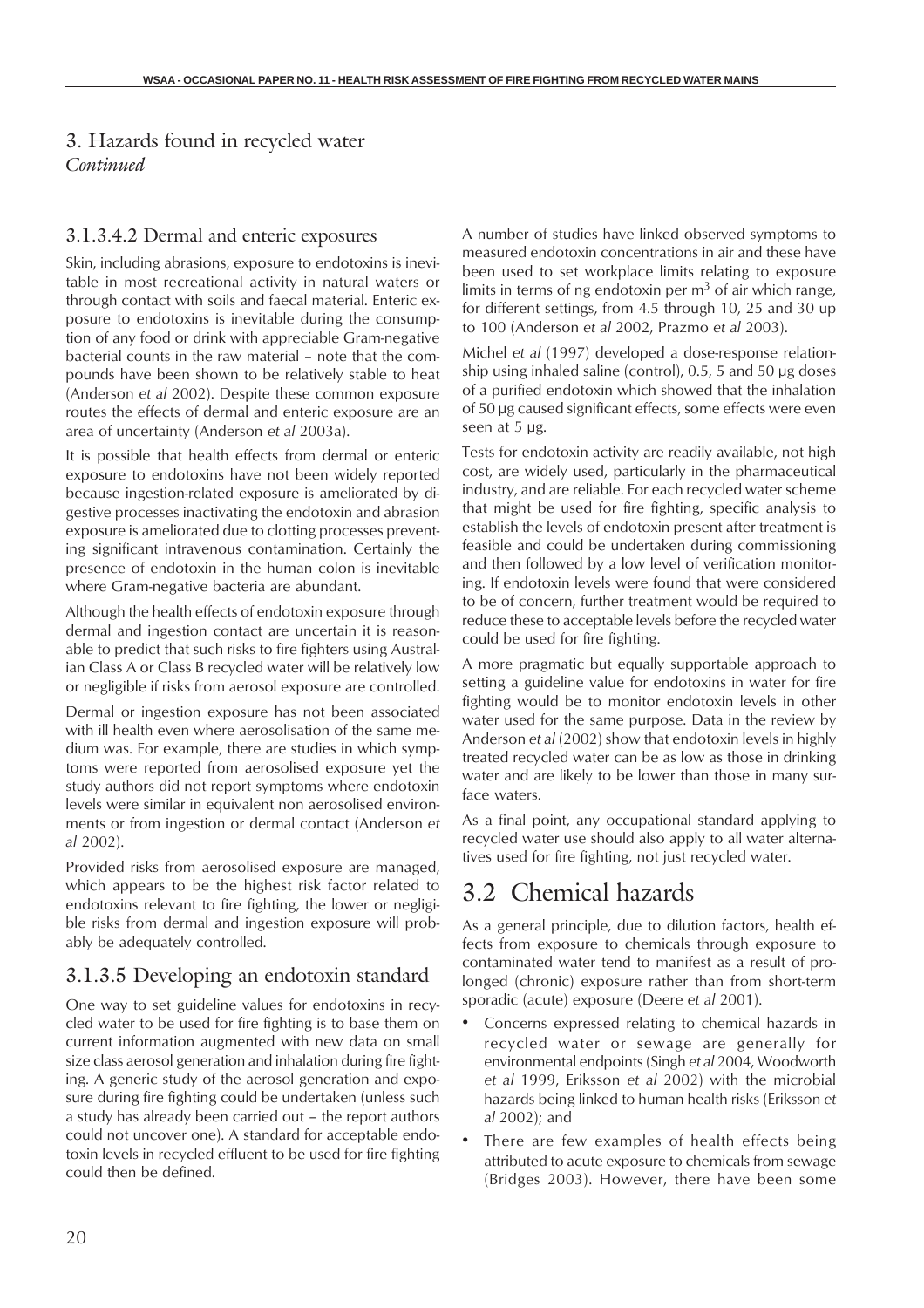## 3. Hazards found in recycled water *Continued*

### 3.1.3.4.2 Dermal and enteric exposures

Skin, including abrasions, exposure to endotoxins is inevitable in most recreational activity in natural waters or through contact with soils and faecal material. Enteric exposure to endotoxins is inevitable during the consumption of any food or drink with appreciable Gram-negative bacterial counts in the raw material – note that the compounds have been shown to be relatively stable to heat (Anderson *et al* 2002). Despite these common exposure routes the effects of dermal and enteric exposure are an area of uncertainty (Anderson *et al* 2003a).

It is possible that health effects from dermal or enteric exposure to endotoxins have not been widely reported because ingestion-related exposure is ameliorated by digestive processes inactivating the endotoxin and abrasion exposure is ameliorated due to clotting processes preventing significant intravenous contamination. Certainly the presence of endotoxin in the human colon is inevitable where Gram-negative bacteria are abundant.

Although the health effects of endotoxin exposure through dermal and ingestion contact are uncertain it is reasonable to predict that such risks to fire fighters using Australian Class A or Class B recycled water will be relatively low or negligible if risks from aerosol exposure are controlled.

Dermal or ingestion exposure has not been associated with ill health even where aerosolisation of the same medium was. For example, there are studies in which symptoms were reported from aerosolised exposure yet the study authors did not report symptoms where endotoxin levels were similar in equivalent non aerosolised environments or from ingestion or dermal contact (Anderson *et al* 2002).

Provided risks from aerosolised exposure are managed, which appears to be the highest risk factor related to endotoxins relevant to fire fighting, the lower or negligible risks from dermal and ingestion exposure will probably be adequately controlled.

### 3.1.3.5 Developing an endotoxin standard

One way to set guideline values for endotoxins in recycled water to be used for fire fighting is to base them on current information augmented with new data on small size class aerosol generation and inhalation during fire fighting. A generic study of the aerosol generation and exposure during fire fighting could be undertaken (unless such a study has already been carried out – the report authors could not uncover one). A standard for acceptable endotoxin levels in recycled effluent to be used for fire fighting could then be defined.

A number of studies have linked observed symptoms to measured endotoxin concentrations in air and these have been used to set workplace limits relating to exposure limits in terms of ng endotoxin per $m^3$ of air which range, for different settings, from 4.5 through 10, 25 and 30 up to 100 (Anderson *et al* 2002, Prazmo *et al* 2003).

Michel *et al* (1997) developed a dose-response relationship using inhaled saline (control), 0.5, 5 and 50 µg doses of a purified endotoxin which showed that the inhalation of 50 µg caused significant effects, some effects were even seen at 5 µg.

Tests for endotoxin activity are readily available, not high cost, are widely used, particularly in the pharmaceutical industry, and are reliable. For each recycled water scheme that might be used for fire fighting, specific analysis to establish the levels of endotoxin present after treatment is feasible and could be undertaken during commissioning and then followed by a low level of verification monitoring. If endotoxin levels were found that were considered to be of concern, further treatment would be required to reduce these to acceptable levels before the recycled water could be used for fire fighting.

A more pragmatic but equally supportable approach to setting a guideline value for endotoxins in water for fire fighting would be to monitor endotoxin levels in other water used for the same purpose. Data in the review by Anderson *et al* (2002) show that endotoxin levels in highly treated recycled water can be as low as those in drinking water and are likely to be lower than those in many surface waters.

As a final point, any occupational standard applying to recycled water use should also apply to all water alternatives used for fire fighting, not just recycled water.

## 3.2 Chemical hazards

As a general principle, due to dilution factors, health effects from exposure to chemicals through exposure to contaminated water tend to manifest as a result of prolonged (chronic) exposure rather than from short-term sporadic (acute) exposure (Deere *et al* 2001).

- Concerns expressed relating to chemical hazards in recycled water or sewage are generally for environmental endpoints (Singh *et al* 2004, Woodworth *et al* 1999, Eriksson *et al* 2002) with the microbial hazards being linked to human health risks (Eriksson *et al* 2002); and
- There are few examples of health effects being attributed to acute exposure to chemicals from sewage (Bridges 2003). However, there have been some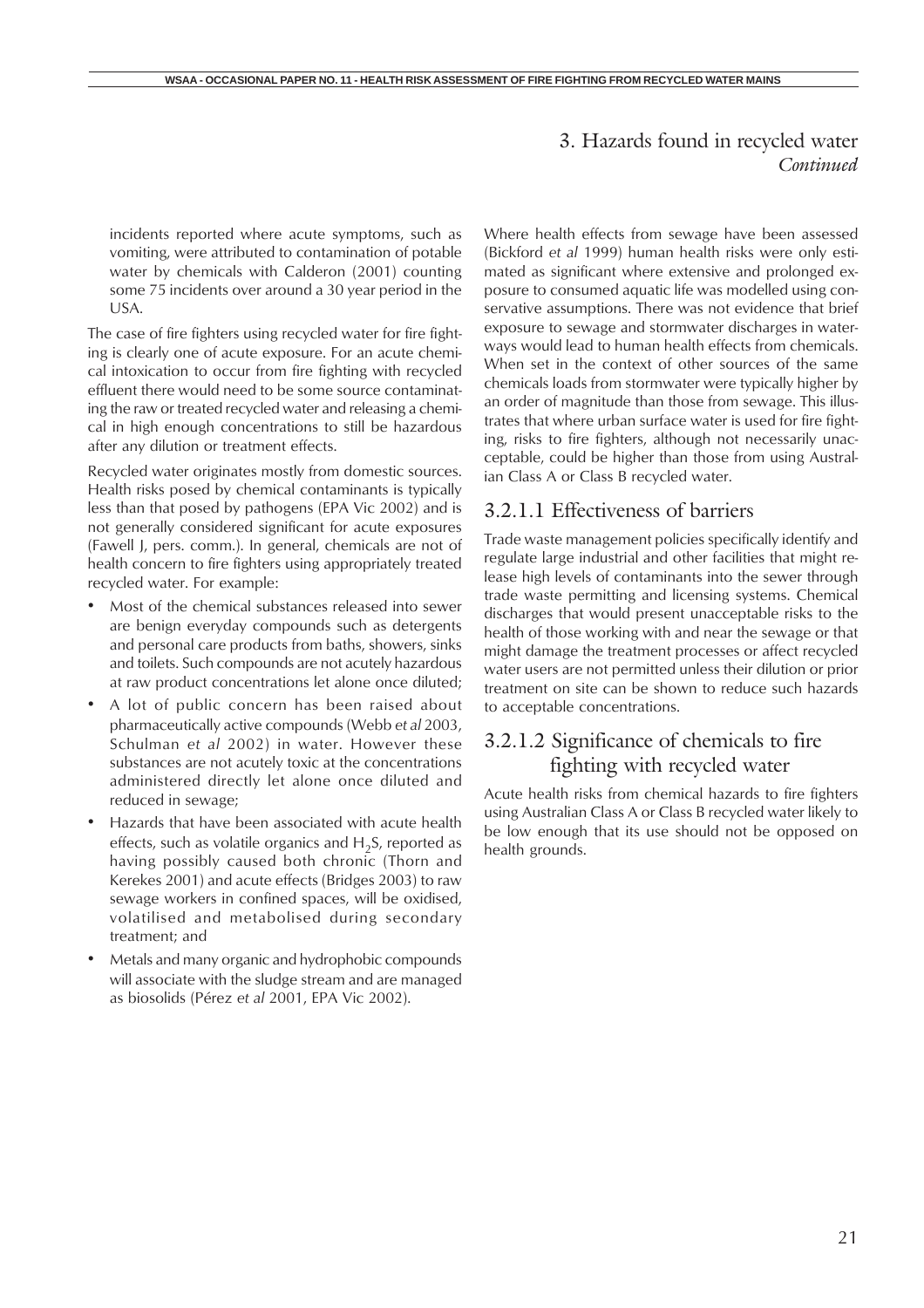## 3. Hazards found in recycled water *Continued*

incidents reported where acute symptoms, such as vomiting, were attributed to contamination of potable water by chemicals with Calderon (2001) counting some 75 incidents over around a 30 year period in the USA.

The case of fire fighters using recycled water for fire fighting is clearly one of acute exposure. For an acute chemical intoxication to occur from fire fighting with recycled effluent there would need to be some source contaminating the raw or treated recycled water and releasing a chemical in high enough concentrations to still be hazardous after any dilution or treatment effects.

Recycled water originates mostly from domestic sources. Health risks posed by chemical contaminants is typically less than that posed by pathogens (EPA Vic 2002) and is not generally considered significant for acute exposures (Fawell J, pers. comm.). In general, chemicals are not of health concern to fire fighters using appropriately treated recycled water. For example:

- Most of the chemical substances released into sewer are benign everyday compounds such as detergents and personal care products from baths, showers, sinks and toilets. Such compounds are not acutely hazardous at raw product concentrations let alone once diluted;
- A lot of public concern has been raised about pharmaceutically active compounds (Webb *et al* 2003, Schulman *et al* 2002) in water. However these substances are not acutely toxic at the concentrations administered directly let alone once diluted and reduced in sewage;
- Hazards that have been associated with acute health effects, such as volatile organics and $H_2S$, reported as having possibly caused both chronic (Thorn and Kerekes 2001) and acute effects (Bridges 2003) to raw sewage workers in confined spaces, will be oxidised, volatilised and metabolised during secondary treatment; and
- Metals and many organic and hydrophobic compounds will associate with the sludge stream and are managed as biosolids (Pérez *et al* 2001, EPA Vic 2002).

Where health effects from sewage have been assessed (Bickford *et al* 1999) human health risks were only estimated as significant where extensive and prolonged exposure to consumed aquatic life was modelled using conservative assumptions. There was not evidence that brief exposure to sewage and stormwater discharges in waterways would lead to human health effects from chemicals. When set in the context of other sources of the same chemicals loads from stormwater were typically higher by an order of magnitude than those from sewage. This illustrates that where urban surface water is used for fire fighting, risks to fire fighters, although not necessarily unacceptable, could be higher than those from using Australian Class A or Class B recycled water.

### 3.2.1.1 Effectiveness of barriers

Trade waste management policies specifically identify and regulate large industrial and other facilities that might release high levels of contaminants into the sewer through trade waste permitting and licensing systems. Chemical discharges that would present unacceptable risks to the health of those working with and near the sewage or that might damage the treatment processes or affect recycled water users are not permitted unless their dilution or prior treatment on site can be shown to reduce such hazards to acceptable concentrations.

### 3.2.1.2 Significance of chemicals to fire fighting with recycled water

Acute health risks from chemical hazards to fire fighters using Australian Class A or Class B recycled water likely to be low enough that its use should not be opposed on health grounds.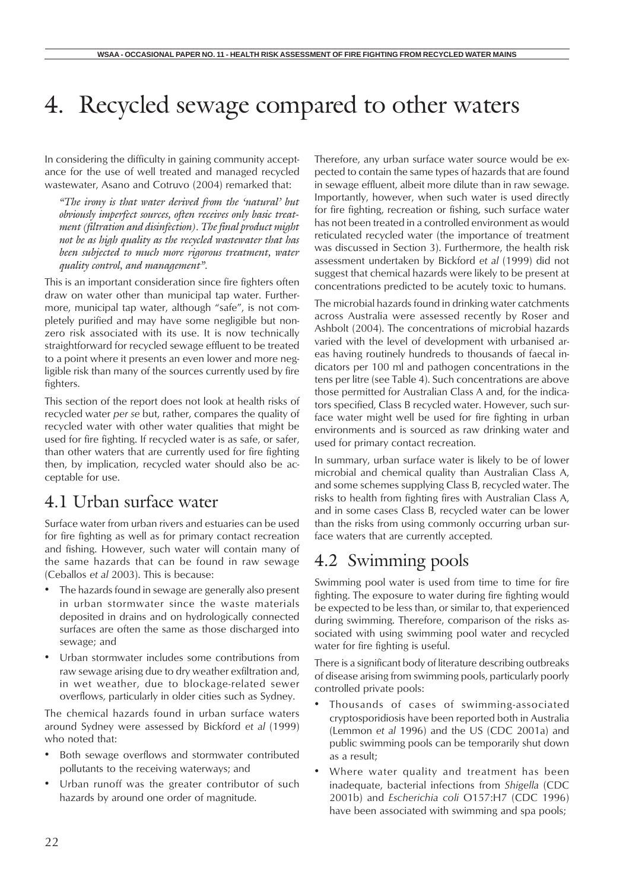# 4. Recycled sewage compared to other waters

In considering the difficulty in gaining community acceptance for the use of well treated and managed recycled wastewater, Asano and Cotruvo (2004) remarked that:

> *"The irony is that water derived from the 'natural' but obviously imperfect sources, often receives only basic treatment (filtration and disinfection). The final product might not be as high quality as the recycled wastewater that has been subjected to much more rigorous treatment, water quality control, and management".*

This is an important consideration since fire fighters often draw on water other than municipal tap water. Furthermore, municipal tap water, although "safe", is not completely purified and may have some negligible but non-zero risk associated with its use. It is now technically straightforward for recycled sewage effluent to be treated to a point where it presents an even lower and more negligible risk than many of the sources currently used by fire fighters.

This section of the report does not look at health risks of recycled water *per se* but, rather, compares the quality of recycled water with other water qualities that might be used for fire fighting. If recycled water is as safe, or safer, than other waters that are currently used for fire fighting then, by implication, recycled water should also be acceptable for use.

## 4.1 Urban surface water

Surface water from urban rivers and estuaries can be used for fire fighting as well as for primary contact recreation and fishing. However, such water will contain many of the same hazards that can be found in raw sewage (Ceballos *et al* 2003). This is because:

- The hazards found in sewage are generally also present in urban stormwater since the waste materials deposited in drains and on hydrologically connected surfaces are often the same as those discharged into sewage; and
- Urban stormwater includes some contributions from raw sewage arising due to dry weather exfiltration and, in wet weather, due to blockage-related sewer overflows, particularly in older cities such as Sydney.

The chemical hazards found in urban surface waters around Sydney were assessed by Bickford *et al* (1999) who noted that:

- Both sewage overflows and stormwater contributed pollutants to the receiving waterways; and
- Urban runoff was the greater contributor of such hazards by around one order of magnitude.

Therefore, any urban surface water source would be expected to contain the same types of hazards that are found in sewage effluent, albeit more dilute than in raw sewage. Importantly, however, when such water is used directly for fire fighting, recreation or fishing, such surface water has not been treated in a controlled environment as would reticulated recycled water (the importance of treatment was discussed in Section 3). Furthermore, the health risk assessment undertaken by Bickford *et al* (1999) did not suggest that chemical hazards were likely to be present at concentrations predicted to be acutely toxic to humans.

The microbial hazards found in drinking water catchments across Australia were assessed recently by Roser and Ashbolt (2004). The concentrations of microbial hazards varied with the level of development with urbanised areas having routinely hundreds to thousands of faecal indicators per 100 ml and pathogen concentrations in the tens per litre (see Table 4). Such concentrations are above those permitted for Australian Class A and, for the indicators specified, Class B recycled water. However, such surface water might well be used for fire fighting in urban environments and is sourced as raw drinking water and used for primary contact recreation.

In summary, urban surface water is likely to be of lower microbial and chemical quality than Australian Class A, and some schemes supplying Class B, recycled water. The risks to health from fighting fires with Australian Class A, and in some cases Class B, recycled water can be lower than the risks from using commonly occurring urban surface waters that are currently accepted.

## 4.2 Swimming pools

Swimming pool water is used from time to time for fire fighting. The exposure to water during fire fighting would be expected to be less than, or similar to, that experienced during swimming. Therefore, comparison of the risks associated with using swimming pool water and recycled water for fire fighting is useful.

There is a significant body of literature describing outbreaks of disease arising from swimming pools, particularly poorly controlled private pools:

- Thousands of cases of swimming-associated cryptosporidiosis have been reported both in Australia (Lemmon *et al* 1996) and the US (CDC 2001a) and public swimming pools can be temporarily shut down as a result;
- Where water quality and treatment has been inadequate, bacterial infections from *Shigella* (CDC 2001b) and *Escherichia coli* O157:H7 (CDC 1996) have been associated with swimming and spa pools;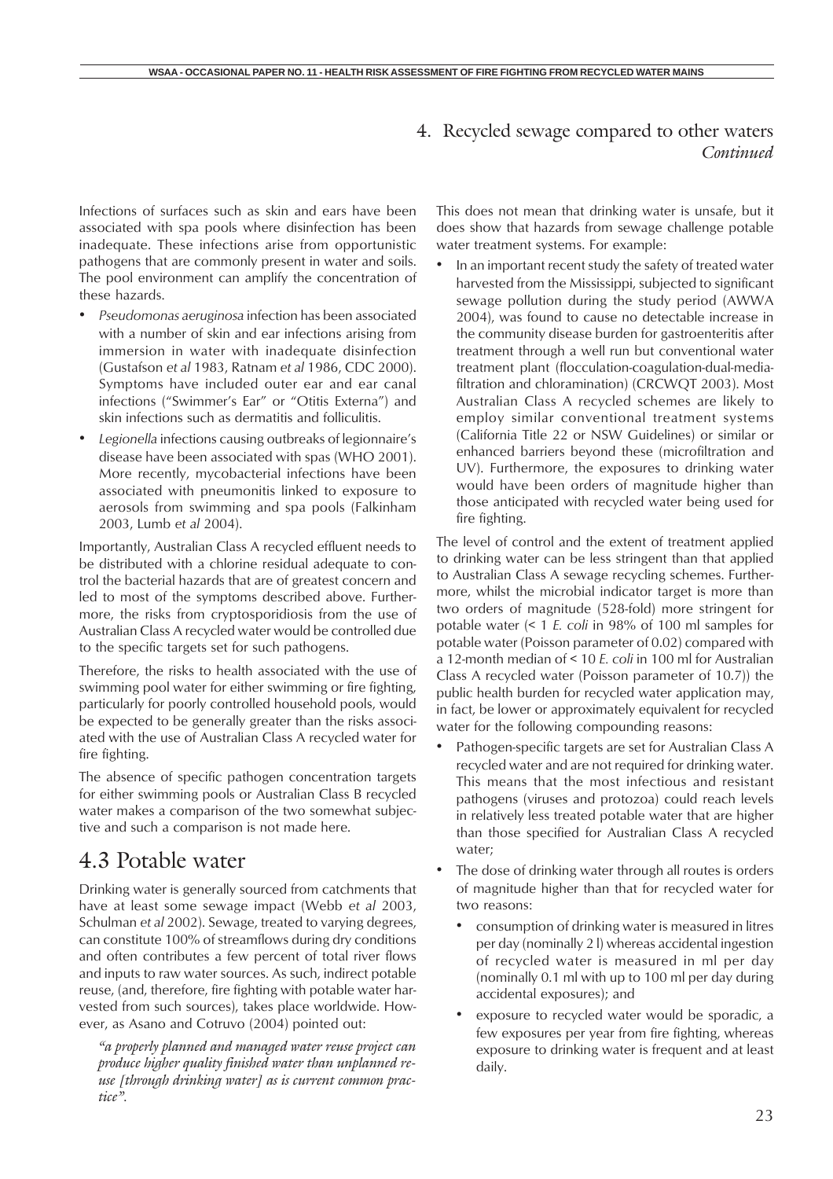## 4. Recycled sewage compared to other waters *Continued*

Infections of surfaces such as skin and ears have been associated with spa pools where disinfection has been inadequate. These infections arise from opportunistic pathogens that are commonly present in water and soils. The pool environment can amplify the concentration of these hazards.

- *Pseudomonas aeruginosa* infection has been associated with a number of skin and ear infections arising from immersion in water with inadequate disinfection (Gustafson *et al* 1983, Ratnam *et al* 1986, CDC 2000). Symptoms have included outer ear and ear canal infections ("Swimmer's Ear" or "Otitis Externa") and skin infections such as dermatitis and folliculitis.
- *Legionella* infections causing outbreaks of legionnaire's disease have been associated with spas (WHO 2001). More recently, mycobacterial infections have been associated with pneumonitis linked to exposure to aerosols from swimming and spa pools (Falkinham 2003, Lumb *et al* 2004).

Importantly, Australian Class A recycled effluent needs to be distributed with a chlorine residual adequate to control the bacterial hazards that are of greatest concern and led to most of the symptoms described above. Furthermore, the risks from cryptosporidiosis from the use of Australian Class A recycled water would be controlled due to the specific targets set for such pathogens.

Therefore, the risks to health associated with the use of swimming pool water for either swimming or fire fighting, particularly for poorly controlled household pools, would be expected to be generally greater than the risks associated with the use of Australian Class A recycled water for fire fighting.

The absence of specific pathogen concentration targets for either swimming pools or Australian Class B recycled water makes a comparison of the two somewhat subjective and such a comparison is not made here.

## 4.3 Potable water

Drinking water is generally sourced from catchments that have at least some sewage impact (Webb *et al* 2003, Schulman *et al* 2002). Sewage, treated to varying degrees, can constitute 100% of streamflows during dry conditions and often contributes a few percent of total river flows and inputs to raw water sources. As such, indirect potable reuse, (and, therefore, fire fighting with potable water harvested from such sources), takes place worldwide. However, as Asano and Cotruvo (2004) pointed out:

> *"a properly planned and managed water reuse project can produce higher quality finished water than unplanned reuse [through drinking water] as is current common practice".*

This does not mean that drinking water is unsafe, but it does show that hazards from sewage challenge potable water treatment systems. For example:

- In an important recent study the safety of treated water harvested from the Mississippi, subjected to significant sewage pollution during the study period (AWWA 2004), was found to cause no detectable increase in the community disease burden for gastroenteritis after treatment through a well run but conventional water treatment plant (flocculation-coagulation-dual-media-filtration and chloramination) (CRCWQT 2003). Most Australian Class A recycled schemes are likely to employ similar conventional treatment systems (California Title 22 or NSW Guidelines) or similar or enhanced barriers beyond these (microfiltration and UV). Furthermore, the exposures to drinking water would have been orders of magnitude higher than those anticipated with recycled water being used for fire fighting.

The level of control and the extent of treatment applied to drinking water can be less stringent than that applied to Australian Class A sewage recycling schemes. Furthermore, whilst the microbial indicator target is more than two orders of magnitude (528-fold) more stringent for potable water (< 1 *E. coli* in 98% of 100 ml samples for potable water (Poisson parameter of 0.02) compared with a 12-month median of < 10 *E. coli* in 100 ml for Australian Class A recycled water (Poisson parameter of 10.7)) the public health burden for recycled water application may, in fact, be lower or approximately equivalent for recycled water for the following compounding reasons:

- Pathogen-specific targets are set for Australian Class A recycled water and are not required for drinking water. This means that the most infectious and resistant pathogens (viruses and protozoa) could reach levels in relatively less treated potable water that are higher than those specified for Australian Class A recycled water;
- The dose of drinking water through all routes is orders of magnitude higher than that for recycled water for two reasons:
  - consumption of drinking water is measured in litres per day (nominally 2 l) whereas accidental ingestion of recycled water is measured in ml per day (nominally 0.1 ml with up to 100 ml per day during accidental exposures); and
  - exposure to recycled water would be sporadic, a few exposures per year from fire fighting, whereas exposure to drinking water is frequent and at least daily.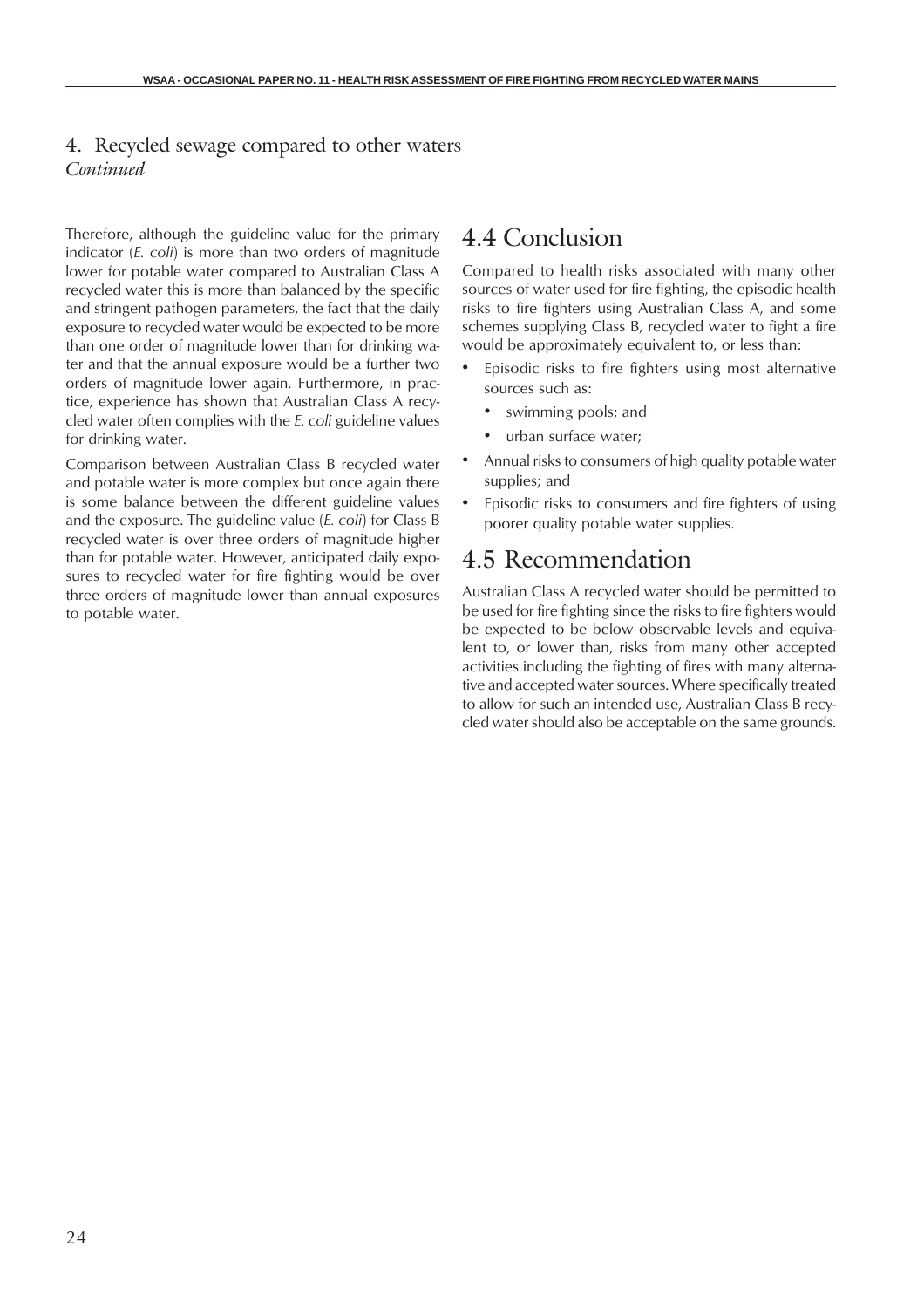## 4. Recycled sewage compared to other waters

*Continued*

Therefore, although the guideline value for the primary indicator (*E. coli*) is more than two orders of magnitude lower for potable water compared to Australian Class A recycled water this is more than balanced by the specific and stringent pathogen parameters, the fact that the daily exposure to recycled water would be expected to be more than one order of magnitude lower than for drinking water and that the annual exposure would be a further two orders of magnitude lower again. Furthermore, in practice, experience has shown that Australian Class A recycled water often complies with the *E. coli* guideline values for drinking water.

Comparison between Australian Class B recycled water and potable water is more complex but once again there is some balance between the different guideline values and the exposure. The guideline value (*E. coli*) for Class B recycled water is over three orders of magnitude higher than for potable water. However, anticipated daily exposures to recycled water for fire fighting would be over three orders of magnitude lower than annual exposures to potable water.

## 4.4 Conclusion

Compared to health risks associated with many other sources of water used for fire fighting, the episodic health risks to fire fighters using Australian Class A, and some schemes supplying Class B, recycled water to fight a fire would be approximately equivalent to, or less than:

- Episodic risks to fire fighters using most alternative sources such as:
  - swimming pools; and
  - urban surface water;
- Annual risks to consumers of high quality potable water supplies; and
- Episodic risks to consumers and fire fighters of using poorer quality potable water supplies.

## 4.5 Recommendation

Australian Class A recycled water should be permitted to be used for fire fighting since the risks to fire fighters would be expected to be below observable levels and equivalent to, or lower than, risks from many other accepted activities including the fighting of fires with many alternative and accepted water sources. Where specifically treated to allow for such an intended use, Australian Class B recycled water should also be acceptable on the same grounds.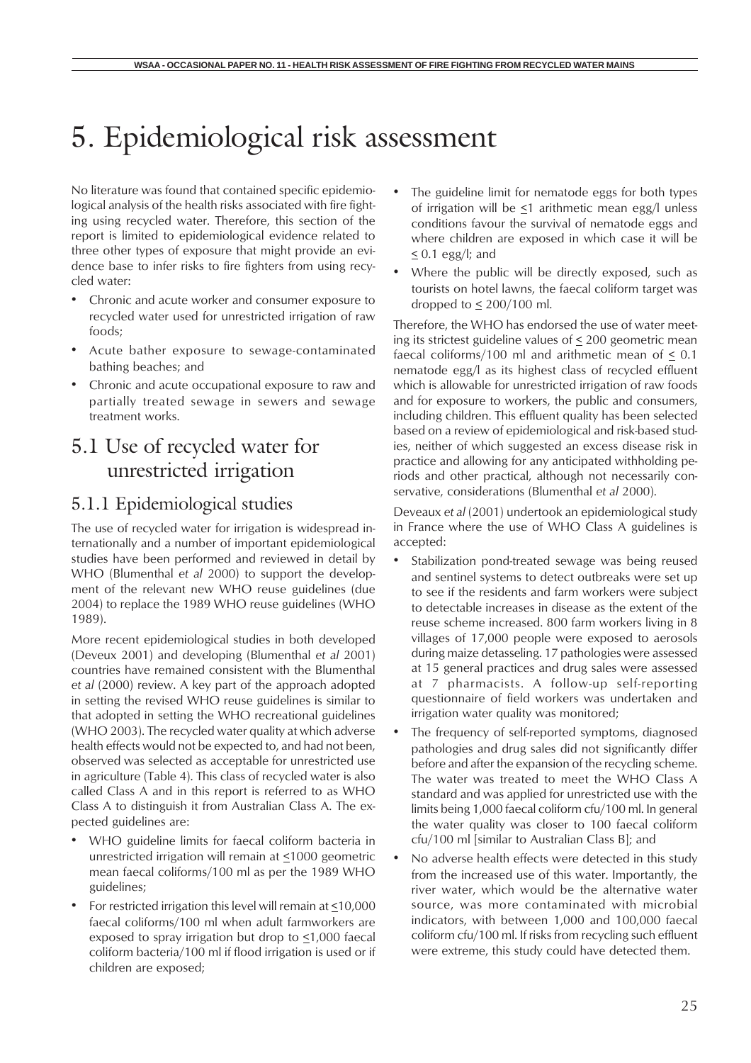# 5. Epidemiological risk assessment

No literature was found that contained specific epidemiological analysis of the health risks associated with fire fighting using recycled water. Therefore, this section of the report is limited to epidemiological evidence related to three other types of exposure that might provide an evidence base to infer risks to fire fighters from using recycled water:

- Chronic and acute worker and consumer exposure to recycled water used for unrestricted irrigation of raw foods;
- Acute bather exposure to sewage-contaminated bathing beaches; and
- Chronic and acute occupational exposure to raw and partially treated sewage in sewers and sewage treatment works.

## 5.1 Use of recycled water for unrestricted irrigation

### 5.1.1 Epidemiological studies

The use of recycled water for irrigation is widespread internationally and a number of important epidemiological studies have been performed and reviewed in detail by WHO (Blumenthal *et al* 2000) to support the development of the relevant new WHO reuse guidelines (due 2004) to replace the 1989 WHO reuse guidelines (WHO 1989).

More recent epidemiological studies in both developed (Deveux 2001) and developing (Blumenthal *et al* 2001) countries have remained consistent with the Blumenthal *et al* (2000) review. A key part of the approach adopted in setting the revised WHO reuse guidelines is similar to that adopted in setting the WHO recreational guidelines (WHO 2003). The recycled water quality at which adverse health effects would not be expected to, and had not been, observed was selected as acceptable for unrestricted use in agriculture (Table 4). This class of recycled water is also called Class A and in this report is referred to as WHO Class A to distinguish it from Australian Class A. The expected guidelines are:

- WHO guideline limits for faecal coliform bacteria in unrestricted irrigation will remain at ≤1000 geometric mean faecal coliforms/100 ml as per the 1989 WHO guidelines;
- For restricted irrigation this level will remain at ≤10,000 faecal coliforms/100 ml when adult farmworkers are exposed to spray irrigation but drop to ≤1,000 faecal coliform bacteria/100 ml if flood irrigation is used or if children are exposed;
- The guideline limit for nematode eggs for both types of irrigation will be ≤1 arithmetic mean egg/l unless conditions favour the survival of nematode eggs and where children are exposed in which case it will be ≤ 0.1 egg/l; and
- Where the public will be directly exposed, such as tourists on hotel lawns, the faecal coliform target was dropped to ≤ 200/100 ml.

Therefore, the WHO has endorsed the use of water meeting its strictest guideline values of ≤ 200 geometric mean faecal coliforms/100 ml and arithmetic mean of ≤ 0.1 nematode egg/l as its highest class of recycled effluent which is allowable for unrestricted irrigation of raw foods and for exposure to workers, the public and consumers, including children. This effluent quality has been selected based on a review of epidemiological and risk-based studies, neither of which suggested an excess disease risk in practice and allowing for any anticipated withholding periods and other practical, although not necessarily conservative, considerations (Blumenthal *et al* 2000).

Deveaux *et al* (2001) undertook an epidemiological study in France where the use of WHO Class A guidelines is accepted:

- Stabilization pond-treated sewage was being reused and sentinel systems to detect outbreaks were set up to see if the residents and farm workers were subject to detectable increases in disease as the extent of the reuse scheme increased. 800 farm workers living in 8 villages of 17,000 people were exposed to aerosols during maize detasseling. 17 pathologies were assessed at 15 general practices and drug sales were assessed at 7 pharmacists. A follow-up self-reporting questionnaire of field workers was undertaken and irrigation water quality was monitored;
- The frequency of self-reported symptoms, diagnosed pathologies and drug sales did not significantly differ before and after the expansion of the recycling scheme. The water was treated to meet the WHO Class A standard and was applied for unrestricted use with the limits being 1,000 faecal coliform cfu/100 ml. In general the water quality was closer to 100 faecal coliform cfu/100 ml [similar to Australian Class B]; and
- No adverse health effects were detected in this study from the increased use of this water. Importantly, the river water, which would be the alternative water source, was more contaminated with microbial indicators, with between 1,000 and 100,000 faecal coliform cfu/100 ml. If risks from recycling such effluent were extreme, this study could have detected them.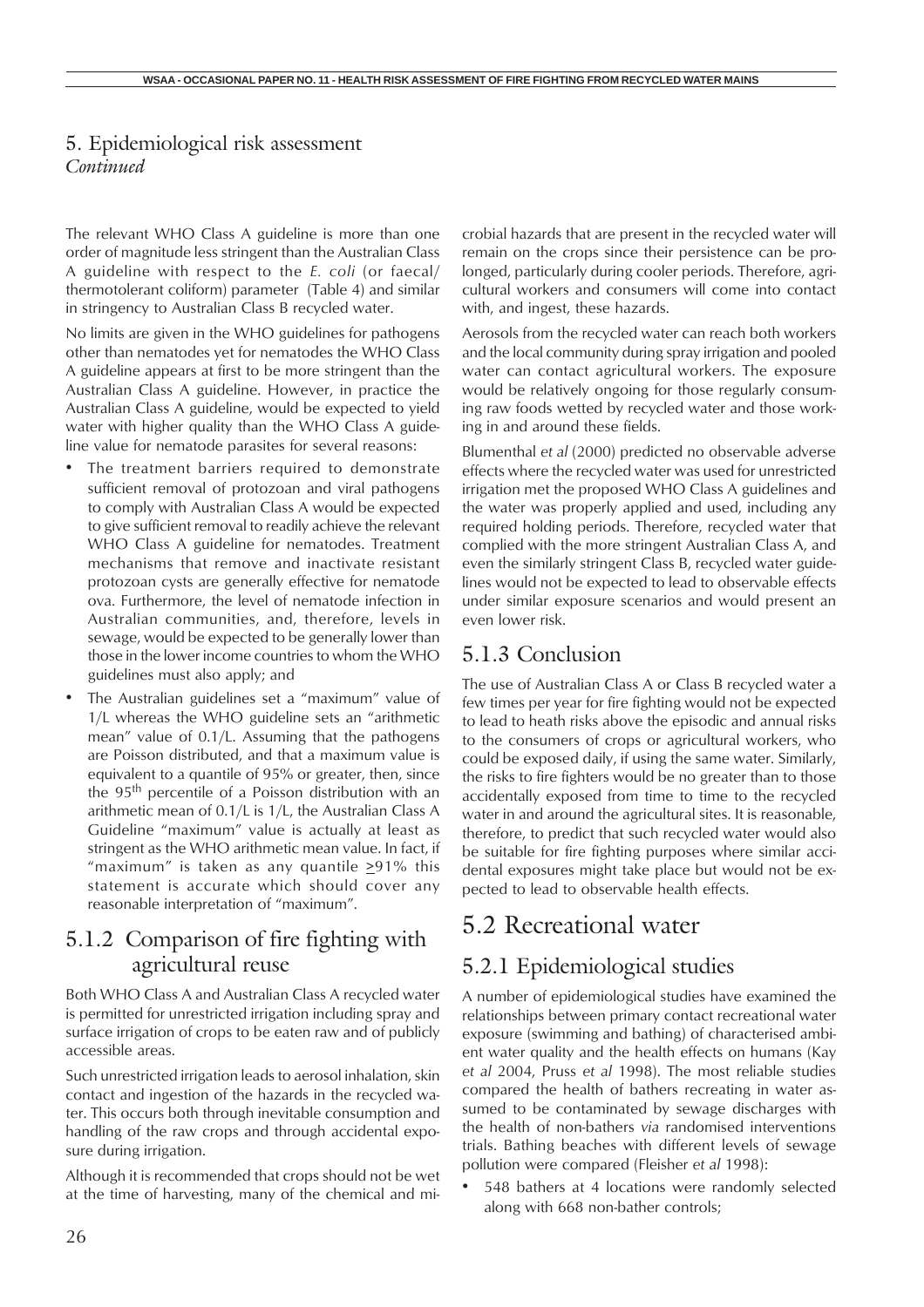## 5. Epidemiological risk assessment *Continued*

The relevant WHO Class A guideline is more than one order of magnitude less stringent than the Australian Class A guideline with respect to the *E. coli* (or faecal/ thermotolerant coliform) parameter (Table 4) and similar in stringency to Australian Class B recycled water.

No limits are given in the WHO guidelines for pathogens other than nematodes yet for nematodes the WHO Class A guideline appears at first to be more stringent than the Australian Class A guideline. However, in practice the Australian Class A guideline, would be expected to yield water with higher quality than the WHO Class A guideline value for nematode parasites for several reasons:

- The treatment barriers required to demonstrate sufficient removal of protozoan and viral pathogens to comply with Australian Class A would be expected to give sufficient removal to readily achieve the relevant WHO Class A guideline for nematodes. Treatment mechanisms that remove and inactivate resistant protozoan cysts are generally effective for nematode ova. Furthermore, the level of nematode infection in Australian communities, and, therefore, levels in sewage, would be expected to be generally lower than those in the lower income countries to whom the WHO guidelines must also apply; and
- The Australian guidelines set a "maximum" value of 1/L whereas the WHO guideline sets an "arithmetic mean" value of 0.1/L. Assuming that the pathogens are Poisson distributed, and that a maximum value is equivalent to a quantile of 95% or greater, then, since the 95th percentile of a Poisson distribution with an arithmetic mean of 0.1/L is 1/L, the Australian Class A Guideline "maximum" value is actually at least as stringent as the WHO arithmetic mean value. In fact, if "maximum" is taken as any quantile $\geq$91% this statement is accurate which should cover any reasonable interpretation of "maximum".

### 5.1.2 Comparison of fire fighting with agricultural reuse

Both WHO Class A and Australian Class A recycled water is permitted for unrestricted irrigation including spray and surface irrigation of crops to be eaten raw and of publicly accessible areas.

Such unrestricted irrigation leads to aerosol inhalation, skin contact and ingestion of the hazards in the recycled water. This occurs both through inevitable consumption and handling of the raw crops and through accidental exposure during irrigation.

Although it is recommended that crops should not be wet at the time of harvesting, many of the chemical and microbial hazards that are present in the recycled water will remain on the crops since their persistence can be prolonged, particularly during cooler periods. Therefore, agricultural workers and consumers will come into contact with, and ingest, these hazards.

Aerosols from the recycled water can reach both workers and the local community during spray irrigation and pooled water can contact agricultural workers. The exposure would be relatively ongoing for those regularly consuming raw foods wetted by recycled water and those working in and around these fields.

Blumenthal *et al* (2000) predicted no observable adverse effects where the recycled water was used for unrestricted irrigation met the proposed WHO Class A guidelines and the water was properly applied and used, including any required holding periods. Therefore, recycled water that complied with the more stringent Australian Class A, and even the similarly stringent Class B, recycled water guidelines would not be expected to lead to observable effects under similar exposure scenarios and would present an even lower risk.

### 5.1.3 Conclusion

The use of Australian Class A or Class B recycled water a few times per year for fire fighting would not be expected to lead to heath risks above the episodic and annual risks to the consumers of crops or agricultural workers, who could be exposed daily, if using the same water. Similarly, the risks to fire fighters would be no greater than to those accidentally exposed from time to time to the recycled water in and around the agricultural sites. It is reasonable, therefore, to predict that such recycled water would also be suitable for fire fighting purposes where similar accidental exposures might take place but would not be expected to lead to observable health effects.

## 5.2 Recreational water

### 5.2.1 Epidemiological studies

A number of epidemiological studies have examined the relationships between primary contact recreational water exposure (swimming and bathing) of characterised ambient water quality and the health effects on humans (Kay *et al* 2004, Pruss *et al* 1998). The most reliable studies compared the health of bathers recreating in water assumed to be contaminated by sewage discharges with the health of non-bathers *via* randomised interventions trials. Bathing beaches with different levels of sewage pollution were compared (Fleisher *et al* 1998):

- 548 bathers at 4 locations were randomly selected along with 668 non-bather controls;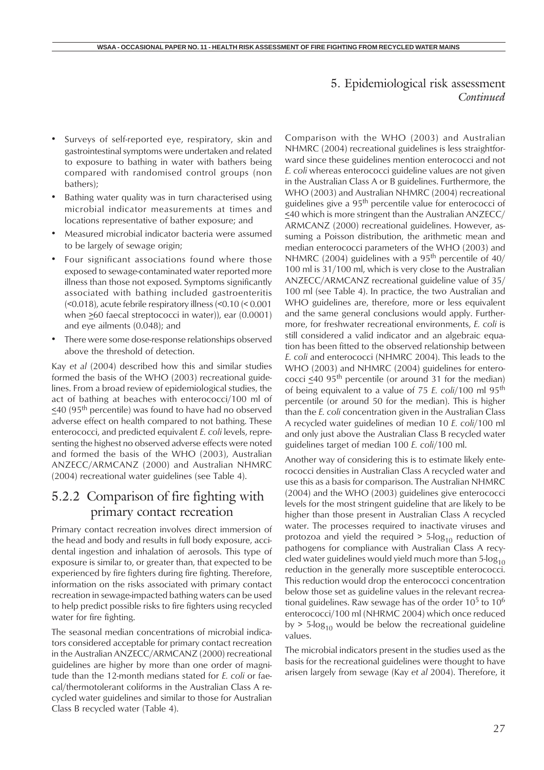- Surveys of self-reported eye, respiratory, skin and gastrointestinal symptoms were undertaken and related to exposure to bathing in water with bathers being compared with randomised control groups (non bathers);
- Bathing water quality was in turn characterised using microbial indicator measurements at times and locations representative of bather exposure; and
- Measured microbial indicator bacteria were assumed to be largely of sewage origin;
- Four significant associations found where those exposed to sewage-contaminated water reported more illness than those not exposed. Symptoms significantly associated with bathing included gastroenteritis (<0.018), acute febrile respiratory illness (<0.10 (< 0.001 when ≥60 faecal streptococci in water)), ear (0.0001) and eye ailments (0.048); and
- There were some dose-response relationships observed above the threshold of detection.

Kay *et al* (2004) described how this and similar studies formed the basis of the WHO (2003) recreational guidelines. From a broad review of epidemiological studies, the act of bathing at beaches with enterococci/100 ml of ≤40 (95th percentile) was found to have had no observed adverse effect on health compared to not bathing. These enterococci, and predicted equivalent *E. coli* levels, representing the highest no observed adverse effects were noted and formed the basis of the WHO (2003), Australian ANZECC/ARMCANZ (2000) and Australian NHMRC (2004) recreational water guidelines (see Table 4).

## 5.2.2 Comparison of fire fighting with primary contact recreation

Primary contact recreation involves direct immersion of the head and body and results in full body exposure, accidental ingestion and inhalation of aerosols. This type of exposure is similar to, or greater than, that expected to be experienced by fire fighters during fire fighting. Therefore, information on the risks associated with primary contact recreation in sewage-impacted bathing waters can be used to help predict possible risks to fire fighters using recycled water for fire fighting.

The seasonal median concentrations of microbial indicators considered acceptable for primary contact recreation in the Australian ANZECC/ARMCANZ (2000) recreational guidelines are higher by more than one order of magnitude than the 12-month medians stated for *E. coli* or faecal/thermotolerant coliforms in the Australian Class A recycled water guidelines and similar to those for Australian Class B recycled water (Table 4).

Comparison with the WHO (2003) and Australian NHMRC (2004) recreational guidelines is less straightforward since these guidelines mention enterococci and not *E. coli* whereas enterococci guideline values are not given in the Australian Class A or B guidelines. Furthermore, the WHO (2003) and Australian NHMRC (2004) recreational guidelines give a 95th percentile value for enterococci of ≤40 which is more stringent than the Australian ANZECC/ARMCANZ (2000) recreational guidelines. However, assuming a Poisson distribution, the arithmetic mean and median enterococci parameters of the WHO (2003) and NHMRC (2004) guidelines with a 95th percentile of 40/100 ml is 31/100 ml, which is very close to the Australian ANZECC/ARMCANZ recreational guideline value of 35/100 ml (see Table 4). In practice, the two Australian and WHO guidelines are, therefore, more or less equivalent and the same general conclusions would apply. Furthermore, for freshwater recreational environments, *E. coli* is still considered a valid indicator and an algebraic equation has been fitted to the observed relationship between *E. coli* and enterococci (NHMRC 2004). This leads to the WHO (2003) and NHMRC (2004) guidelines for enterococci ≤40 95th percentile (or around 31 for the median) of being equivalent to a value of 75 *E. coli*/100 ml 95th percentile (or around 50 for the median). This is higher than the *E. coli* concentration given in the Australian Class A recycled water guidelines of median 10 *E. coli*/100 ml and only just above the Australian Class B recycled water guidelines target of median 100 *E. coli*/100 ml.

Another way of considering this is to estimate likely enterococci densities in Australian Class A recycled water and use this as a basis for comparison. The Australian NHMRC (2004) and the WHO (2003) guidelines give enterococci levels for the most stringent guideline that are likely to be higher than those present in Australian Class A recycled water. The processes required to inactivate viruses and protozoa and yield the required > 5-$\log_{10}$ reduction of pathogens for compliance with Australian Class A recycled water guidelines would yield much more than 5-$\log_{10}$ reduction in the generally more susceptible enterococci. This reduction would drop the enterococci concentration below those set as guideline values in the relevant recreational guidelines. Raw sewage has of the order $10^5$ to $10^6$ enterococci/100 ml (NHRMC 2004) which once reduced by > 5-$\log_{10}$ would be below the recreational guideline values.

The microbial indicators present in the studies used as the basis for the recreational guidelines were thought to have arisen largely from sewage (Kay *et al* 2004). Therefore, it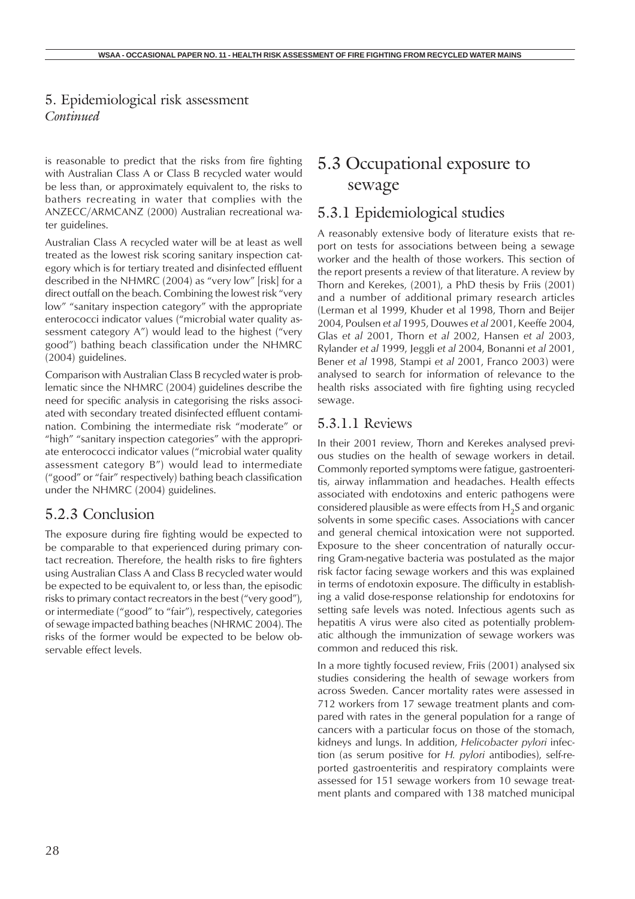## 5. Epidemiological risk assessment
*Continued*

is reasonable to predict that the risks from fire fighting with Australian Class A or Class B recycled water would be less than, or approximately equivalent to, the risks to bathers recreating in water that complies with the ANZECC/ARMCANZ (2000) Australian recreational water guidelines.

Australian Class A recycled water will be at least as well treated as the lowest risk scoring sanitary inspection category which is for tertiary treated and disinfected effluent described in the NHMRC (2004) as "very low" [risk] for a direct outfall on the beach. Combining the lowest risk "very low" "sanitary inspection category" with the appropriate enterococci indicator values ("microbial water quality assessment category A") would lead to the highest ("very good") bathing beach classification under the NHMRC (2004) guidelines.

Comparison with Australian Class B recycled water is problematic since the NHMRC (2004) guidelines describe the need for specific analysis in categorising the risks associated with secondary treated disinfected effluent contamination. Combining the intermediate risk "moderate" or "high" "sanitary inspection categories" with the appropriate enterococci indicator values ("microbial water quality assessment category B") would lead to intermediate ("good" or "fair" respectively) bathing beach classification under the NHMRC (2004) guidelines.

### 5.2.3 Conclusion

The exposure during fire fighting would be expected to be comparable to that experienced during primary contact recreation. Therefore, the health risks to fire fighters using Australian Class A and Class B recycled water would be expected to be equivalent to, or less than, the episodic risks to primary contact recreators in the best ("very good"), or intermediate ("good" to "fair"), respectively, categories of sewage impacted bathing beaches (NHRMC 2004). The risks of the former would be expected to be below observable effect levels.

## 5.3 Occupational exposure to sewage

### 5.3.1 Epidemiological studies

A reasonably extensive body of literature exists that report on tests for associations between being a sewage worker and the health of those workers. This section of the report presents a review of that literature. A review by Thorn and Kerekes, (2001), a PhD thesis by Friis (2001) and a number of additional primary research articles (Lerman et al 1999, Khuder et al 1998, Thorn and Beijer 2004, Poulsen *et al* 1995, Douwes *et al* 2001, Keeffe 2004, Glas *et al* 2001, Thorn *et al* 2002, Hansen *et al* 2003, Rylander *et al* 1999, Jeggli *et al* 2004, Bonanni *et al* 2001, Bener *et al* 1998, Stampi *et al* 2001, Franco 2003) were analysed to search for information of relevance to the health risks associated with fire fighting using recycled sewage.

#### 5.3.1.1 Reviews

In their 2001 review, Thorn and Kerekes analysed previous studies on the health of sewage workers in detail. Commonly reported symptoms were fatigue, gastroenteritis, airway inflammation and headaches. Health effects associated with endotoxins and enteric pathogens were considered plausible as were effects from $H_2S$ and organic solvents in some specific cases. Associations with cancer and general chemical intoxication were not supported. Exposure to the sheer concentration of naturally occurring Gram-negative bacteria was postulated as the major risk factor facing sewage workers and this was explained in terms of endotoxin exposure. The difficulty in establishing a valid dose-response relationship for endotoxins for setting safe levels was noted. Infectious agents such as hepatitis A virus were also cited as potentially problematic although the immunization of sewage workers was common and reduced this risk.

In a more tightly focused review, Friis (2001) analysed six studies considering the health of sewage workers from across Sweden. Cancer mortality rates were assessed in 712 workers from 17 sewage treatment plants and compared with rates in the general population for a range of cancers with a particular focus on those of the stomach, kidneys and lungs. In addition, *Helicobacter pylori* infection (as serum positive for *H. pylori* antibodies), self-reported gastroenteritis and respiratory complaints were assessed for 151 sewage workers from 10 sewage treatment plants and compared with 138 matched municipal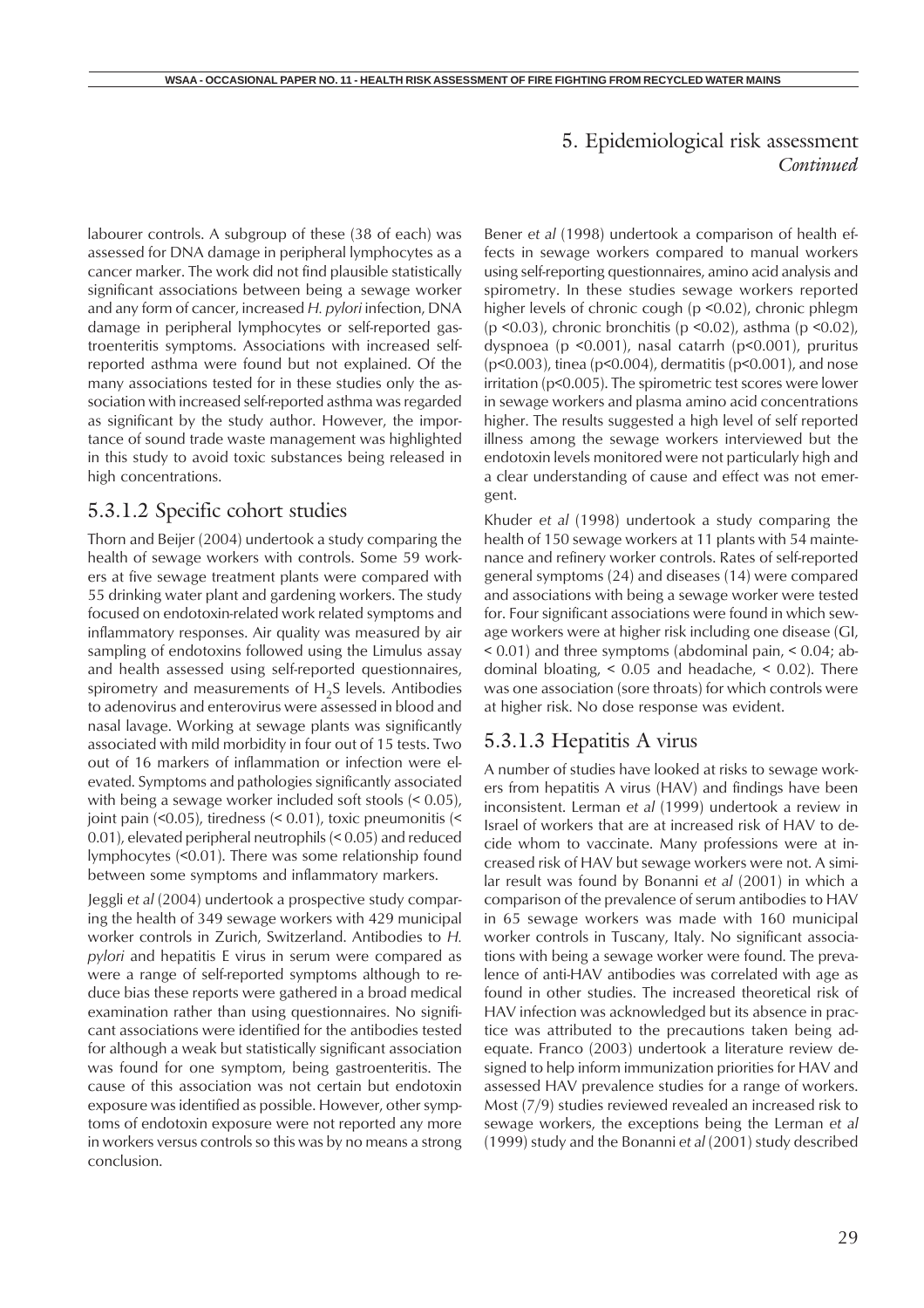labourer controls. A subgroup of these (38 of each) was assessed for DNA damage in peripheral lymphocytes as a cancer marker. The work did not find plausible statistically significant associations between being a sewage worker and any form of cancer, increased *H. pylori* infection, DNA damage in peripheral lymphocytes or self-reported gastroenteritis symptoms. Associations with increased self-reported asthma were found but not explained. Of the many associations tested for in these studies only the association with increased self-reported asthma was regarded as significant by the study author. However, the importance of sound trade waste management was highlighted in this study to avoid toxic substances being released in high concentrations.

### 5.3.1.2 Specific cohort studies

Thorn and Beijer (2004) undertook a study comparing the health of sewage workers with controls. Some 59 workers at five sewage treatment plants were compared with 55 drinking water plant and gardening workers. The study focused on endotoxin-related work related symptoms and inflammatory responses. Air quality was measured by air sampling of endotoxins followed using the Limulus assay and health assessed using self-reported questionnaires, spirometry and measurements of $H_2S$ levels. Antibodies to adenovirus and enterovirus were assessed in blood and nasal lavage. Working at sewage plants was significantly associated with mild morbidity in four out of 15 tests. Two out of 16 markers of inflammation or infection were elevated. Symptoms and pathologies significantly associated with being a sewage worker included soft stools ($< 0.05$), joint pain ($<0.05$), tiredness ($< 0.01$), toxic pneumonitis ($< 0.01$), elevated peripheral neutrophils ($< 0.05$) and reduced lymphocytes ($<0.01$). There was some relationship found between some symptoms and inflammatory markers.

Jeggli *et al* (2004) undertook a prospective study comparing the health of 349 sewage workers with 429 municipal worker controls in Zurich, Switzerland. Antibodies to *H. pylori* and hepatitis E virus in serum were compared as were a range of self-reported symptoms although to reduce bias these reports were gathered in a broad medical examination rather than using questionnaires. No significant associations were identified for the antibodies tested for although a weak but statistically significant association was found for one symptom, being gastroenteritis. The cause of this association was not certain but endotoxin exposure was identified as possible. However, other symptoms of endotoxin exposure were not reported any more in workers versus controls so this was by no means a strong conclusion.

Bener *et al* (1998) undertook a comparison of health effects in sewage workers compared to manual workers using self-reporting questionnaires, amino acid analysis and spirometry. In these studies sewage workers reported higher levels of chronic cough ($p <0.02$), chronic phlegm ($p <0.03$), chronic bronchitis ($p <0.02$), asthma ($p <0.02$), dyspnoea ($p <0.001$), nasal catarrh ($p<0.001$), pruritus ($p<0.003$), tinea ($p<0.004$), dermatitis ($p<0.001$), and nose irritation ($p<0.005$). The spirometric test scores were lower in sewage workers and plasma amino acid concentrations higher. The results suggested a high level of self reported illness among the sewage workers interviewed but the endotoxin levels monitored were not particularly high and a clear understanding of cause and effect was not emergent.

Khuder *et al* (1998) undertook a study comparing the health of 150 sewage workers at 11 plants with 54 maintenance and refinery worker controls. Rates of self-reported general symptoms (24) and diseases (14) were compared and associations with being a sewage worker were tested for. Four significant associations were found in which sewage workers were at higher risk including one disease (GI, $< 0.01$) and three symptoms (abdominal pain, $< 0.04$; abdominal bloating, $< 0.05$ and headache, $< 0.02$). There was one association (sore throats) for which controls were at higher risk. No dose response was evident.

### 5.3.1.3 Hepatitis A virus

A number of studies have looked at risks to sewage workers from hepatitis A virus (HAV) and findings have been inconsistent. Lerman *et al* (1999) undertook a review in Israel of workers that are at increased risk of HAV to decide whom to vaccinate. Many professions were at increased risk of HAV but sewage workers were not. A similar result was found by Bonanni *et al* (2001) in which a comparison of the prevalence of serum antibodies to HAV in 65 sewage workers was made with 160 municipal worker controls in Tuscany, Italy. No significant associations with being a sewage worker were found. The prevalence of anti-HAV antibodies was correlated with age as found in other studies. The increased theoretical risk of HAV infection was acknowledged but its absence in practice was attributed to the precautions taken being adequate. Franco (2003) undertook a literature review designed to help inform immunization priorities for HAV and assessed HAV prevalence studies for a range of workers. Most (7/9) studies reviewed revealed an increased risk to sewage workers, the exceptions being the Lerman *et al* (1999) study and the Bonanni *et al* (2001) study described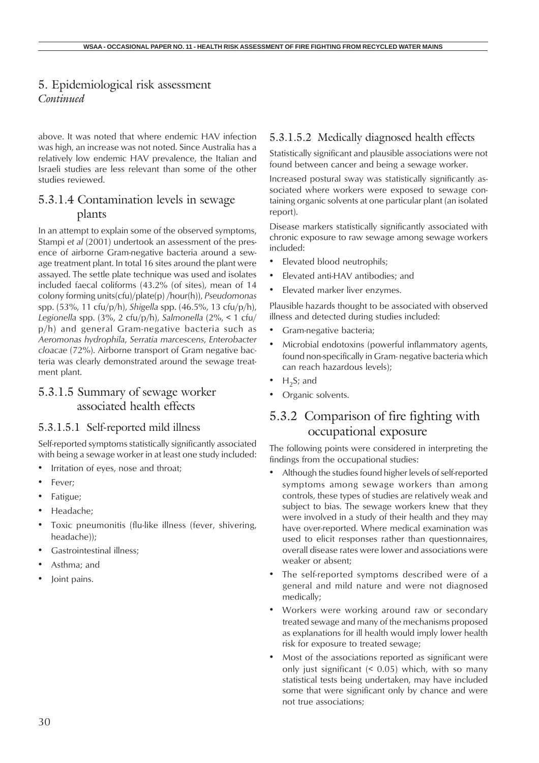# 5. Epidemiological risk assessment

*Continued*

above. It was noted that where endemic HAV infection was high, an increase was not noted. Since Australia has a relatively low endemic HAV prevalence, the Italian and Israeli studies are less relevant than some of the other studies reviewed.

## 5.3.1.4 Contamination levels in sewage plants

In an attempt to explain some of the observed symptoms, Stampi *et al* (2001) undertook an assessment of the presence of airborne Gram-negative bacteria around a sewage treatment plant. In total 16 sites around the plant were assayed. The settle plate technique was used and isolates included faecal coliforms (43.2% (of sites), mean of 14 colony forming units(cfu)/plate(p) /hour(h)), *Pseudomonas* spp. (53%, 11 cfu/p/h), *Shigella* spp. (46.5%, 13 cfu/p/h), *Legionella* spp. (3%, 2 cfu/p/h), *Salmonella* (2%, < 1 cfu/p/h) and general Gram-negative bacteria such as *Aeromonas hydrophila*, *Serratia marcescens*, *Enterobacter cloacae* (72%). Airborne transport of Gram negative bacteria was clearly demonstrated around the sewage treatment plant.

## 5.3.1.5 Summary of sewage worker associated health effects

### 5.3.1.5.1 Self-reported mild illness

Self-reported symptoms statistically significantly associated with being a sewage worker in at least one study included:

- Irritation of eyes, nose and throat;
- Fever;
- Fatigue;
- Headache;
- Toxic pneumonitis (flu-like illness (fever, shivering, headache));
- Gastrointestinal illness;
- Asthma; and
- Joint pains.

### 5.3.1.5.2 Medically diagnosed health effects

Statistically significant and plausible associations were not found between cancer and being a sewage worker.

Increased postural sway was statistically significantly associated where workers were exposed to sewage containing organic solvents at one particular plant (an isolated report).

Disease markers statistically significantly associated with chronic exposure to raw sewage among sewage workers included:

- Elevated blood neutrophils;
- Elevated anti-HAV antibodies; and
- Elevated marker liver enzymes.

Plausible hazards thought to be associated with observed illness and detected during studies included:

- Gram-negative bacteria;
- Microbial endotoxins (powerful inflammatory agents, found non-specifically in Gram- negative bacteria which can reach hazardous levels);
- $H_2S$; and
- Organic solvents.

## 5.3.2 Comparison of fire fighting with occupational exposure

The following points were considered in interpreting the findings from the occupational studies:

- Although the studies found higher levels of self-reported symptoms among sewage workers than among controls, these types of studies are relatively weak and subject to bias. The sewage workers knew that they were involved in a study of their health and they may have over-reported. Where medical examination was used to elicit responses rather than questionnaires, overall disease rates were lower and associations were weaker or absent;
- The self-reported symptoms described were of a general and mild nature and were not diagnosed medically;
- Workers were working around raw or secondary treated sewage and many of the mechanisms proposed as explanations for ill health would imply lower health risk for exposure to treated sewage;
- Most of the associations reported as significant were only just significant ($< 0.05$) which, with so many statistical tests being undertaken, may have included some that were significant only by chance and were not true associations;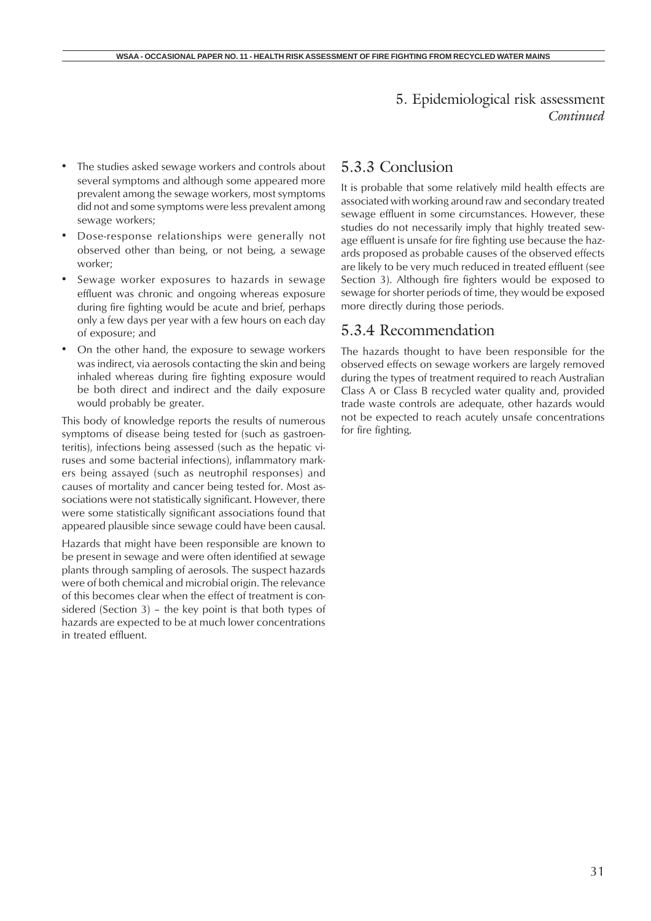- The studies asked sewage workers and controls about several symptoms and although some appeared more prevalent among the sewage workers, most symptoms did not and some symptoms were less prevalent among sewage workers;
- Dose-response relationships were generally not observed other than being, or not being, a sewage worker;
- Sewage worker exposures to hazards in sewage effluent was chronic and ongoing whereas exposure during fire fighting would be acute and brief, perhaps only a few days per year with a few hours on each day of exposure; and
- On the other hand, the exposure to sewage workers was indirect, via aerosols contacting the skin and being inhaled whereas during fire fighting exposure would be both direct and indirect and the daily exposure would probably be greater.

This body of knowledge reports the results of numerous symptoms of disease being tested for (such as gastroenteritis), infections being assessed (such as the hepatic viruses and some bacterial infections), inflammatory markers being assayed (such as neutrophil responses) and causes of mortality and cancer being tested for. Most associations were not statistically significant. However, there were some statistically significant associations found that appeared plausible since sewage could have been causal.

Hazards that might have been responsible are known to be present in sewage and were often identified at sewage plants through sampling of aerosols. The suspect hazards were of both chemical and microbial origin. The relevance of this becomes clear when the effect of treatment is considered (Section 3) – the key point is that both types of hazards are expected to be at much lower concentrations in treated effluent.

### 5.3.3 Conclusion

It is probable that some relatively mild health effects are associated with working around raw and secondary treated sewage effluent in some circumstances. However, these studies do not necessarily imply that highly treated sewage effluent is unsafe for fire fighting use because the hazards proposed as probable causes of the observed effects are likely to be very much reduced in treated effluent (see Section 3). Although fire fighters would be exposed to sewage for shorter periods of time, they would be exposed more directly during those periods.

### 5.3.4 Recommendation

The hazards thought to have been responsible for the observed effects on sewage workers are largely removed during the types of treatment required to reach Australian Class A or Class B recycled water quality and, provided trade waste controls are adequate, other hazards would not be expected to reach acutely unsafe concentrations for fire fighting.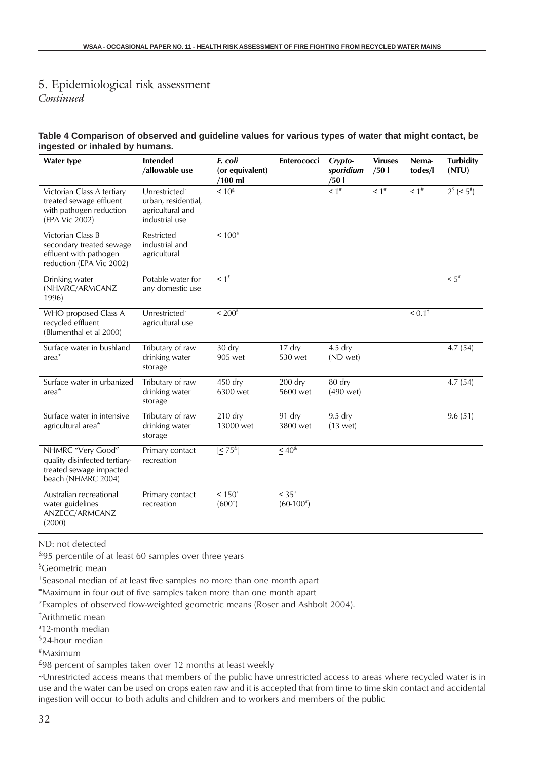## 5. Epidemiological risk assessment

*Continued*

**Table 4 Comparison of observed and guideline values for various types of water that might contact, be ingested or inhaled by humans.**

| Water type | Intended /allowable use | *E. coli* (or equivalent) /100 ml | Enterococci | *Crypto-sporidium* /50 l | Viruses /50 l | Nema-todes/l | Turbidity (NTU) |
|---|---|---|---|---|---|---|---|
| Victorian Class A tertiary treated sewage effluent with pathogen reduction (EPA Vic 2002) | Unrestricted~ urban, residential, agricultural and industrial use | < 10[a] | | < 1[#] | < 1[#] | < 1[#] | 2[$] (< 5[#]) |
| Victorian Class B secondary treated sewage effluent with pathogen reduction (EPA Vic 2002) | Restricted industrial and agricultural | < 100[a] | | | | | |
| Drinking water (NHMRC/ARMCANZ 1996) | Potable water for any domestic use | < 1[£] | | | | | < 5[#] |
| WHO proposed Class A recycled effluent (Blumenthal et al 2000) | Unrestricted~ agricultural use | ≤ 200[§] | | | | ≤ 0.1[†] | |
| Surface water in bushland area* | Tributary of raw drinking water storage | 30 dry<br>905 wet | 17 dry<br>530 wet | 4.5 dry<br>(ND wet) | | | 4.7 (54) |
| Surface water in urbanized area* | Tributary of raw drinking water storage | 450 dry<br>6300 wet | 200 dry<br>5600 wet | 80 dry<br>(490 wet) | | | 4.7 (54) |
| Surface water in intensive agricultural area* | Tributary of raw drinking water storage | 210 dry<br>13000 wet | 91 dry<br>3800 wet | 9.5 dry<br>(13 wet) | | | 9.6 (51) |
| NHMRC "Very Good" quality disinfected tertiary-treated sewage impacted beach (NHMRC 2004) | Primary contact recreation | [≤ 75[&]] | ≤ 40[&] | | | | |
| Australian recreational water guidelines ANZECC/ARMCANZ (2000) | Primary contact recreation | < 150[+]<br>(600[=]) | < 35[+]<br>(60-100[#]) | | | | |

ND: not detected

[&]95 percentile of at least 60 samples over three years

[§]Geometric mean

[+]Seasonal median of at least five samples no more than one month apart

[=]Maximum in four out of five samples taken more than one month apart

*Examples of observed flow-weighted geometric means (Roser and Ashbolt 2004).

[†]Arithmetic mean

[a]12-month median

[$]24-hour median

[#]Maximum

[£]98 percent of samples taken over 12 months at least weekly

~Unrestricted access means that members of the public have unrestricted access to areas where recycled water is in use and the water can be used on crops eaten raw and it is accepted that from time to time skin contact and accidental ingestion will occur to both adults and children and to workers and members of the public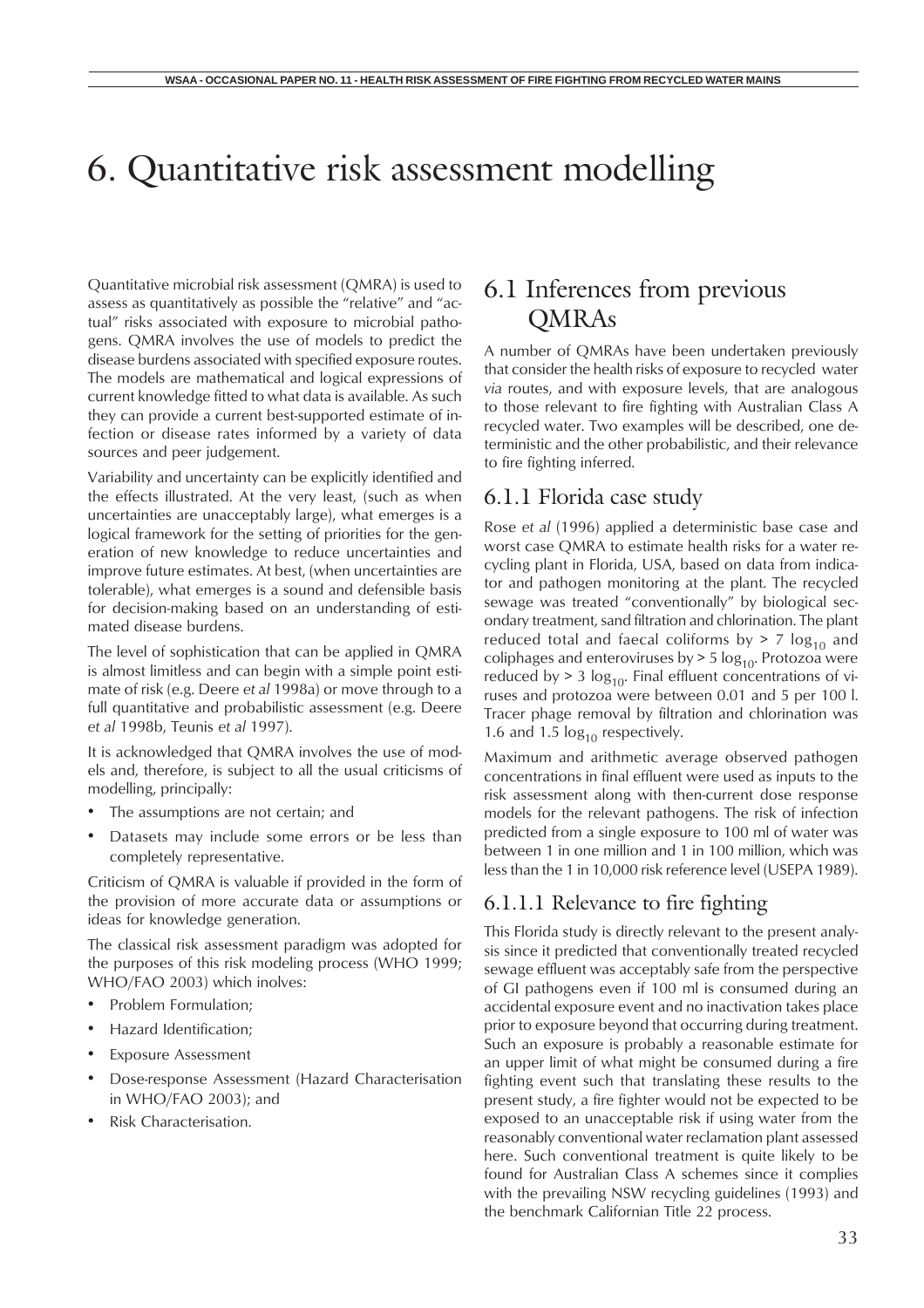# 6. Quantitative risk assessment modelling

Quantitative microbial risk assessment (QMRA) is used to assess as quantitatively as possible the "relative" and "actual" risks associated with exposure to microbial pathogens. QMRA involves the use of models to predict the disease burdens associated with specified exposure routes. The models are mathematical and logical expressions of current knowledge fitted to what data is available. As such they can provide a current best-supported estimate of infection or disease rates informed by a variety of data sources and peer judgement.

Variability and uncertainty can be explicitly identified and the effects illustrated. At the very least, (such as when uncertainties are unacceptably large), what emerges is a logical framework for the setting of priorities for the generation of new knowledge to reduce uncertainties and improve future estimates. At best, (when uncertainties are tolerable), what emerges is a sound and defensible basis for decision-making based on an understanding of estimated disease burdens.

The level of sophistication that can be applied in QMRA is almost limitless and can begin with a simple point estimate of risk (e.g. Deere *et al* 1998a) or move through to a full quantitative and probabilistic assessment (e.g. Deere *et al* 1998b, Teunis *et al* 1997).

It is acknowledged that QMRA involves the use of models and, therefore, is subject to all the usual criticisms of modelling, principally:

- The assumptions are not certain; and
- Datasets may include some errors or be less than completely representative.

Criticism of QMRA is valuable if provided in the form of the provision of more accurate data or assumptions or ideas for knowledge generation.

The classical risk assessment paradigm was adopted for the purposes of this risk modeling process (WHO 1999; WHO/FAO 2003) which inolves:

- Problem Formulation;
- Hazard Identification;
- Exposure Assessment
- Dose-response Assessment (Hazard Characterisation in WHO/FAO 2003); and
- Risk Characterisation.

## 6.1 Inferences from previous QMRAs

A number of QMRAs have been undertaken previously that consider the health risks of exposure to recycled water *via* routes, and with exposure levels, that are analogous to those relevant to fire fighting with Australian Class A recycled water. Two examples will be described, one deterministic and the other probabilistic, and their relevance to fire fighting inferred.

### 6.1.1 Florida case study

Rose *et al* (1996) applied a deterministic base case and worst case QMRA to estimate health risks for a water recycling plant in Florida, USA, based on data from indicator and pathogen monitoring at the plant. The recycled sewage was treated "conventionally" by biological secondary treatment, sand filtration and chlorination. The plant reduced total and faecal coliforms by > 7 $\log_{10}$ and coliphages and enteroviruses by > 5 $\log_{10}$. Protozoa were reduced by > 3 $\log_{10}$. Final effluent concentrations of viruses and protozoa were between 0.01 and 5 per 100 l. Tracer phage removal by filtration and chlorination was 1.6 and 1.5 $\log_{10}$ respectively.

Maximum and arithmetic average observed pathogen concentrations in final effluent were used as inputs to the risk assessment along with then-current dose response models for the relevant pathogens. The risk of infection predicted from a single exposure to 100 ml of water was between 1 in one million and 1 in 100 million, which was less than the 1 in 10,000 risk reference level (USEPA 1989).

#### 6.1.1.1 Relevance to fire fighting

This Florida study is directly relevant to the present analysis since it predicted that conventionally treated recycled sewage effluent was acceptably safe from the perspective of GI pathogens even if 100 ml is consumed during an accidental exposure event and no inactivation takes place prior to exposure beyond that occurring during treatment. Such an exposure is probably a reasonable estimate for an upper limit of what might be consumed during a fire fighting event such that translating these results to the present study, a fire fighter would not be expected to be exposed to an unacceptable risk if using water from the reasonably conventional water reclamation plant assessed here. Such conventional treatment is quite likely to be found for Australian Class A schemes since it complies with the prevailing NSW recycling guidelines (1993) and the benchmark Californian Title 22 process.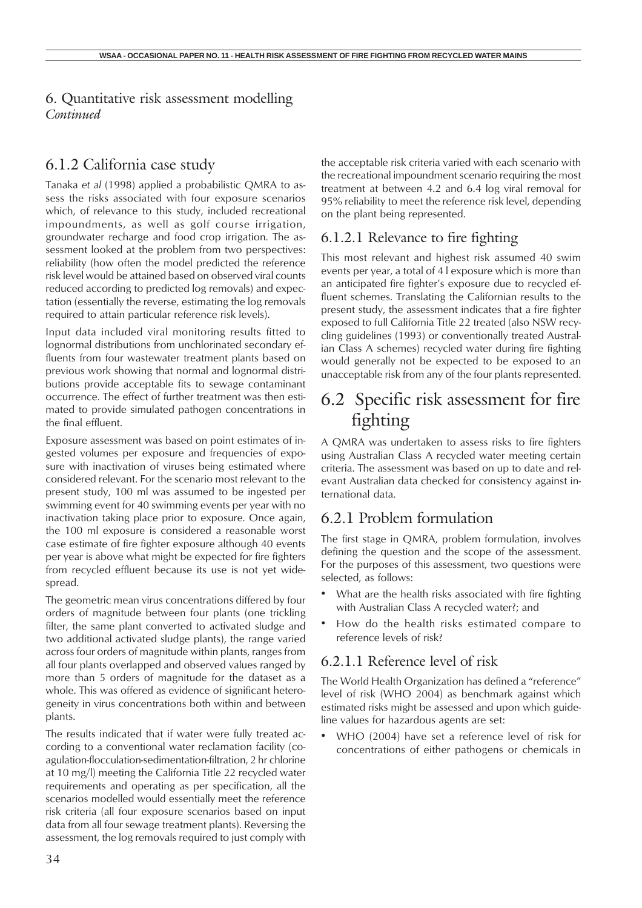## 6. Quantitative risk assessment modelling *Continued*

### 6.1.2 California case study

Tanaka *et al* (1998) applied a probabilistic QMRA to assess the risks associated with four exposure scenarios which, of relevance to this study, included recreational impoundments, as well as golf course irrigation, groundwater recharge and food crop irrigation. The assessment looked at the problem from two perspectives: reliability (how often the model predicted the reference risk level would be attained based on observed viral counts reduced according to predicted log removals) and expectation (essentially the reverse, estimating the log removals required to attain particular reference risk levels).

Input data included viral monitoring results fitted to lognormal distributions from unchlorinated secondary effluents from four wastewater treatment plants based on previous work showing that normal and lognormal distributions provide acceptable fits to sewage contaminant occurrence. The effect of further treatment was then estimated to provide simulated pathogen concentrations in the final effluent.

Exposure assessment was based on point estimates of ingested volumes per exposure and frequencies of exposure with inactivation of viruses being estimated where considered relevant. For the scenario most relevant to the present study, 100 ml was assumed to be ingested per swimming event for 40 swimming events per year with no inactivation taking place prior to exposure. Once again, the 100 ml exposure is considered a reasonable worst case estimate of fire fighter exposure although 40 events per year is above what might be expected for fire fighters from recycled effluent because its use is not yet widespread.

The geometric mean virus concentrations differed by four orders of magnitude between four plants (one trickling filter, the same plant converted to activated sludge and two additional activated sludge plants), the range varied across four orders of magnitude within plants, ranges from all four plants overlapped and observed values ranged by more than 5 orders of magnitude for the dataset as a whole. This was offered as evidence of significant heterogeneity in virus concentrations both within and between plants.

The results indicated that if water were fully treated according to a conventional water reclamation facility (coagulation-flocculation-sedimentation-filtration, 2 hr chlorine at 10 mg/l) meeting the California Title 22 recycled water requirements and operating as per specification, all the scenarios modelled would essentially meet the reference risk criteria (all four exposure scenarios based on input data from all four sewage treatment plants). Reversing the assessment, the log removals required to just comply with the acceptable risk criteria varied with each scenario with the recreational impoundment scenario requiring the most treatment at between 4.2 and 6.4 log viral removal for 95% reliability to meet the reference risk level, depending on the plant being represented.

#### 6.1.2.1 Relevance to fire fighting

This most relevant and highest risk assumed 40 swim events per year, a total of 4 l exposure which is more than an anticipated fire fighter's exposure due to recycled effluent schemes. Translating the Californian results to the present study, the assessment indicates that a fire fighter exposed to full California Title 22 treated (also NSW recycling guidelines (1993) or conventionally treated Australian Class A schemes) recycled water during fire fighting would generally not be expected to be exposed to an unacceptable risk from any of the four plants represented.

## 6.2 Specific risk assessment for fire fighting

A QMRA was undertaken to assess risks to fire fighters using Australian Class A recycled water meeting certain criteria. The assessment was based on up to date and relevant Australian data checked for consistency against international data.

### 6.2.1 Problem formulation

The first stage in QMRA, problem formulation, involves defining the question and the scope of the assessment. For the purposes of this assessment, two questions were selected, as follows:

- What are the health risks associated with fire fighting with Australian Class A recycled water?; and
- How do the health risks estimated compare to reference levels of risk?

#### 6.2.1.1 Reference level of risk

The World Health Organization has defined a "reference" level of risk (WHO 2004) as benchmark against which estimated risks might be assessed and upon which guideline values for hazardous agents are set:

- WHO (2004) have set a reference level of risk for concentrations of either pathogens or chemicals in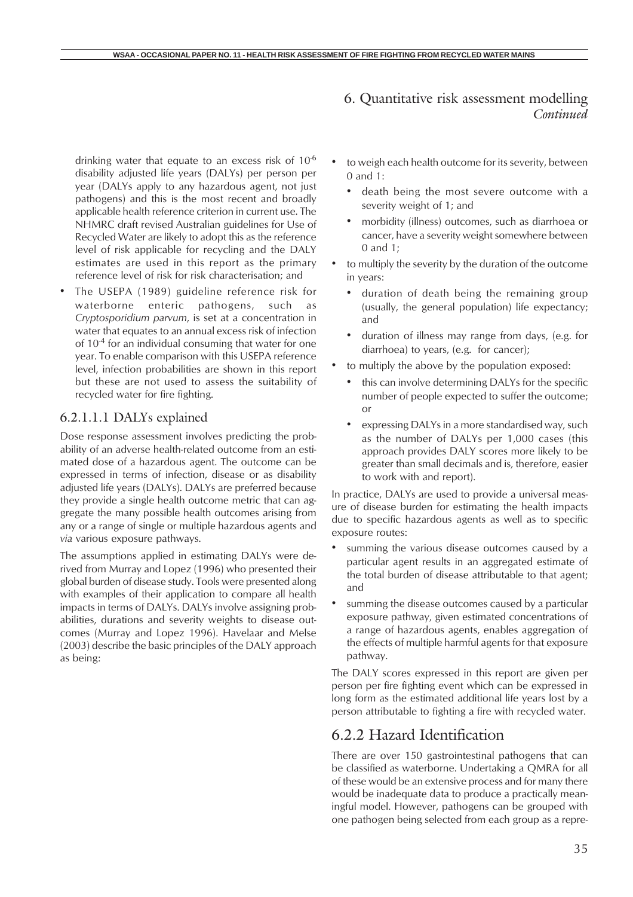drinking water that equate to an excess risk of $10^{-6}$ disability adjusted life years (DALYs) per person per year (DALYs apply to any hazardous agent, not just pathogens) and this is the most recent and broadly applicable health reference criterion in current use. The NHMRC draft revised Australian guidelines for Use of Recycled Water are likely to adopt this as the reference level of risk applicable for recycling and the DALY estimates are used in this report as the primary reference level of risk for risk characterisation; and

- The USEPA (1989) guideline reference risk for waterborne enteric pathogens, such as *Cryptosporidium parvum*, is set at a concentration in water that equates to an annual excess risk of infection of $10^{-4}$ for an individual consuming that water for one year. To enable comparison with this USEPA reference level, infection probabilities are shown in this report but these are not used to assess the suitability of recycled water for fire fighting.

#### 6.2.1.1.1 DALYs explained

Dose response assessment involves predicting the probability of an adverse health-related outcome from an estimated dose of a hazardous agent. The outcome can be expressed in terms of infection, disease or as disability adjusted life years (DALYs). DALYs are preferred because they provide a single health outcome metric that can aggregate the many possible health outcomes arising from any or a range of single or multiple hazardous agents and *via* various exposure pathways.

The assumptions applied in estimating DALYs were derived from Murray and Lopez (1996) who presented their global burden of disease study. Tools were presented along with examples of their application to compare all health impacts in terms of DALYs. DALYs involve assigning probabilities, durations and severity weights to disease outcomes (Murray and Lopez 1996). Havelaar and Melse (2003) describe the basic principles of the DALY approach as being:

- to weigh each health outcome for its severity, between 0 and 1:
  - death being the most severe outcome with a severity weight of 1; and
  - morbidity (illness) outcomes, such as diarrhoea or cancer, have a severity weight somewhere between 0 and 1;
- to multiply the severity by the duration of the outcome in years:
  - duration of death being the remaining group (usually, the general population) life expectancy; and
  - duration of illness may range from days, (e.g. for diarrhoea) to years, (e.g. for cancer);
- to multiply the above by the population exposed:
  - this can involve determining DALYs for the specific number of people expected to suffer the outcome; or
  - expressing DALYs in a more standardised way, such as the number of DALYs per 1,000 cases (this approach provides DALY scores more likely to be greater than small decimals and is, therefore, easier to work with and report).

In practice, DALYs are used to provide a universal measure of disease burden for estimating the health impacts due to specific hazardous agents as well as to specific exposure routes:

- summing the various disease outcomes caused by a particular agent results in an aggregated estimate of the total burden of disease attributable to that agent; and
- summing the disease outcomes caused by a particular exposure pathway, given estimated concentrations of a range of hazardous agents, enables aggregation of the effects of multiple harmful agents for that exposure pathway.

The DALY scores expressed in this report are given per person per fire fighting event which can be expressed in long form as the estimated additional life years lost by a person attributable to fighting a fire with recycled water.

### 6.2.2 Hazard Identification

There are over 150 gastrointestinal pathogens that can be classified as waterborne. Undertaking a QMRA for all of these would be an extensive process and for many there would be inadequate data to produce a practically meaningful model. However, pathogens can be grouped with one pathogen being selected from each group as a repre-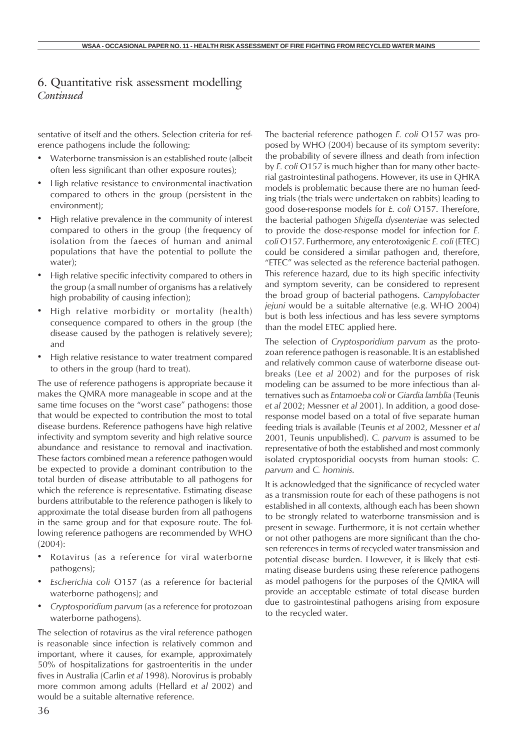# 6. Quantitative risk assessment modelling *Continued*

sentative of itself and the others. Selection criteria for reference pathogens include the following:

- Waterborne transmission is an established route (albeit often less significant than other exposure routes);
- High relative resistance to environmental inactivation compared to others in the group (persistent in the environment);
- High relative prevalence in the community of interest compared to others in the group (the frequency of isolation from the faeces of human and animal populations that have the potential to pollute the water);
- High relative specific infectivity compared to others in the group (a small number of organisms has a relatively high probability of causing infection);
- High relative morbidity or mortality (health) consequence compared to others in the group (the disease caused by the pathogen is relatively severe); and
- High relative resistance to water treatment compared to others in the group (hard to treat).

The use of reference pathogens is appropriate because it makes the QMRA more manageable in scope and at the same time focuses on the "worst case" pathogens: those that would be expected to contribution the most to total disease burdens. Reference pathogens have high relative infectivity and symptom severity and high relative source abundance and resistance to removal and inactivation. These factors combined mean a reference pathogen would be expected to provide a dominant contribution to the total burden of disease attributable to all pathogens for which the reference is representative. Estimating disease burdens attributable to the reference pathogen is likely to approximate the total disease burden from all pathogens in the same group and for that exposure route. The following reference pathogens are recommended by WHO (2004):

- Rotavirus (as a reference for viral waterborne pathogens);
- *Escherichia coli* O157 (as a reference for bacterial waterborne pathogens); and
- *Cryptosporidium parvum* (as a reference for protozoan waterborne pathogens).

The selection of rotavirus as the viral reference pathogen is reasonable since infection is relatively common and important, where it causes, for example, approximately 50% of hospitalizations for gastroenteritis in the under fives in Australia (Carlin *et al* 1998). Norovirus is probably more common among adults (Hellard *et al* 2002) and would be a suitable alternative reference.

The bacterial reference pathogen *E. coli* O157 was proposed by WHO (2004) because of its symptom severity: the probability of severe illness and death from infection by *E. coli* O157 is much higher than for many other bacterial gastrointestinal pathogens. However, its use in QHRA models is problematic because there are no human feeding trials (the trials were undertaken on rabbits) leading to good dose-response models for *E. coli* O157. Therefore, the bacterial pathogen *Shigella dysenteriae* was selected to provide the dose-response model for infection for *E. coli* O157. Furthermore, any enterotoxigenic *E. coli* (ETEC) could be considered a similar pathogen and, therefore, "ETEC" was selected as the reference bacterial pathogen. This reference hazard, due to its high specific infectivity and symptom severity, can be considered to represent the broad group of bacterial pathogens. *Campylobacter jejuni* would be a suitable alternative (e.g. WHO 2004) but is both less infectious and has less severe symptoms than the model ETEC applied here.

The selection of *Cryptosporidium parvum* as the protozoan reference pathogen is reasonable. It is an established and relatively common cause of waterborne disease outbreaks (Lee *et al* 2002) and for the purposes of risk modeling can be assumed to be more infectious than alternatives such as *Entamoeba coli* or *Giardia lamblia* (Teunis *et al* 2002; Messner *et al* 2001). In addition, a good dose-response model based on a total of five separate human feeding trials is available (Teunis *et al* 2002, Messner *et al* 2001, Teunis unpublished). *C. parvum* is assumed to be representative of both the established and most commonly isolated cryptosporidial oocysts from human stools: *C. parvum* and *C. hominis*.

It is acknowledged that the significance of recycled water as a transmission route for each of these pathogens is not established in all contexts, although each has been shown to be strongly related to waterborne transmission and is present in sewage. Furthermore, it is not certain whether or not other pathogens are more significant than the chosen references in terms of recycled water transmission and potential disease burden. However, it is likely that estimating disease burdens using these reference pathogens as model pathogens for the purposes of the QMRA will provide an acceptable estimate of total disease burden due to gastrointestinal pathogens arising from exposure to the recycled water.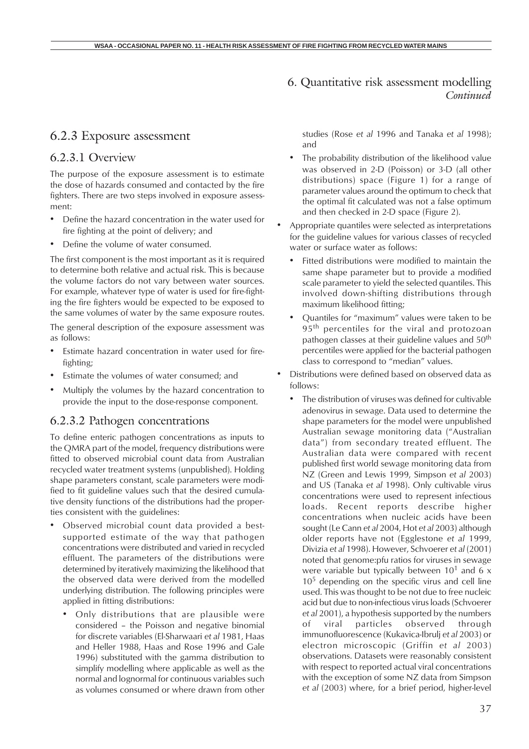# 6. Quantitative risk assessment modelling *Continued*

## 6.2.3 Exposure assessment

### 6.2.3.1 Overview

The purpose of the exposure assessment is to estimate the dose of hazards consumed and contacted by the fire fighters. There are two steps involved in exposure assessment:

- Define the hazard concentration in the water used for fire fighting at the point of delivery; and
- Define the volume of water consumed.

The first component is the most important as it is required to determine both relative and actual risk. This is because the volume factors do not vary between water sources. For example, whatever type of water is used for fire-fighting the fire fighters would be expected to be exposed to the same volumes of water by the same exposure routes.

The general description of the exposure assessment was as follows:

- Estimate hazard concentration in water used for fire-fighting;
- Estimate the volumes of water consumed; and
- Multiply the volumes by the hazard concentration to provide the input to the dose-response component.

### 6.2.3.2 Pathogen concentrations

To define enteric pathogen concentrations as inputs to the QMRA part of the model, frequency distributions were fitted to observed microbial count data from Australian recycled water treatment systems (unpublished). Holding shape parameters constant, scale parameters were modified to fit guideline values such that the desired cumulative density functions of the distributions had the properties consistent with the guidelines:

- Observed microbial count data provided a best-supported estimate of the way that pathogen concentrations were distributed and varied in recycled effluent. The parameters of the distributions were determined by iteratively maximizing the likelihood that the observed data were derived from the modelled underlying distribution. The following principles were applied in fitting distributions:
  - Only distributions that are plausible were considered – the Poisson and negative binomial for discrete variables (El-Sharwaari *et al* 1981, Haas and Heller 1988, Haas and Rose 1996 and Gale 1996) substituted with the gamma distribution to simplify modelling where applicable as well as the normal and lognormal for continuous variables such as volumes consumed or where drawn from other studies (Rose *et al* 1996 and Tanaka *et al* 1998); and
  - The probability distribution of the likelihood value was observed in 2-D (Poisson) or 3-D (all other distributions) space (Figure 1) for a range of parameter values around the optimum to check that the optimal fit calculated was not a false optimum and then checked in 2-D space (Figure 2).
- Appropriate quantiles were selected as interpretations for the guideline values for various classes of recycled water or surface water as follows:
  - Fitted distributions were modified to maintain the same shape parameter but to provide a modified scale parameter to yield the selected quantiles. This involved down-shifting distributions through maximum likelihood fitting;
  - Quantiles for "maximum" values were taken to be 95th percentiles for the viral and protozoan pathogen classes at their guideline values and 50th percentiles were applied for the bacterial pathogen class to correspond to "median" values.
- Distributions were defined based on observed data as follows:
  - The distribution of viruses was defined for cultivable adenovirus in sewage. Data used to determine the shape parameters for the model were unpublished Australian sewage monitoring data ("Australian data") from secondary treated effluent. The Australian data were compared with recent published first world sewage monitoring data from NZ (Green and Lewis 1999, Simpson *et al* 2003) and US (Tanaka *et al* 1998). Only cultivable virus concentrations were used to represent infectious loads. Recent reports describe higher concentrations when nucleic acids have been sought (Le Cann *et al* 2004, Hot *et al* 2003) although older reports have not (Egglestone *et al* 1999, Divizia *et al* 1998). However, Schvoerer *et al* (2001) noted that genome:pfu ratios for viruses in sewage were variable but typically between $10^1$ and $6 \times 10^5$ depending on the specific virus and cell line used. This was thought to be not due to free nucleic acid but due to non-infectious virus loads (Schvoerer *et al* 2001), a hypothesis supported by the numbers of viral particles observed through immunofluorescence (Kukavica-Ibrulj *et al* 2003) or electron microscopic (Griffin *et al* 2003) observations. Datasets were reasonably consistent with respect to reported actual viral concentrations with the exception of some NZ data from Simpson *et al* (2003) where, for a brief period, higher-level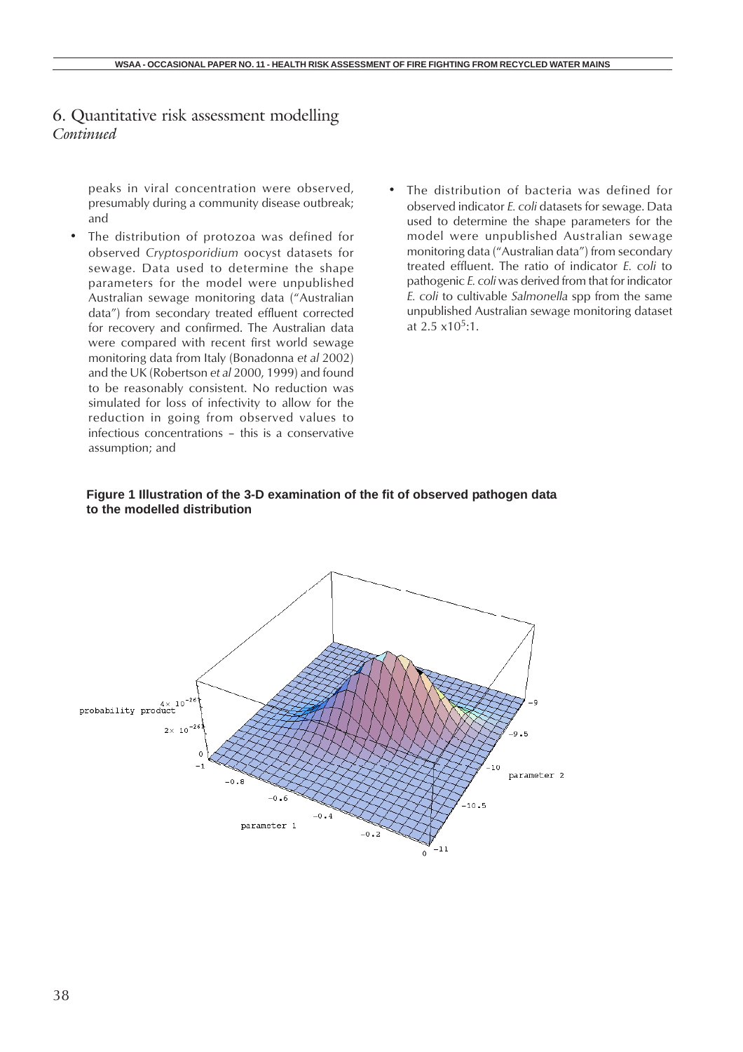## 6. Quantitative risk assessment modelling *Continued*

peaks in viral concentration were observed, presumably during a community disease outbreak; and

- The distribution of protozoa was defined for observed *Cryptosporidium* oocyst datasets for sewage. Data used to determine the shape parameters for the model were unpublished Australian sewage monitoring data ("Australian data") from secondary treated effluent corrected for recovery and confirmed. The Australian data were compared with recent first world sewage monitoring data from Italy (Bonadonna *et al* 2002) and the UK (Robertson *et al* 2000, 1999) and found to be reasonably consistent. No reduction was simulated for loss of infectivity to allow for the reduction in going from observed values to infectious concentrations – this is a conservative assumption; and
- The distribution of bacteria was defined for observed indicator *E. coli* datasets for sewage. Data used to determine the shape parameters for the model were unpublished Australian sewage monitoring data ("Australian data") from secondary treated effluent. The ratio of indicator *E. coli* to pathogenic *E. coli* was derived from that for indicator *E. coli* to cultivable *Salmonella* spp from the same unpublished Australian sewage monitoring dataset at $2.5 \times 10^5$:1.

**Figure 1 Illustration of the 3-D examination of the fit of observed pathogen data to the modelled distribution**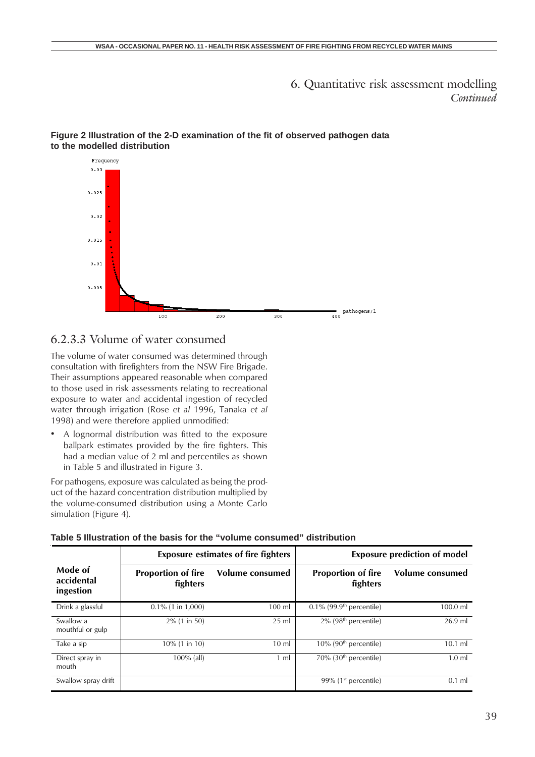# 6. Quantitative risk assessment modelling

*Continued*

**Figure 2 Illustration of the 2-D examination of the fit of observed pathogen data to the modelled distribution**

### 6.2.3.3 Volume of water consumed

The volume of water consumed was determined through consultation with firefighters from the NSW Fire Brigade. Their assumptions appeared reasonable when compared to those used in risk assessments relating to recreational exposure to water and accidental ingestion of recycled water through irrigation (Rose *et al* 1996, Tanaka *et al* 1998) and were therefore applied unmodified:

- A lognormal distribution was fitted to the exposure ballpark estimates provided by the fire fighters. This had a median value of 2 ml and percentiles as shown in Table 5 and illustrated in Figure 3.

For pathogens, exposure was calculated as being the product of the hazard concentration distribution multiplied by the volume-consumed distribution using a Monte Carlo simulation (Figure 4).

**Table 5 Illustration of the basis for the "volume consumed" distribution**

| Mode of accidental ingestion | Exposure estimates of fire fighters | | Exposure prediction of model | |
|---|---|---|---|---|
| | Proportion of fire fighters | Volume consumed | Proportion of fire fighters | Volume consumed |
| Drink a glassful | 0.1% (1 in 1,000) | 100 ml | 0.1% (99.9th percentile) | 100.0 ml |
| Swallow a mouthful or gulp | 2% (1 in 50) | 25 ml | 2% (98th percentile) | 26.9 ml |
| Take a sip | 10% (1 in 10) | 10 ml | 10% (90th percentile) | 10.1 ml |
| Direct spray in mouth | 100% (all) | 1 ml | 70% (30th percentile) | 1.0 ml |
| Swallow spray drift | | | 99% (1st percentile) | 0.1 ml |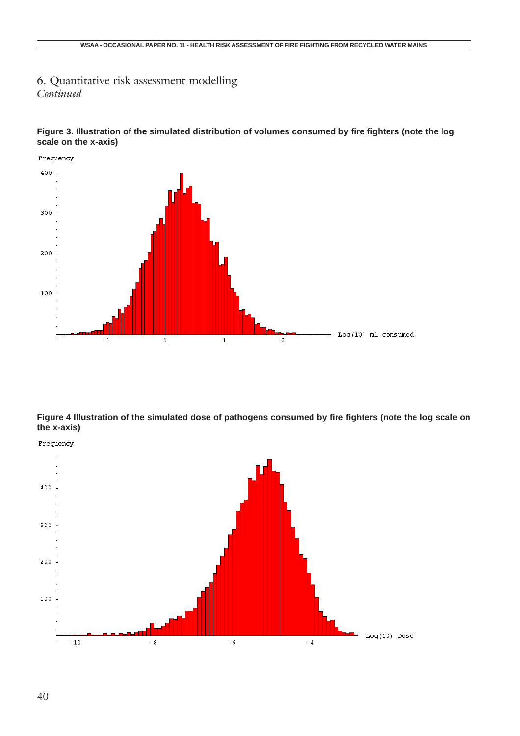# 6. Quantitative risk assessment modelling

*Continued*

**Figure 3. Illustration of the simulated distribution of volumes consumed by fire fighters (note the log scale on the x-axis)**

**Figure 4 Illustration of the simulated dose of pathogens consumed by fire fighters (note the log scale on the x-axis)**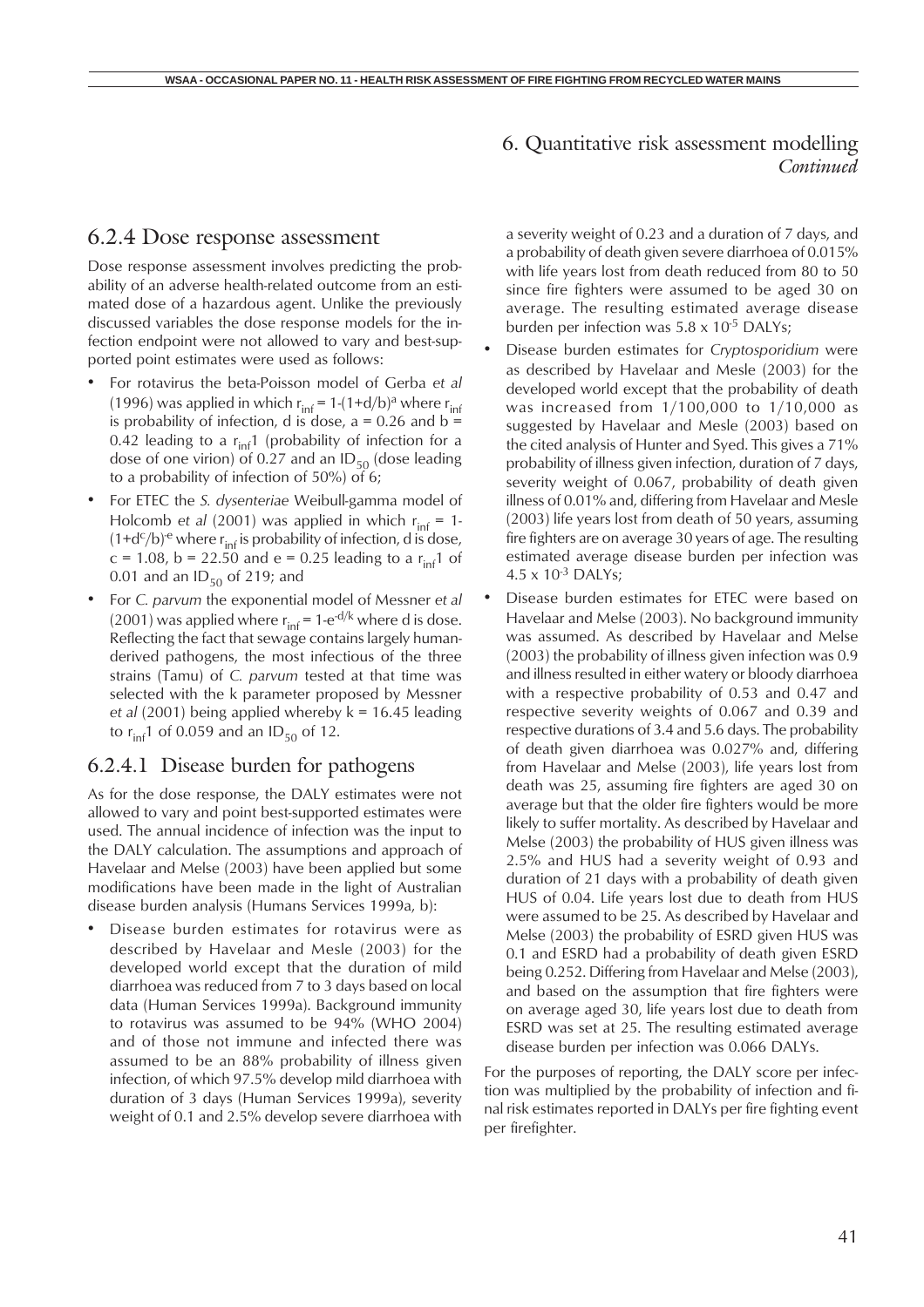# 6. Quantitative risk assessment modelling *Continued*

## 6.2.4 Dose response assessment

Dose response assessment involves predicting the probability of an adverse health-related outcome from an estimated dose of a hazardous agent. Unlike the previously discussed variables the dose response models for the infection endpoint were not allowed to vary and best-supported point estimates were used as follows:

- For rotavirus the beta-Poisson model of Gerba *et al* (1996) was applied in which $r_{inf} = 1\text{-}(1+d/b)^{a}$ where $r_{inf}$ is probability of infection, d is dose, a = 0.26 and b = 0.42 leading to a $r_{inf}1$ (probability of infection for a dose of one virion) of 0.27 and an $ID_{50}$ (dose leading to a probability of infection of 50%) of 6;
- For ETEC the *S. dysenteriae* Weibull-gamma model of Holcomb *et al* (2001) was applied in which $r_{inf} = 1\text{-}(1+d^{c}/b)^{-e}$ where $r_{inf}$ is probability of infection, d is dose, c = 1.08, b = 22.50 and e = 0.25 leading to a $r_{inf}1$ of 0.01 and an $ID_{50}$ of 219; and
- For *C. parvum* the exponential model of Messner *et al* (2001) was applied where $r_{inf} = 1\text{-}e^{-d/k}$ where d is dose. Reflecting the fact that sewage contains largely human-derived pathogens, the most infectious of the three strains (Tamu) of *C. parvum* tested at that time was selected with the k parameter proposed by Messner *et al* (2001) being applied whereby k = 16.45 leading to $r_{inf}1$ of 0.059 and an $ID_{50}$ of 12.

### 6.2.4.1 Disease burden for pathogens

As for the dose response, the DALY estimates were not allowed to vary and point best-supported estimates were used. The annual incidence of infection was the input to the DALY calculation. The assumptions and approach of Havelaar and Melse (2003) have been applied but some modifications have been made in the light of Australian disease burden analysis (Humans Services 1999a, b):

- Disease burden estimates for rotavirus were as described by Havelaar and Mesle (2003) for the developed world except that the duration of mild diarrhoea was reduced from 7 to 3 days based on local data (Human Services 1999a). Background immunity to rotavirus was assumed to be 94% (WHO 2004) and of those not immune and infected there was assumed to be an 88% probability of illness given infection, of which 97.5% develop mild diarrhoea with duration of 3 days (Human Services 1999a), severity weight of 0.1 and 2.5% develop severe diarrhoea with a severity weight of 0.23 and a duration of 7 days, and a probability of death given severe diarrhoea of 0.015% with life years lost from death reduced from 80 to 50 since fire fighters were assumed to be aged 30 on average. The resulting estimated average disease burden per infection was $5.8 \times 10^{-5}$ DALYs;
- Disease burden estimates for *Cryptosporidium* were as described by Havelaar and Mesle (2003) for the developed world except that the probability of death was increased from 1/100,000 to 1/10,000 as suggested by Havelaar and Mesle (2003) based on the cited analysis of Hunter and Syed. This gives a 71% probability of illness given infection, duration of 7 days, severity weight of 0.067, probability of death given illness of 0.01% and, differing from Havelaar and Mesle (2003) life years lost from death of 50 years, assuming fire fighters are on average 30 years of age. The resulting estimated average disease burden per infection was $4.5 \times 10^{-3}$ DALYs;
- Disease burden estimates for ETEC were based on Havelaar and Melse (2003). No background immunity was assumed. As described by Havelaar and Melse (2003) the probability of illness given infection was 0.9 and illness resulted in either watery or bloody diarrhoea with a respective probability of 0.53 and 0.47 and respective severity weights of 0.067 and 0.39 and respective durations of 3.4 and 5.6 days. The probability of death given diarrhoea was 0.027% and, differing from Havelaar and Melse (2003), life years lost from death was 25, assuming fire fighters are aged 30 on average but that the older fire fighters would be more likely to suffer mortality. As described by Havelaar and Melse (2003) the probability of HUS given illness was 2.5% and HUS had a severity weight of 0.93 and duration of 21 days with a probability of death given HUS of 0.04. Life years lost due to death from HUS were assumed to be 25. As described by Havelaar and Melse (2003) the probability of ESRD given HUS was 0.1 and ESRD had a probability of death given ESRD being 0.252. Differing from Havelaar and Melse (2003), and based on the assumption that fire fighters were on average aged 30, life years lost due to death from ESRD was set at 25. The resulting estimated average disease burden per infection was 0.066 DALYs.

For the purposes of reporting, the DALY score per infection was multiplied by the probability of infection and final risk estimates reported in DALYs per fire fighting event per firefighter.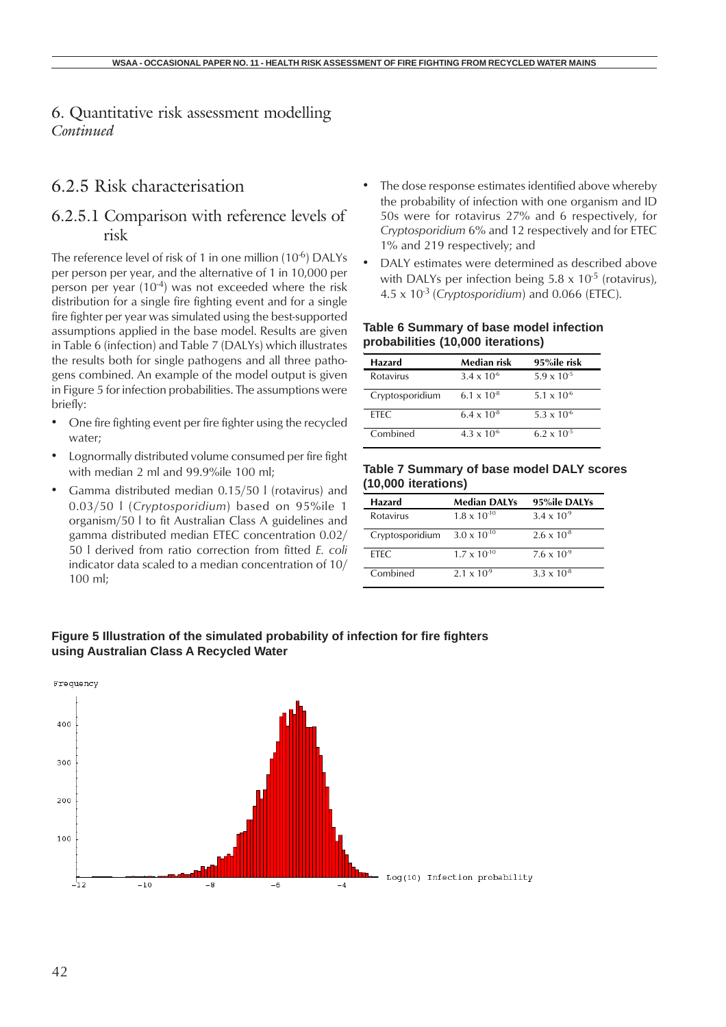# 6. Quantitative risk assessment modelling
*Continued*

## 6.2.5 Risk characterisation

### 6.2.5.1 Comparison with reference levels of risk

The reference level of risk of 1 in one million ($10^{-6}$) DALYs per person per year, and the alternative of 1 in 10,000 per person per year ($10^{-4}$) was not exceeded where the risk distribution for a single fire fighting event and for a single fire fighter per year was simulated using the best-supported assumptions applied in the base model. Results are given in Table 6 (infection) and Table 7 (DALYs) which illustrates the results both for single pathogens and all three pathogens combined. An example of the model output is given in Figure 5 for infection probabilities. The assumptions were briefly:

- One fire fighting event per fire fighter using the recycled water;
- Lognormally distributed volume consumed per fire fight with median 2 ml and 99.9%ile 100 ml;
- Gamma distributed median 0.15/50 l (rotavirus) and 0.03/50 l (*Cryptosporidium*) based on 95%ile 1 organism/50 l to fit Australian Class A guidelines and gamma distributed median ETEC concentration 0.02/50 l derived from ratio correction from fitted *E. coli* indicator data scaled to a median concentration of 10/100 ml;
- The dose response estimates identified above whereby the probability of infection with one organism and ID 50s were for rotavirus 27% and 6 respectively, for *Cryptosporidium* 6% and 12 respectively and for ETEC 1% and 219 respectively; and
- DALY estimates were determined as described above with DALYs per infection being $5.8 \times 10^{-5}$ (rotavirus), $4.5 \times 10^{-3}$ (*Cryptosporidium*) and 0.066 (ETEC).

**Table 6 Summary of base model infection probabilities (10,000 iterations)**

| Hazard | Median risk | 95%ile risk |
|---|---|---|
| Rotavirus | $3.4 \times 10^{-6}$ | $5.9 \times 10^{-5}$ |
| Cryptosporidium | $6.1 \times 10^{-8}$ | $5.1 \times 10^{-6}$ |
| ETEC | $6.4 \times 10^{-8}$ | $5.3 \times 10^{-6}$ |
| Combined | $4.3 \times 10^{-6}$ | $6.2 \times 10^{-5}$ |

**Table 7 Summary of base model DALY scores (10,000 iterations)**

| Hazard | Median DALYs | 95%ile DALYs |
|---|---|---|
| Rotavirus | $1.8 \times 10^{-10}$ | $3.4 \times 10^{-9}$ |
| Cryptosporidium | $3.0 \times 10^{-10}$ | $2.6 \times 10^{-8}$ |
| ETEC | $1.7 \times 10^{-10}$ | $7.6 \times 10^{-9}$ |
| Combined | $2.1 \times 10^{-9}$ | $3.3 \times 10^{-8}$ |

**Figure 5 Illustration of the simulated probability of infection for fire fighters using Australian Class A Recycled Water**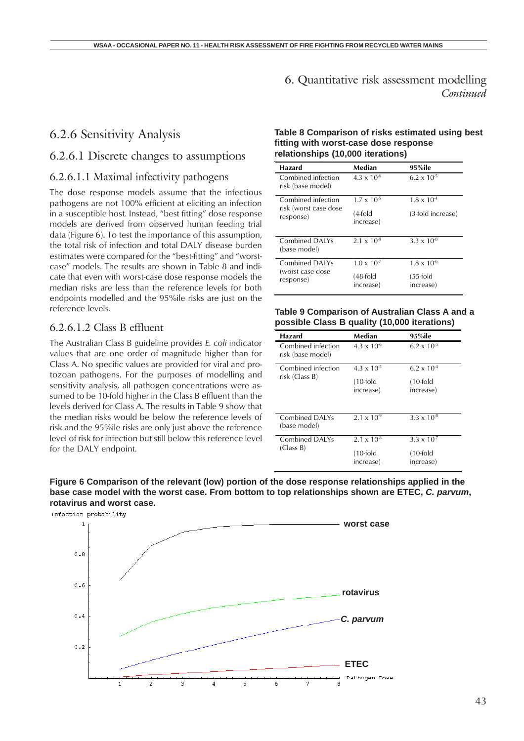# 6. Quantitative risk assessment modelling

*Continued*

## 6.2.6 Sensitivity Analysis

### 6.2.6.1 Discrete changes to assumptions

#### 6.2.6.1.1 Maximal infectivity pathogens

The dose response models assume that the infectious pathogens are not 100% efficient at eliciting an infection in a susceptible host. Instead, "best fitting" dose response models are derived from observed human feeding trial data (Figure 6). To test the importance of this assumption, the total risk of infection and total DALY disease burden estimates were compared for the "best-fitting" and "worst-case" models. The results are shown in Table 8 and indicate that even with worst-case dose response models the median risks are less than the reference levels for both endpoints modelled and the 95%ile risks are just on the reference levels.

#### 6.2.6.1.2 Class B effluent

The Australian Class B guideline provides *E. coli* indicator values that are one order of magnitude higher than for Class A. No specific values are provided for viral and protozoan pathogens. For the purposes of modelling and sensitivity analysis, all pathogen concentrations were assumed to be 10-fold higher in the Class B effluent than the levels derived for Class A. The results in Table 9 show that the median risks would be below the reference levels of risk and the 95%ile risks are only just above the reference level of risk for infection but still below this reference level for the DALY endpoint.

**Table 8 Comparison of risks estimated using best fitting with worst-case dose response relationships (10,000 iterations)**

| Hazard | Median | 95%ile |
|---|---|---|
| Combined infection risk (base model) | $4.3 \times 10^{-6}$ | $6.2 \times 10^{-5}$ |
| Combined infection risk (worst case dose response) | $1.7 \times 10^{-5}$ (4-fold increase) | $1.8 \times 10^{-4}$ (3-fold increase) |
| Combined DALYs (base model) | $2.1 \times 10^{-9}$ | $3.3 \times 10^{-8}$ |
| Combined DALYs (worst case dose response) | $1.0 \times 10^{-7}$ (48-fold increase) | $1.8 \times 10^{-6}$ (55-fold increase) |

**Table 9 Comparison of Australian Class A and a possible Class B quality (10,000 iterations)**

| Hazard | Median | 95%ile |
|---|---|---|
| Combined infection risk (base model) | $4.3 \times 10^{-6}$ | $6.2 \times 10^{-5}$ |
| Combined infection risk (Class B) | $4.3 \times 10^{-5}$ (10-fold increase) | $6.2 \times 10^{-4}$ (10-fold increase) |
| Combined DALYs (base model) | $2.1 \times 10^{-9}$ | $3.3 \times 10^{-8}$ |
| Combined DALYs (Class B) | $2.1 \times 10^{-8}$ (10-fold increase) | $3.3 \times 10^{-7}$ (10-fold increase) |

**Figure 6 Comparison of the relevant (low) portion of the dose response relationships applied in the base case model with the worst case. From bottom to top relationships shown are ETEC, *C. parvum*, rotavirus and worst case.**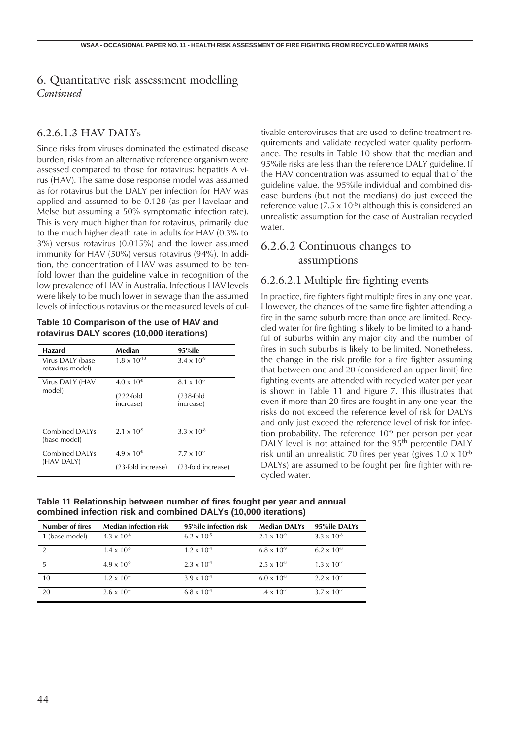# 6. Quantitative risk assessment modelling

*Continued*

## 6.2.6.1.3 HAV DALYs

Since risks from viruses dominated the estimated disease burden, risks from an alternative reference organism were assessed compared to those for rotavirus: hepatitis A virus (HAV). The same dose response model was assumed as for rotavirus but the DALY per infection for HAV was applied and assumed to be 0.128 (as per Havelaar and Melse but assuming a 50% symptomatic infection rate). This is very much higher than for rotavirus, primarily due to the much higher death rate in adults for HAV (0.3% to 3%) versus rotavirus (0.015%) and the lower assumed immunity for HAV (50%) versus rotavirus (94%). In addition, the concentration of HAV was assumed to be tenfold lower than the guideline value in recognition of the low prevalence of HAV in Australia. Infectious HAV levels were likely to be much lower in sewage than the assumed levels of infectious rotavirus or the measured levels of cultivable enteroviruses that are used to define treatment requirements and validate recycled water quality performance. The results in Table 10 show that the median and 95%ile risks are less than the reference DALY guideline. If the HAV concentration was assumed to equal that of the guideline value, the 95%ile individual and combined disease burdens (but not the medians) do just exceed the reference value ($7.5 \times 10^{-6}$) although this is considered an unrealistic assumption for the case of Australian recycled water.

**Table 10 Comparison of the use of HAV and rotavirus DALY scores (10,000 iterations)**

| Hazard | Median | 95%ile |
|---|---|---|
| Virus DALY (base rotavirus model) | $1.8 \times 10^{-10}$ | $3.4 \times 10^{-9}$ |
| Virus DALY (HAV model) | $4.0 \times 10^{-8}$ (222-fold increase) | $8.1 \times 10^{-7}$ (238-fold increase) |
| Combined DALYs (base model) | $2.1 \times 10^{-9}$ | $3.3 \times 10^{-8}$ |
| Combined DALYs (HAV DALY) | $4.9 \times 10^{-8}$ (23-fold increase) | $7.7 \times 10^{-7}$ (23-fold increase) |

## 6.2.6.2 Continuous changes to assumptions

### 6.2.6.2.1 Multiple fire fighting events

In practice, fire fighters fight multiple fires in any one year. However, the chances of the same fire fighter attending a fire in the same suburb more than once are limited. Recycled water for fire fighting is likely to be limited to a handful of suburbs within any major city and the number of fires in such suburbs is likely to be limited. Nonetheless, the change in the risk profile for a fire fighter assuming that between one and 20 (considered an upper limit) fire fighting events are attended with recycled water per year is shown in Table 11 and Figure 7. This illustrates that even if more than 20 fires are fought in any one year, the risks do not exceed the reference level of risk for DALYs and only just exceed the reference level of risk for infection probability. The reference $10^{-6}$ per person per year DALY level is not attained for the 95th percentile DALY risk until an unrealistic 70 fires per year (gives $1.0 \times 10^{-6}$ DALYs) are assumed to be fought per fire fighter with recycled water.

**Table 11 Relationship between number of fires fought per year and annual combined infection risk and combined DALYs (10,000 iterations)**

| Number of fires | Median infection risk | 95%ile infection risk | Median DALYs | 95%ile DALYs |
|---|---|---|---|---|
| 1 (base model) | $4.3 \times 10^{-6}$ | $6.2 \times 10^{-5}$ | $2.1 \times 10^{-9}$ | $3.3 \times 10^{-8}$ |
| 2 | $1.4 \times 10^{-5}$ | $1.2 \times 10^{-4}$ | $6.8 \times 10^{-9}$ | $6.2 \times 10^{-8}$ |
| 5 | $4.9 \times 10^{-5}$ | $2.3 \times 10^{-4}$ | $2.5 \times 10^{-8}$ | $1.3 \times 10^{-7}$ |
| 10 | $1.2 \times 10^{-4}$ | $3.9 \times 10^{-4}$ | $6.0 \times 10^{-8}$ | $2.2 \times 10^{-7}$ |
| 20 | $2.6 \times 10^{-4}$ | $6.8 \times 10^{-4}$ | $1.4 \times 10^{-7}$ | $3.7 \times 10^{-7}$ |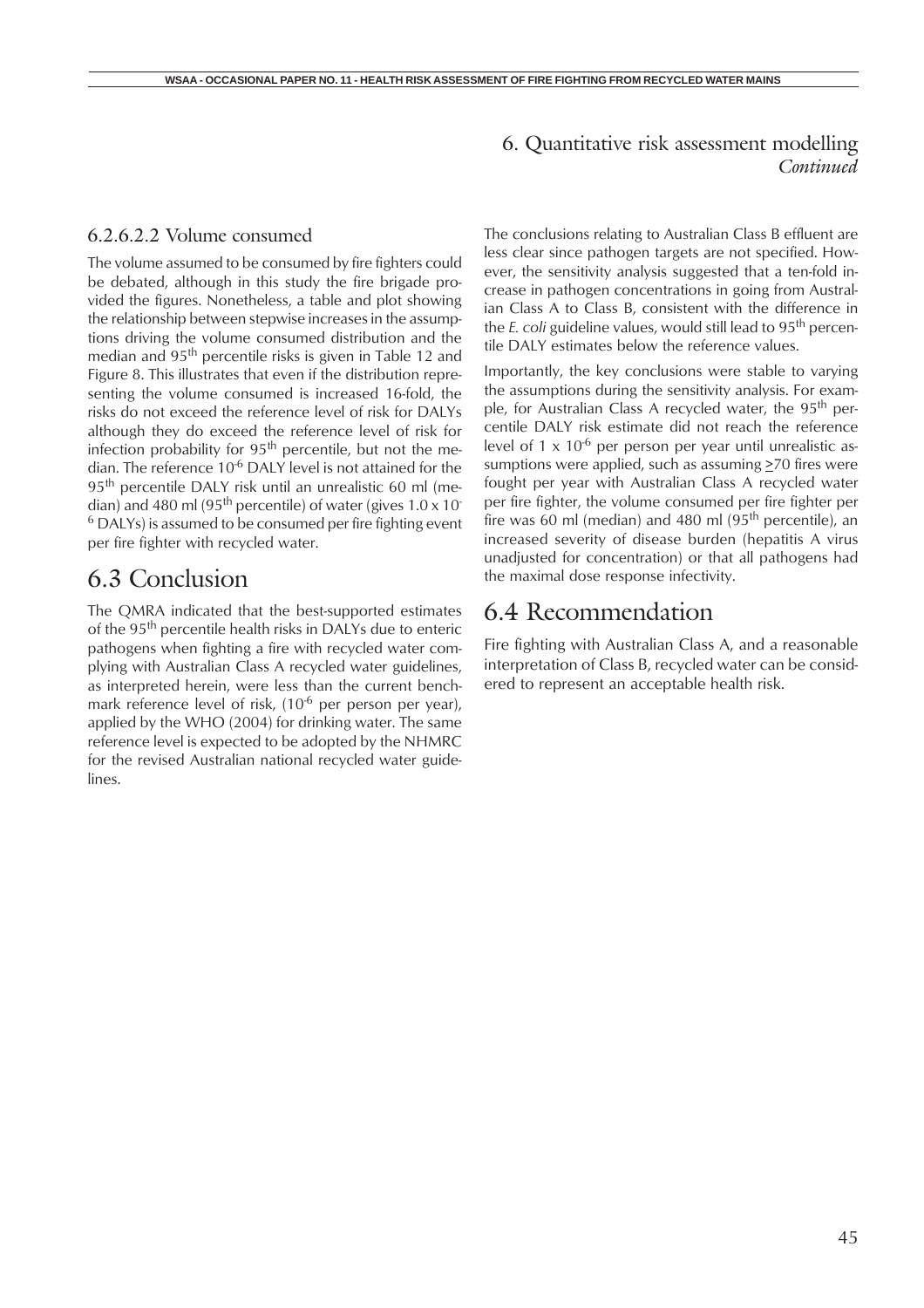# 6. Quantitative risk assessment modelling *Continued*

### 6.2.6.2.2 Volume consumed

The volume assumed to be consumed by fire fighters could be debated, although in this study the fire brigade provided the figures. Nonetheless, a table and plot showing the relationship between stepwise increases in the assumptions driving the volume consumed distribution and the median and 95th percentile risks is given in Table 12 and Figure 8. This illustrates that even if the distribution representing the volume consumed is increased 16-fold, the risks do not exceed the reference level of risk for DALYs although they do exceed the reference level of risk for infection probability for 95th percentile, but not the median. The reference $10^{-6}$ DALY level is not attained for the 95th percentile DALY risk until an unrealistic 60 ml (median) and 480 ml (95th percentile) of water (gives $1.0 \times 10^{-6}$ DALYs) is assumed to be consumed per fire fighting event per fire fighter with recycled water.

## 6.3 Conclusion

The QMRA indicated that the best-supported estimates of the 95th percentile health risks in DALYs due to enteric pathogens when fighting a fire with recycled water complying with Australian Class A recycled water guidelines, as interpreted herein, were less than the current benchmark reference level of risk, ($10^{-6}$ per person per year), applied by the WHO (2004) for drinking water. The same reference level is expected to be adopted by the NHMRC for the revised Australian national recycled water guidelines.

The conclusions relating to Australian Class B effluent are less clear since pathogen targets are not specified. However, the sensitivity analysis suggested that a ten-fold increase in pathogen concentrations in going from Australian Class A to Class B, consistent with the difference in the *E. coli* guideline values, would still lead to 95th percentile DALY estimates below the reference values.

Importantly, the key conclusions were stable to varying the assumptions during the sensitivity analysis. For example, for Australian Class A recycled water, the 95th percentile DALY risk estimate did not reach the reference level of $1 \times 10^{-6}$ per person per year until unrealistic assumptions were applied, such as assuming $\geq$70 fires were fought per year with Australian Class A recycled water per fire fighter, the volume consumed per fire fighter per fire was 60 ml (median) and 480 ml (95th percentile), an increased severity of disease burden (hepatitis A virus unadjusted for concentration) or that all pathogens had the maximal dose response infectivity.

## 6.4 Recommendation

Fire fighting with Australian Class A, and a reasonable interpretation of Class B, recycled water can be considered to represent an acceptable health risk.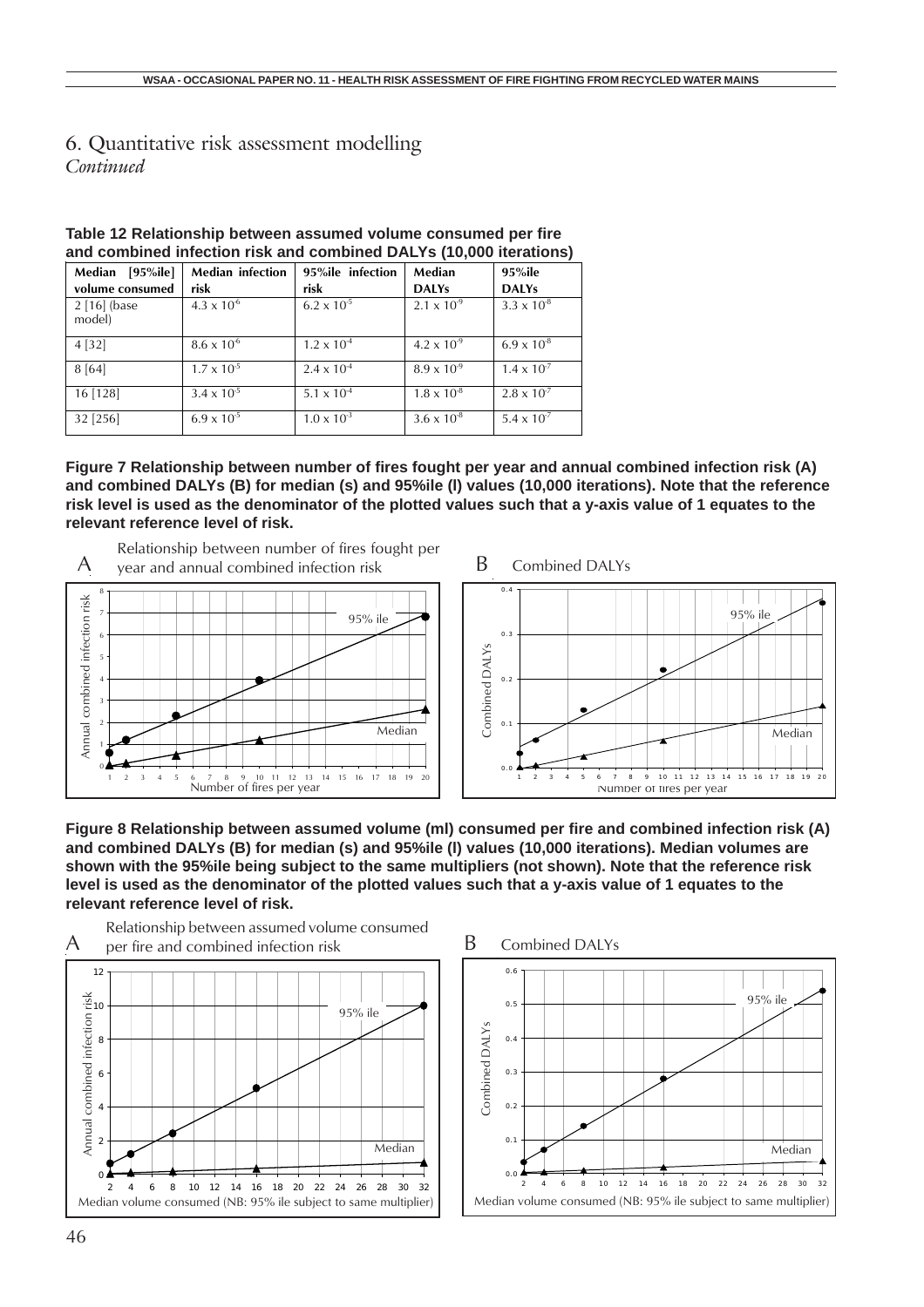# 6. Quantitative risk assessment modelling

*Continued*

**Table 12 Relationship between assumed volume consumed per fire and combined infection risk and combined DALYs (10,000 iterations)**

| Median [95%ile] volume consumed | Median infection risk | 95%ile infection risk | Median DALYs | 95%ile DALYs |
|---|---|---|---|---|
| 2 [16] (base model) | $4.3 \times 10^{-6}$ | $6.2 \times 10^{-5}$ | $2.1 \times 10^{-9}$ | $3.3 \times 10^{-8}$ |
| 4 [32] | $8.6 \times 10^{-6}$ | $1.2 \times 10^{-4}$ | $4.2 \times 10^{-9}$ | $6.9 \times 10^{-8}$ |
| 8 [64] | $1.7 \times 10^{-5}$ | $2.4 \times 10^{-4}$ | $8.9 \times 10^{-9}$ | $1.4 \times 10^{-7}$ |
| 16 [128] | $3.4 \times 10^{-5}$ | $5.1 \times 10^{-4}$ | $1.8 \times 10^{-8}$ | $2.8 \times 10^{-7}$ |
| 32 [256] | $6.9 \times 10^{-5}$ | $1.0 \times 10^{-3}$ | $3.6 \times 10^{-8}$ | $5.4 \times 10^{-7}$ |

**Figure 7 Relationship between number of fires fought per year and annual combined infection risk (A) and combined DALYs (B) for median (s) and 95%ile (l) values (10,000 iterations). Note that the reference risk level is used as the denominator of the plotted values such that a y-axis value of 1 equates to the relevant reference level of risk.**

A Relationship between number of fires fought per year and annual combined infection risk

B Combined DALYs

**Figure 8 Relationship between assumed volume (ml) consumed per fire and combined infection risk (A) and combined DALYs (B) for median (s) and 95%ile (l) values (10,000 iterations). Median volumes are shown with the 95%ile being subject to the same multipliers (not shown). Note that the reference risk level is used as the denominator of the plotted values such that a y-axis value of 1 equates to the relevant reference level of risk.**

A Relationship between assumed volume consumed per fire and combined infection risk

B Combined DALYs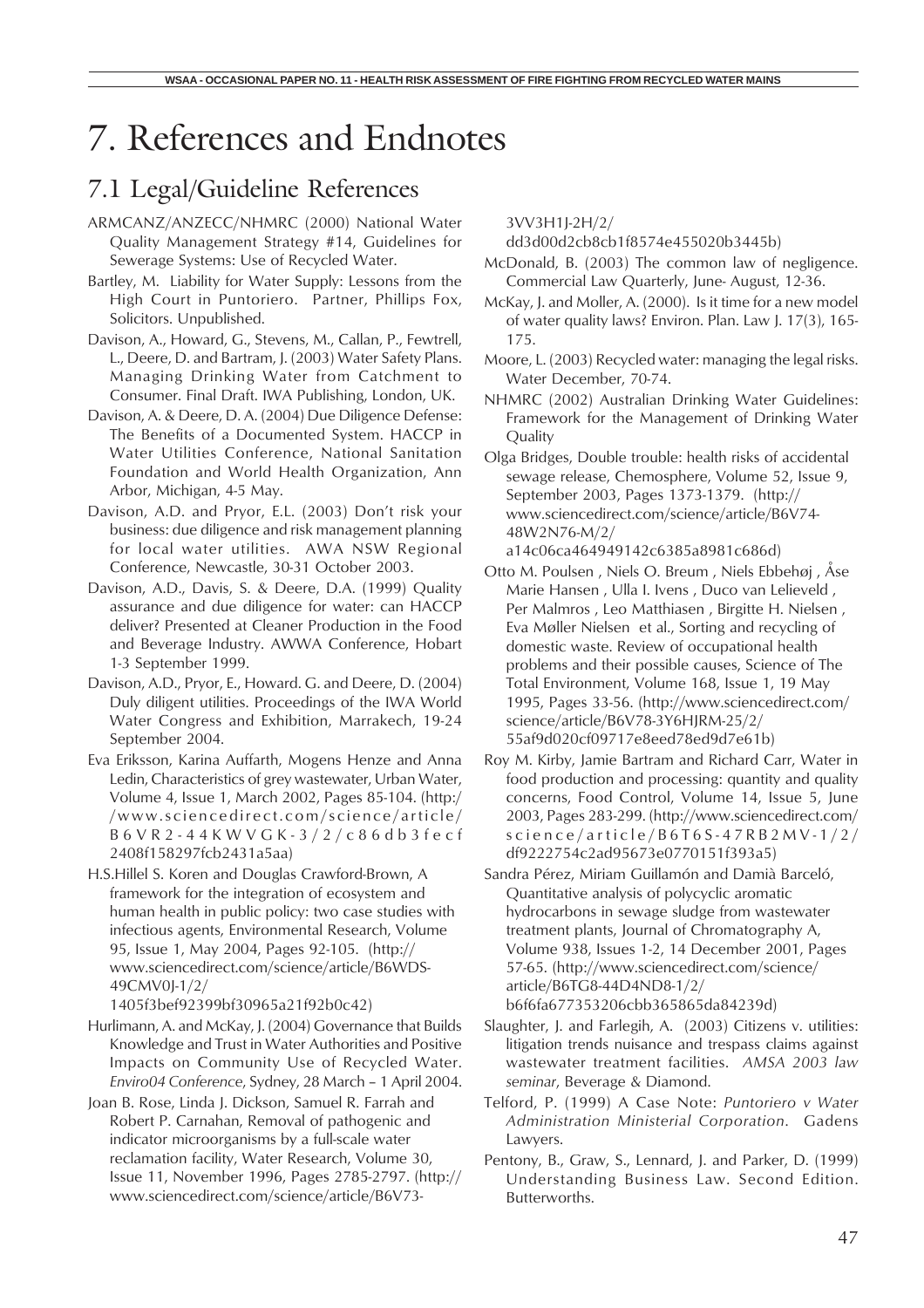# 7. References and Endnotes

## 7.1 Legal/Guideline References

ARMCANZ/ANZECC/NHMRC (2000) National Water Quality Management Strategy #14, Guidelines for Sewerage Systems: Use of Recycled Water.

Bartley, M. Liability for Water Supply: Lessons from the High Court in Puntoriero. Partner, Phillips Fox, Solicitors. Unpublished.

Davison, A., Howard, G., Stevens, M., Callan, P., Fewtrell, L., Deere, D. and Bartram, J. (2003) Water Safety Plans. Managing Drinking Water from Catchment to Consumer. Final Draft. IWA Publishing, London, UK.

Davison, A. & Deere, D. A. (2004) Due Diligence Defense: The Benefits of a Documented System. HACCP in Water Utilities Conference, National Sanitation Foundation and World Health Organization, Ann Arbor, Michigan, 4-5 May.

Davison, A.D. and Pryor, E.L. (2003) Don't risk your business: due diligence and risk management planning for local water utilities. AWA NSW Regional Conference, Newcastle, 30-31 October 2003.

Davison, A.D., Davis, S. & Deere, D.A. (1999) Quality assurance and due diligence for water: can HACCP deliver? Presented at Cleaner Production in the Food and Beverage Industry. AWWA Conference, Hobart 1-3 September 1999.

Davison, A.D., Pryor, E., Howard. G. and Deere, D. (2004) Duly diligent utilities. Proceedings of the IWA World Water Congress and Exhibition, Marrakech, 19-24 September 2004.

Eva Eriksson, Karina Auffarth, Mogens Henze and Anna Ledin, Characteristics of grey wastewater, Urban Water, Volume 4, Issue 1, March 2002, Pages 85-104. (http://www.sciencedirect.com/science/article/B6VR2-44KWVGK-3/2/c86db3fecf2408f158297fcb2431a5aa)

H.S.Hillel S. Koren and Douglas Crawford-Brown, A framework for the integration of ecosystem and human health in public policy: two case studies with infectious agents, Environmental Research, Volume 95, Issue 1, May 2004, Pages 92-105. (http://www.sciencedirect.com/science/article/B6WDS-49CMV0J-1/2/1405f3bef92399bf30965a21f92b0c42)

Hurlimann, A. and McKay, J. (2004) Governance that Builds Knowledge and Trust in Water Authorities and Positive Impacts on Community Use of Recycled Water. *Enviro04 Conference*, Sydney, 28 March – 1 April 2004.

Joan B. Rose, Linda J. Dickson, Samuel R. Farrah and Robert P. Carnahan, Removal of pathogenic and indicator microorganisms by a full-scale water reclamation facility, Water Research, Volume 30, Issue 11, November 1996, Pages 2785-2797. (http://www.sciencedirect.com/science/article/B6V73-3VV3H1J-2H/2/dd3d00d2cb8cb1f8574e455020b3445b)

McDonald, B. (2003) The common law of negligence. Commercial Law Quarterly, June- August, 12-36.

McKay, J. and Moller, A. (2000). Is it time for a new model of water quality laws? Environ. Plan. Law J. 17(3), 165-175.

Moore, L. (2003) Recycled water: managing the legal risks. Water December, 70-74.

NHMRC (2002) Australian Drinking Water Guidelines: Framework for the Management of Drinking Water Quality

Olga Bridges, Double trouble: health risks of accidental sewage release, Chemosphere, Volume 52, Issue 9, September 2003, Pages 1373-1379. (http://www.sciencedirect.com/science/article/B6V74-48W2N76-M/2/a14c06ca464949142c6385a8981c686d)

Otto M. Poulsen , Niels O. Breum , Niels Ebbehøj , Åse Marie Hansen , Ulla I. Ivens , Duco van Lelieveld , Per Malmros , Leo Matthiasen , Birgitte H. Nielsen , Eva Møller Nielsen et al., Sorting and recycling of domestic waste. Review of occupational health problems and their possible causes, Science of The Total Environment, Volume 168, Issue 1, 19 May 1995, Pages 33-56. (http://www.sciencedirect.com/science/article/B6V78-3Y6HJRM-25/2/55af9d020cf09717e8eed78ed9d7e61b)

Roy M. Kirby, Jamie Bartram and Richard Carr, Water in food production and processing: quantity and quality concerns, Food Control, Volume 14, Issue 5, June 2003, Pages 283-299. (http://www.sciencedirect.com/science/article/B6T6S-47RB2MV-1/2/df9222754c2ad95673e0770151f393a5)

Sandra Pérez, Miriam Guillamón and Damià Barceló, Quantitative analysis of polycyclic aromatic hydrocarbons in sewage sludge from wastewater treatment plants, Journal of Chromatography A, Volume 938, Issues 1-2, 14 December 2001, Pages 57-65. (http://www.sciencedirect.com/science/article/B6TG8-44D4ND8-1/2/b6f6fa677353206cbb365865da84239d)

Slaughter, J. and Farlegih, A. (2003) Citizens v. utilities: litigation trends nuisance and trespass claims against wastewater treatment facilities. *AMSA 2003 law seminar*, Beverage & Diamond.

Telford, P. (1999) A Case Note: *Puntoriero v Water Administration Ministerial Corporation*. Gadens Lawyers.

Pentony, B., Graw, S., Lennard, J. and Parker, D. (1999) Understanding Business Law. Second Edition. Butterworths.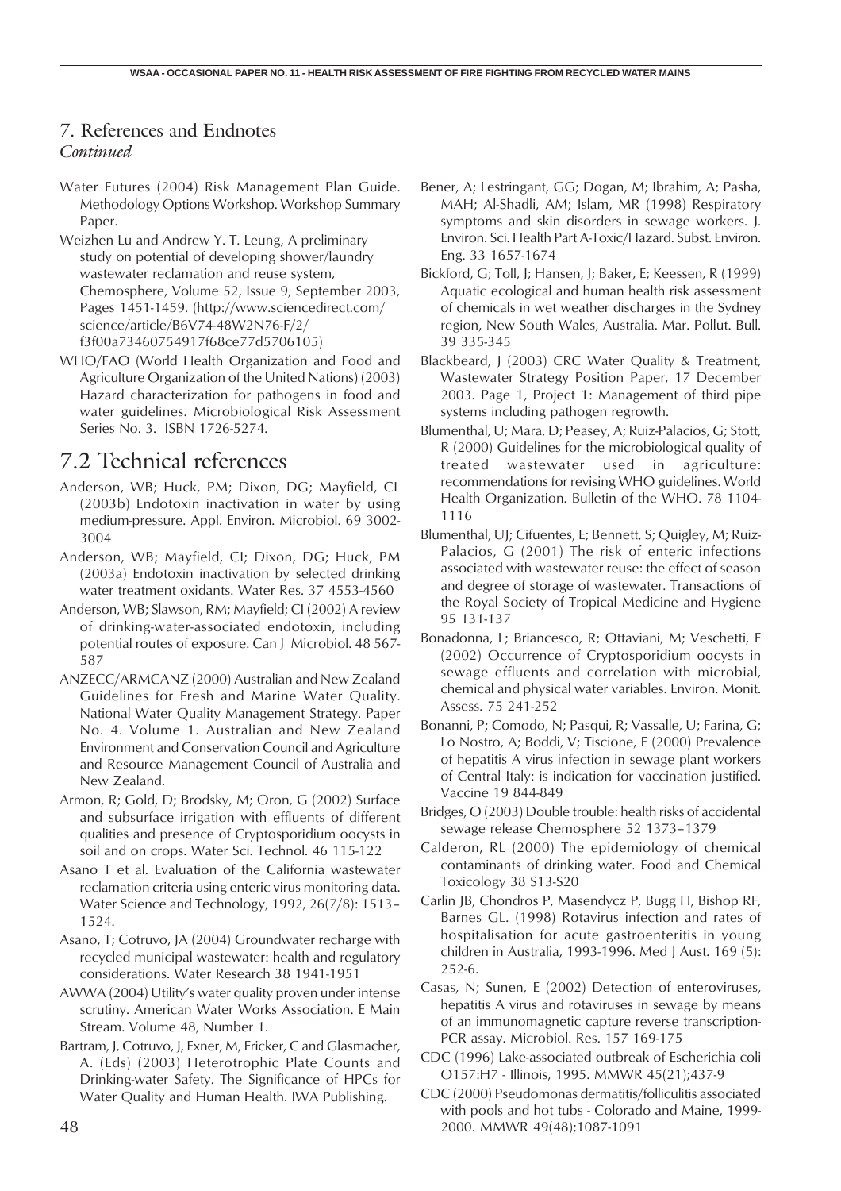## 7. References and Endnotes

*Continued*

Water Futures (2004) Risk Management Plan Guide. Methodology Options Workshop. Workshop Summary Paper.

Weizhen Lu and Andrew Y. T. Leung, A preliminary study on potential of developing shower/laundry wastewater reclamation and reuse system, Chemosphere, Volume 52, Issue 9, September 2003, Pages 1451-1459. (http://www.sciencedirect.com/science/article/B6V74-48W2N76-F/2/f3f00a73460754917f68ce77d5706105)

WHO/FAO (World Health Organization and Food and Agriculture Organization of the United Nations) (2003) Hazard characterization for pathogens in food and water guidelines. Microbiological Risk Assessment Series No. 3. ISBN 1726-5274.

# 7.2 Technical references

Anderson, WB; Huck, PM; Dixon, DG; Mayfield, CL (2003b) Endotoxin inactivation in water by using medium-pressure. Appl. Environ. Microbiol. 69 3002-3004

Anderson, WB; Mayfield, CI; Dixon, DG; Huck, PM (2003a) Endotoxin inactivation by selected drinking water treatment oxidants. Water Res. 37 4553-4560

Anderson, WB; Slawson, RM; Mayfield; CI (2002) A review of drinking-water-associated endotoxin, including potential routes of exposure. Can J Microbiol. 48 567-587

ANZECC/ARMCANZ (2000) Australian and New Zealand Guidelines for Fresh and Marine Water Quality. National Water Quality Management Strategy. Paper No. 4. Volume 1. Australian and New Zealand Environment and Conservation Council and Agriculture and Resource Management Council of Australia and New Zealand.

Armon, R; Gold, D; Brodsky, M; Oron, G (2002) Surface and subsurface irrigation with effluents of different qualities and presence of Cryptosporidium oocysts in soil and on crops. Water Sci. Technol. 46 115-122

Asano T et al. Evaluation of the California wastewater reclamation criteria using enteric virus monitoring data. Water Science and Technology, 1992, 26(7/8): 1513–1524.

Asano, T; Cotruvo, JA (2004) Groundwater recharge with recycled municipal wastewater: health and regulatory considerations. Water Research 38 1941-1951

AWWA (2004) Utility's water quality proven under intense scrutiny. American Water Works Association. E Main Stream. Volume 48, Number 1.

Bartram, J, Cotruvo, J, Exner, M, Fricker, C and Glasmacher, A. (Eds) (2003) Heterotrophic Plate Counts and Drinking-water Safety. The Significance of HPCs for Water Quality and Human Health. IWA Publishing.

Bener, A; Lestringant, GG; Dogan, M; Ibrahim, A; Pasha, MAH; Al-Shadli, AM; Islam, MR (1998) Respiratory symptoms and skin disorders in sewage workers. J. Environ. Sci. Health Part A-Toxic/Hazard. Subst. Environ. Eng. 33 1657-1674

Bickford, G; Toll, J; Hansen, J; Baker, E; Keessen, R (1999) Aquatic ecological and human health risk assessment of chemicals in wet weather discharges in the Sydney region, New South Wales, Australia. Mar. Pollut. Bull. 39 335-345

Blackbeard, J (2003) CRC Water Quality & Treatment, Wastewater Strategy Position Paper, 17 December 2003. Page 1, Project 1: Management of third pipe systems including pathogen regrowth.

Blumenthal, U; Mara, D; Peasey, A; Ruiz-Palacios, G; Stott, R (2000) Guidelines for the microbiological quality of treated wastewater used in agriculture: recommendations for revising WHO guidelines. World Health Organization. Bulletin of the WHO. 78 1104-1116

Blumenthal, UJ; Cifuentes, E; Bennett, S; Quigley, M; Ruiz-Palacios, G (2001) The risk of enteric infections associated with wastewater reuse: the effect of season and degree of storage of wastewater. Transactions of the Royal Society of Tropical Medicine and Hygiene 95 131-137

Bonadonna, L; Briancesco, R; Ottaviani, M; Veschetti, E (2002) Occurrence of Cryptosporidium oocysts in sewage effluents and correlation with microbial, chemical and physical water variables. Environ. Monit. Assess. 75 241-252

Bonanni, P; Comodo, N; Pasqui, R; Vassalle, U; Farina, G; Lo Nostro, A; Boddi, V; Tiscione, E (2000) Prevalence of hepatitis A virus infection in sewage plant workers of Central Italy: is indication for vaccination justified. Vaccine 19 844-849

Bridges, O (2003) Double trouble: health risks of accidental sewage release Chemosphere 52 1373–1379

Calderon, RL (2000) The epidemiology of chemical contaminants of drinking water. Food and Chemical Toxicology 38 S13-S20

Carlin JB, Chondros P, Masendycz P, Bugg H, Bishop RF, Barnes GL. (1998) Rotavirus infection and rates of hospitalisation for acute gastroenteritis in young children in Australia, 1993-1996. Med J Aust. 169 (5): 252-6.

Casas, N; Sunen, E (2002) Detection of enteroviruses, hepatitis A virus and rotaviruses in sewage by means of an immunomagnetic capture reverse transcription-PCR assay. Microbiol. Res. 157 169-175

CDC (1996) Lake-associated outbreak of Escherichia coli O157:H7 - Illinois, 1995. MMWR 45(21);437-9

CDC (2000) Pseudomonas dermatitis/folliculitis associated with pools and hot tubs - Colorado and Maine, 1999-2000. MMWR 49(48);1087-1091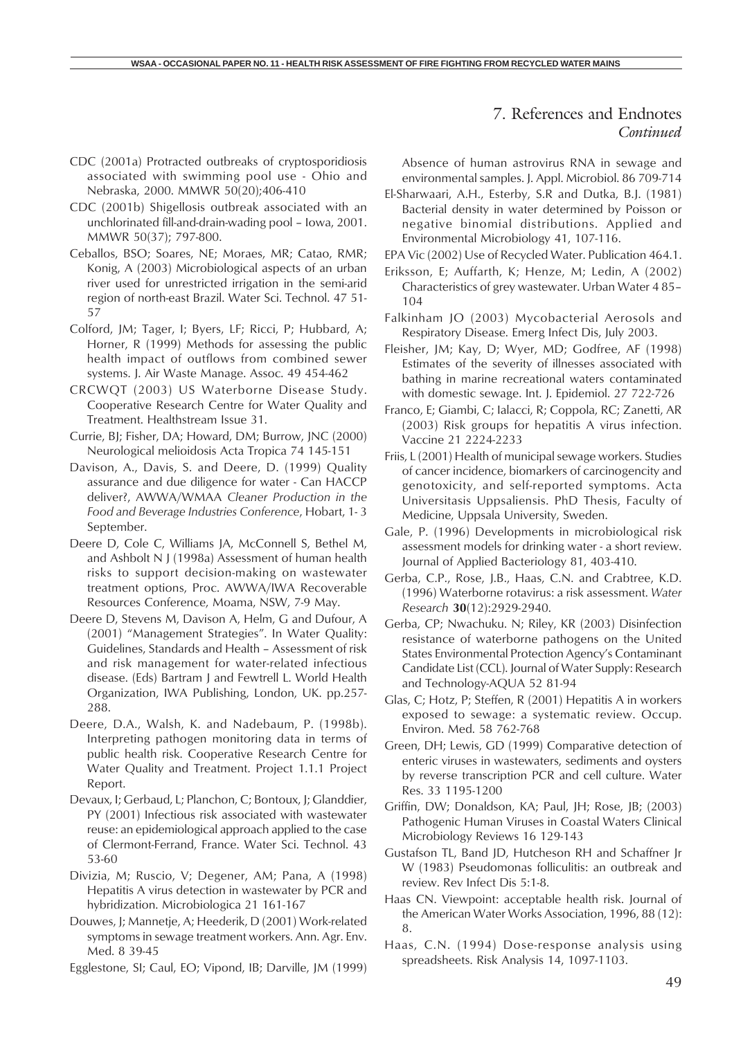## 7. References and Endnotes *Continued*

CDC (2001a) Protracted outbreaks of cryptosporidiosis associated with swimming pool use - Ohio and Nebraska, 2000. MMWR 50(20);406-410

CDC (2001b) Shigellosis outbreak associated with an unchlorinated fill-and-drain-wading pool – Iowa, 2001. MMWR 50(37); 797-800.

Ceballos, BSO; Soares, NE; Moraes, MR; Catao, RMR; Konig, A (2003) Microbiological aspects of an urban river used for unrestricted irrigation in the semi-arid region of north-east Brazil. Water Sci. Technol. 47 51-57

Colford, JM; Tager, I; Byers, LF; Ricci, P; Hubbard, A; Horner, R (1999) Methods for assessing the public health impact of outflows from combined sewer systems. J. Air Waste Manage. Assoc. 49 454-462

CRCWQT (2003) US Waterborne Disease Study. Cooperative Research Centre for Water Quality and Treatment. Healthstream Issue 31.

Currie, BJ; Fisher, DA; Howard, DM; Burrow, JNC (2000) Neurological melioidosis Acta Tropica 74 145-151

Davison, A., Davis, S. and Deere, D. (1999) Quality assurance and due diligence for water - Can HACCP deliver?, AWWA/WMAA *Cleaner Production in the Food and Beverage Industries Conference*, Hobart, 1- 3 September.

Deere D, Cole C, Williams JA, McConnell S, Bethel M, and Ashbolt N J (1998a) Assessment of human health risks to support decision-making on wastewater treatment options, Proc. AWWA/IWA Recoverable Resources Conference, Moama, NSW, 7-9 May.

Deere D, Stevens M, Davison A, Helm, G and Dufour, A (2001) "Management Strategies". In Water Quality: Guidelines, Standards and Health – Assessment of risk and risk management for water-related infectious disease. (Eds) Bartram J and Fewtrell L. World Health Organization, IWA Publishing, London, UK. pp.257-288.

Deere, D.A., Walsh, K. and Nadebaum, P. (1998b). Interpreting pathogen monitoring data in terms of public health risk. Cooperative Research Centre for Water Quality and Treatment. Project 1.1.1 Project Report.

Devaux, I; Gerbaud, L; Planchon, C; Bontoux, J; Glanddier, PY (2001) Infectious risk associated with wastewater reuse: an epidemiological approach applied to the case of Clermont-Ferrand, France. Water Sci. Technol. 43 53-60

Divizia, M; Ruscio, V; Degener, AM; Pana, A (1998) Hepatitis A virus detection in wastewater by PCR and hybridization. Microbiologica 21 161-167

Douwes, J; Mannetje, A; Heederik, D (2001) Work-related symptoms in sewage treatment workers. Ann. Agr. Env. Med. 8 39-45

Egglestone, SI; Caul, EO; Vipond, IB; Darville, JM (1999) Absence of human astrovirus RNA in sewage and environmental samples. J. Appl. Microbiol. 86 709-714

El-Sharwaari, A.H., Esterby, S.R and Dutka, B.J. (1981) Bacterial density in water determined by Poisson or negative binomial distributions. Applied and Environmental Microbiology 41, 107-116.

EPA Vic (2002) Use of Recycled Water. Publication 464.1.

Eriksson, E; Auffarth, K; Henze, M; Ledin, A (2002) Characteristics of grey wastewater. Urban Water 4 85–104

Falkinham JO (2003) Mycobacterial Aerosols and Respiratory Disease. Emerg Infect Dis, July 2003.

Fleisher, JM; Kay, D; Wyer, MD; Godfree, AF (1998) Estimates of the severity of illnesses associated with bathing in marine recreational waters contaminated with domestic sewage. Int. J. Epidemiol. 27 722-726

Franco, E; Giambi, C; Ialacci, R; Coppola, RC; Zanetti, AR (2003) Risk groups for hepatitis A virus infection. Vaccine 21 2224-2233

Friis, L (2001) Health of municipal sewage workers. Studies of cancer incidence, biomarkers of carcinogencity and genotoxicity, and self-reported symptoms. Acta Universitasis Uppsaliensis. PhD Thesis, Faculty of Medicine, Uppsala University, Sweden.

Gale, P. (1996) Developments in microbiological risk assessment models for drinking water - a short review. Journal of Applied Bacteriology 81, 403-410.

Gerba, C.P., Rose, J.B., Haas, C.N. and Crabtree, K.D. (1996) Waterborne rotavirus: a risk assessment. *Water Research* **30**(12):2929-2940.

Gerba, CP; Nwachuku. N; Riley, KR (2003) Disinfection resistance of waterborne pathogens on the United States Environmental Protection Agency's Contaminant Candidate List (CCL). Journal of Water Supply: Research and Technology-AQUA 52 81-94

Glas, C; Hotz, P; Steffen, R (2001) Hepatitis A in workers exposed to sewage: a systematic review. Occup. Environ. Med. 58 762-768

Green, DH; Lewis, GD (1999) Comparative detection of enteric viruses in wastewaters, sediments and oysters by reverse transcription PCR and cell culture. Water Res. 33 1195-1200

Griffin, DW; Donaldson, KA; Paul, JH; Rose, JB; (2003) Pathogenic Human Viruses in Coastal Waters Clinical Microbiology Reviews 16 129-143

Gustafson TL, Band JD, Hutcheson RH and Schaffner Jr W (1983) Pseudomonas folliculitis: an outbreak and review. Rev Infect Dis 5:1-8.

Haas CN. Viewpoint: acceptable health risk. Journal of the American Water Works Association, 1996, 88 (12): 8.

Haas, C.N. (1994) Dose-response analysis using spreadsheets. Risk Analysis 14, 1097-1103.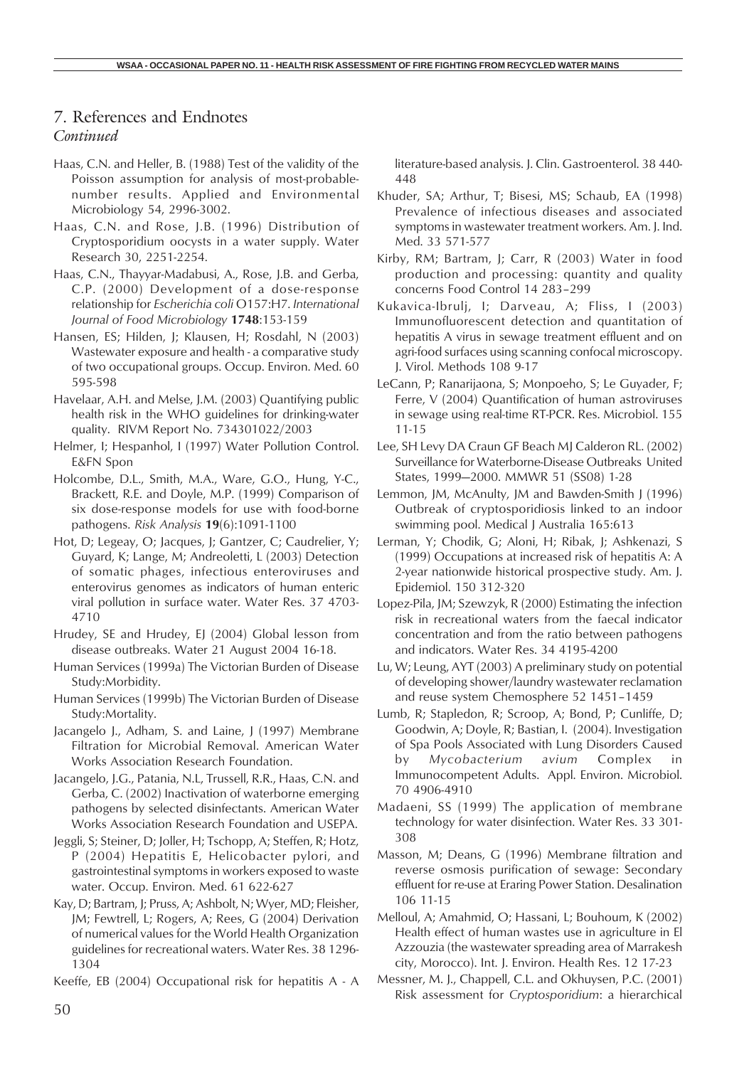# 7. References and Endnotes

*Continued*

Haas, C.N. and Heller, B. (1988) Test of the validity of the Poisson assumption for analysis of most-probable-number results. Applied and Environmental Microbiology 54, 2996-3002.

Haas, C.N. and Rose, J.B. (1996) Distribution of Cryptosporidium oocysts in a water supply. Water Research 30, 2251-2254.

Haas, C.N., Thayyar-Madabusi, A., Rose, J.B. and Gerba, C.P. (2000) Development of a dose-response relationship for *Escherichia coli* O157:H7. *International Journal of Food Microbiology* **1748**:153-159

Hansen, ES; Hilden, J; Klausen, H; Rosdahl, N (2003) Wastewater exposure and health - a comparative study of two occupational groups. Occup. Environ. Med. 60 595-598

Havelaar, A.H. and Melse, J.M. (2003) Quantifying public health risk in the WHO guidelines for drinking-water quality. RIVM Report No. 734301022/2003

Helmer, I; Hespanhol, I (1997) Water Pollution Control. E&FN Spon

Holcombe, D.L., Smith, M.A., Ware, G.O., Hung, Y-C., Brackett, R.E. and Doyle, M.P. (1999) Comparison of six dose-response models for use with food-borne pathogens. *Risk Analysis* **19**(6):1091-1100

Hot, D; Legeay, O; Jacques, J; Gantzer, C; Caudrelier, Y; Guyard, K; Lange, M; Andreoletti, L (2003) Detection of somatic phages, infectious enteroviruses and enterovirus genomes as indicators of human enteric viral pollution in surface water. Water Res. 37 4703-4710

Hrudey, SE and Hrudey, EJ (2004) Global lesson from disease outbreaks. Water 21 August 2004 16-18.

Human Services (1999a) The Victorian Burden of Disease Study:Morbidity.

Human Services (1999b) The Victorian Burden of Disease Study:Mortality.

Jacangelo J., Adham, S. and Laine, J (1997) Membrane Filtration for Microbial Removal. American Water Works Association Research Foundation.

Jacangelo, J.G., Patania, N.L, Trussell, R.R., Haas, C.N. and Gerba, C. (2002) Inactivation of waterborne emerging pathogens by selected disinfectants. American Water Works Association Research Foundation and USEPA.

Jeggli, S; Steiner, D; Joller, H; Tschopp, A; Steffen, R; Hotz, P (2004) Hepatitis E, Helicobacter pylori, and gastrointestinal symptoms in workers exposed to waste water. Occup. Environ. Med. 61 622-627

Kay, D; Bartram, J; Pruss, A; Ashbolt, N; Wyer, MD; Fleisher, JM; Fewtrell, L; Rogers, A; Rees, G (2004) Derivation of numerical values for the World Health Organization guidelines for recreational waters. Water Res. 38 1296-1304

Keeffe, EB (2004) Occupational risk for hepatitis A - A literature-based analysis. J. Clin. Gastroenterol. 38 440-448

Khuder, SA; Arthur, T; Bisesi, MS; Schaub, EA (1998) Prevalence of infectious diseases and associated symptoms in wastewater treatment workers. Am. J. Ind. Med. 33 571-577

Kirby, RM; Bartram, J; Carr, R (2003) Water in food production and processing: quantity and quality concerns Food Control 14 283–299

Kukavica-Ibrulj, I; Darveau, A; Fliss, I (2003) Immunofluorescent detection and quantitation of hepatitis A virus in sewage treatment effluent and on agri-food surfaces using scanning confocal microscopy. J. Virol. Methods 108 9-17

LeCann, P; Ranarijaona, S; Monpoeho, S; Le Guyader, F; Ferre, V (2004) Quantification of human astroviruses in sewage using real-time RT-PCR. Res. Microbiol. 155 11-15

Lee, SH Levy DA Craun GF Beach MJ Calderon RL. (2002) Surveillance for Waterborne-Disease Outbreaks United States, 1999—2000. MMWR 51 (SS08) 1-28

Lemmon, JM, McAnulty, JM and Bawden-Smith J (1996) Outbreak of cryptosporidiosis linked to an indoor swimming pool. Medical J Australia 165:613

Lerman, Y; Chodik, G; Aloni, H; Ribak, J; Ashkenazi, S (1999) Occupations at increased risk of hepatitis A: A 2-year nationwide historical prospective study. Am. J. Epidemiol. 150 312-320

Lopez-Pila, JM; Szewzyk, R (2000) Estimating the infection risk in recreational waters from the faecal indicator concentration and from the ratio between pathogens and indicators. Water Res. 34 4195-4200

Lu, W; Leung, AYT (2003) A preliminary study on potential of developing shower/laundry wastewater reclamation and reuse system Chemosphere 52 1451–1459

Lumb, R; Stapledon, R; Scroop, A; Bond, P; Cunliffe, D; Goodwin, A; Doyle, R; Bastian, I. (2004). Investigation of Spa Pools Associated with Lung Disorders Caused by *Mycobacterium avium* Complex in Immunocompetent Adults. Appl. Environ. Microbiol. 70 4906-4910

Madaeni, SS (1999) The application of membrane technology for water disinfection. Water Res. 33 301-308

Masson, M; Deans, G (1996) Membrane filtration and reverse osmosis purification of sewage: Secondary effluent for re-use at Eraring Power Station. Desalination 106 11-15

Melloul, A; Amahmid, O; Hassani, L; Bouhoum, K (2002) Health effect of human wastes use in agriculture in El Azzouzia (the wastewater spreading area of Marrakesh city, Morocco). Int. J. Environ. Health Res. 12 17-23

Messner, M. J., Chappell, C.L. and Okhuysen, P.C. (2001) Risk assessment for *Cryptosporidium*: a hierarchical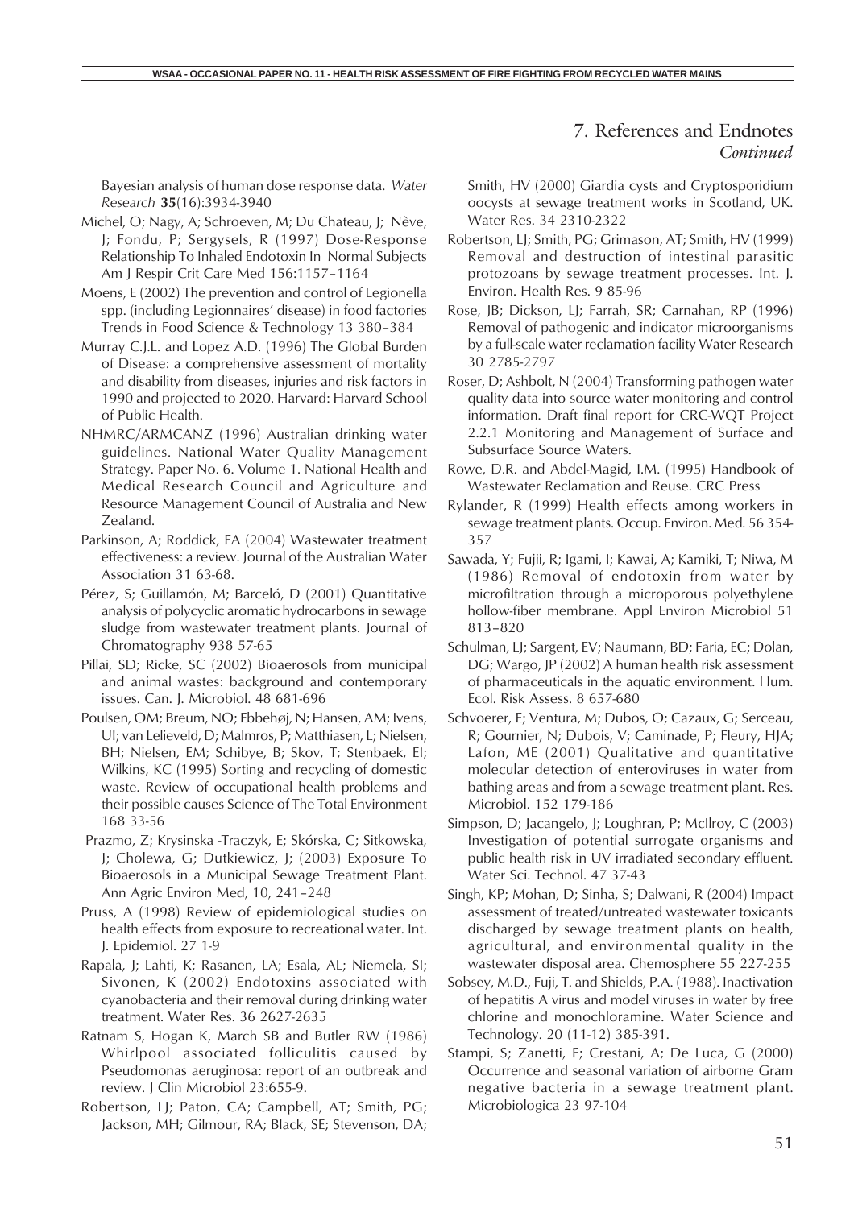# 7. References and Endnotes *Continued*

Bayesian analysis of human dose response data. *Water Research* **35**(16):3934-3940

Michel, O; Nagy, A; Schroeven, M; Du Chateau, J; Nève, J; Fondu, P; Sergysels, R (1997) Dose-Response Relationship To Inhaled Endotoxin In Normal Subjects Am J Respir Crit Care Med 156:1157–1164

Moens, E (2002) The prevention and control of Legionella spp. (including Legionnaires' disease) in food factories Trends in Food Science & Technology 13 380–384

Murray C.J.L. and Lopez A.D. (1996) The Global Burden of Disease: a comprehensive assessment of mortality and disability from diseases, injuries and risk factors in 1990 and projected to 2020. Harvard: Harvard School of Public Health.

NHMRC/ARMCANZ (1996) Australian drinking water guidelines. National Water Quality Management Strategy. Paper No. 6. Volume 1. National Health and Medical Research Council and Agriculture and Resource Management Council of Australia and New Zealand.

Parkinson, A; Roddick, FA (2004) Wastewater treatment effectiveness: a review. Journal of the Australian Water Association 31 63-68.

Pérez, S; Guillamón, M; Barceló, D (2001) Quantitative analysis of polycyclic aromatic hydrocarbons in sewage sludge from wastewater treatment plants. Journal of Chromatography 938 57-65

Pillai, SD; Ricke, SC (2002) Bioaerosols from municipal and animal wastes: background and contemporary issues. Can. J. Microbiol. 48 681-696

Poulsen, OM; Breum, NO; Ebbehøj, N; Hansen, AM; Ivens, UI; van Lelieveld, D; Malmros, P; Matthiasen, L; Nielsen, BH; Nielsen, EM; Schibye, B; Skov, T; Stenbaek, EI; Wilkins, KC (1995) Sorting and recycling of domestic waste. Review of occupational health problems and their possible causes Science of The Total Environment 168 33-56

Prazmo, Z; Krysinska -Traczyk, E; Skórska, C; Sitkowska, J; Cholewa, G; Dutkiewicz, J; (2003) Exposure To Bioaerosols in a Municipal Sewage Treatment Plant. Ann Agric Environ Med, 10, 241–248

Pruss, A (1998) Review of epidemiological studies on health effects from exposure to recreational water. Int. J. Epidemiol. 27 1-9

Rapala, J; Lahti, K; Rasanen, LA; Esala, AL; Niemela, SI; Sivonen, K (2002) Endotoxins associated with cyanobacteria and their removal during drinking water treatment. Water Res. 36 2627-2635

Ratnam S, Hogan K, March SB and Butler RW (1986) Whirlpool associated folliculitis caused by Pseudomonas aeruginosa: report of an outbreak and review. J Clin Microbiol 23:655-9.

Robertson, LJ; Paton, CA; Campbell, AT; Smith, PG; Jackson, MH; Gilmour, RA; Black, SE; Stevenson, DA; Smith, HV (2000) Giardia cysts and Cryptosporidium oocysts at sewage treatment works in Scotland, UK. Water Res. 34 2310-2322

Robertson, LJ; Smith, PG; Grimason, AT; Smith, HV (1999) Removal and destruction of intestinal parasitic protozoans by sewage treatment processes. Int. J. Environ. Health Res. 9 85-96

Rose, JB; Dickson, LJ; Farrah, SR; Carnahan, RP (1996) Removal of pathogenic and indicator microorganisms by a full-scale water reclamation facility Water Research 30 2785-2797

Roser, D; Ashbolt, N (2004) Transforming pathogen water quality data into source water monitoring and control information. Draft final report for CRC-WQT Project 2.2.1 Monitoring and Management of Surface and Subsurface Source Waters.

Rowe, D.R. and Abdel-Magid, I.M. (1995) Handbook of Wastewater Reclamation and Reuse. CRC Press

Rylander, R (1999) Health effects among workers in sewage treatment plants. Occup. Environ. Med. 56 354-357

Sawada, Y; Fujii, R; Igami, I; Kawai, A; Kamiki, T; Niwa, M (1986) Removal of endotoxin from water by microfiltration through a microporous polyethylene hollow-fiber membrane. Appl Environ Microbiol 51 813–820

Schulman, LJ; Sargent, EV; Naumann, BD; Faria, EC; Dolan, DG; Wargo, JP (2002) A human health risk assessment of pharmaceuticals in the aquatic environment. Hum. Ecol. Risk Assess. 8 657-680

Schvoerer, E; Ventura, M; Dubos, O; Cazaux, G; Serceau, R; Gournier, N; Dubois, V; Caminade, P; Fleury, HJA; Lafon, ME (2001) Qualitative and quantitative molecular detection of enteroviruses in water from bathing areas and from a sewage treatment plant. Res. Microbiol. 152 179-186

Simpson, D; Jacangelo, J; Loughran, P; McIlroy, C (2003) Investigation of potential surrogate organisms and public health risk in UV irradiated secondary effluent. Water Sci. Technol. 47 37-43

Singh, KP; Mohan, D; Sinha, S; Dalwani, R (2004) Impact assessment of treated/untreated wastewater toxicants discharged by sewage treatment plants on health, agricultural, and environmental quality in the wastewater disposal area. Chemosphere 55 227-255

Sobsey, M.D., Fuji, T. and Shields, P.A. (1988). Inactivation of hepatitis A virus and model viruses in water by free chlorine and monochloramine. Water Science and Technology. 20 (11-12) 385-391.

Stampi, S; Zanetti, F; Crestani, A; De Luca, G (2000) Occurrence and seasonal variation of airborne Gram negative bacteria in a sewage treatment plant. Microbiologica 23 97-104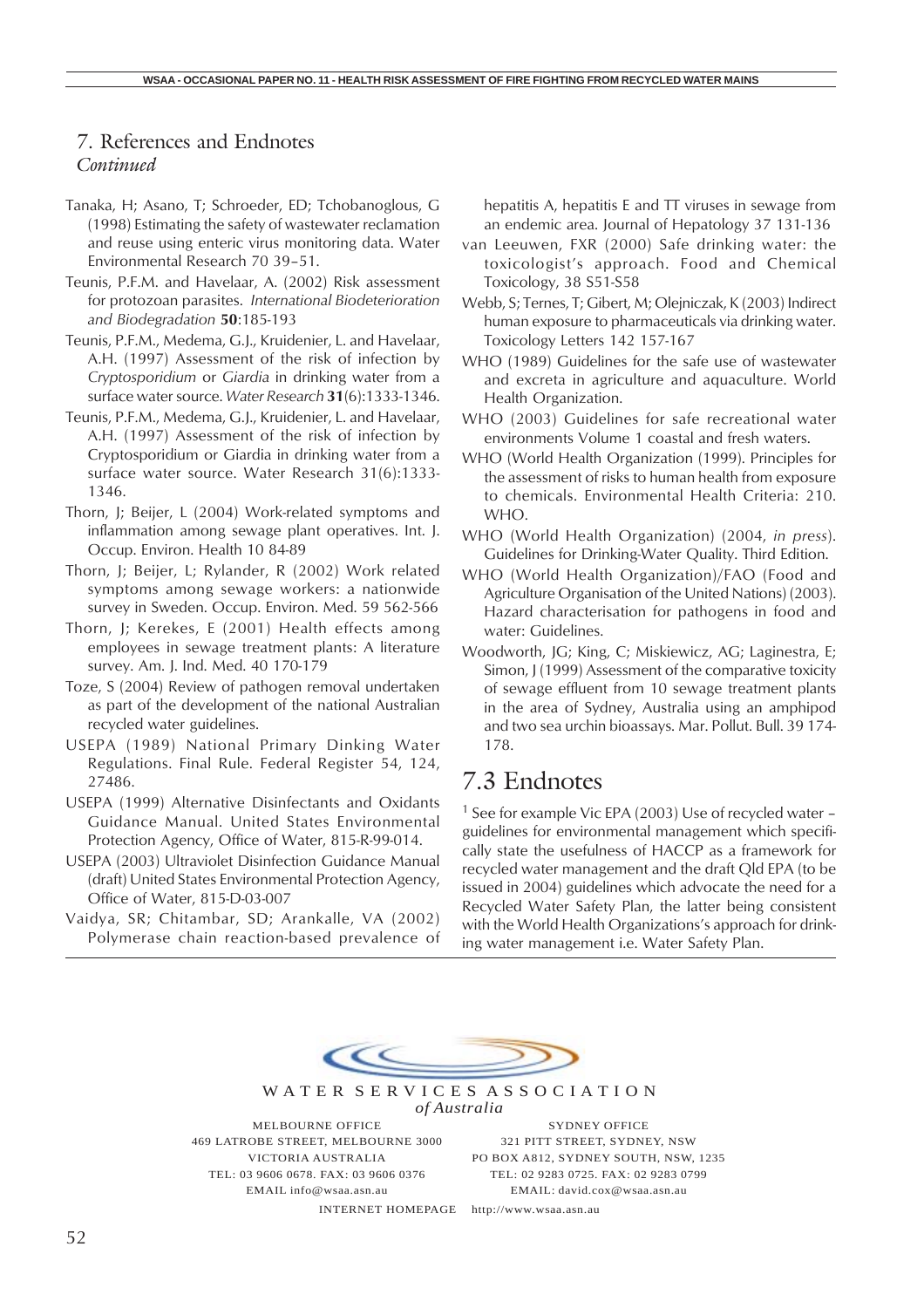## 7. References and Endnotes
*Continued*

Tanaka, H; Asano, T; Schroeder, ED; Tchobanoglous, G (1998) Estimating the safety of wastewater reclamation and reuse using enteric virus monitoring data. Water Environmental Research 70 39–51.

Teunis, P.F.M. and Havelaar, A. (2002) Risk assessment for protozoan parasites. *International Biodeterioration and Biodegradation* **50**:185-193

Teunis, P.F.M., Medema, G.J., Kruidenier, L. and Havelaar, A.H. (1997) Assessment of the risk of infection by *Cryptosporidium* or *Giardia* in drinking water from a surface water source. *Water Research* **31**(6):1333-1346.

Teunis, P.F.M., Medema, G.J., Kruidenier, L. and Havelaar, A.H. (1997) Assessment of the risk of infection by Cryptosporidium or Giardia in drinking water from a surface water source. Water Research 31(6):1333-1346.

Thorn, J; Beijer, L (2004) Work-related symptoms and inflammation among sewage plant operatives. Int. J. Occup. Environ. Health 10 84-89

Thorn, J; Beijer, L; Rylander, R (2002) Work related symptoms among sewage workers: a nationwide survey in Sweden. Occup. Environ. Med. 59 562-566

Thorn, J; Kerekes, E (2001) Health effects among employees in sewage treatment plants: A literature survey. Am. J. Ind. Med. 40 170-179

Toze, S (2004) Review of pathogen removal undertaken as part of the development of the national Australian recycled water guidelines.

USEPA (1989) National Primary Dinking Water Regulations. Final Rule. Federal Register 54, 124, 27486.

USEPA (1999) Alternative Disinfectants and Oxidants Guidance Manual. United States Environmental Protection Agency, Office of Water, 815-R-99-014.

USEPA (2003) Ultraviolet Disinfection Guidance Manual (draft) United States Environmental Protection Agency, Office of Water, 815-D-03-007

Vaidya, SR; Chitambar, SD; Arankalle, VA (2002) Polymerase chain reaction-based prevalence of hepatitis A, hepatitis E and TT viruses in sewage from an endemic area. Journal of Hepatology 37 131-136

van Leeuwen, FXR (2000) Safe drinking water: the toxicologist's approach. Food and Chemical Toxicology, 38 S51-S58

Webb, S; Ternes, T; Gibert, M; Olejniczak, K (2003) Indirect human exposure to pharmaceuticals via drinking water. Toxicology Letters 142 157-167

WHO (1989) Guidelines for the safe use of wastewater and excreta in agriculture and aquaculture. World Health Organization.

WHO (2003) Guidelines for safe recreational water environments Volume 1 coastal and fresh waters.

WHO (World Health Organization (1999). Principles for the assessment of risks to human health from exposure to chemicals. Environmental Health Criteria: 210. WHO.

WHO (World Health Organization) (2004, *in press*). Guidelines for Drinking-Water Quality. Third Edition.

WHO (World Health Organization)/FAO (Food and Agriculture Organisation of the United Nations) (2003). Hazard characterisation for pathogens in food and water: Guidelines.

Woodworth, JG; King, C; Miskiewicz, AG; Laginestra, E; Simon, J (1999) Assessment of the comparative toxicity of sewage effluent from 10 sewage treatment plants in the area of Sydney, Australia using an amphipod and two sea urchin bioassays. Mar. Pollut. Bull. 39 174-178.

## 7.3 Endnotes

[1] See for example Vic EPA (2003) Use of recycled water – guidelines for environmental management which specifically state the usefulness of HACCP as a framework for recycled water management and the draft Qld EPA (to be issued in 2004) guidelines which advocate the need for a Recycled Water Safety Plan, the latter being consistent with the World Health Organizations's approach for drinking water management i.e. Water Safety Plan.

WATER SERVICES ASSOCIATION
*of Australia*

MELBOURNE OFFICE
469 LATROBE STREET, MELBOURNE 3000
VICTORIA AUSTRALIA
TEL: 03 9606 0678. FAX: 03 9606 0376
EMAIL info@wsaa.asn.au

SYDNEY OFFICE
321 PITT STREET, SYDNEY, NSW
PO BOX A812, SYDNEY SOUTH, NSW, 1235
TEL: 02 9283 0725. FAX: 02 9283 0799
EMAIL: david.cox@wsaa.asn.au

INTERNET HOMEPAGE http://www.wsaa.asn.au